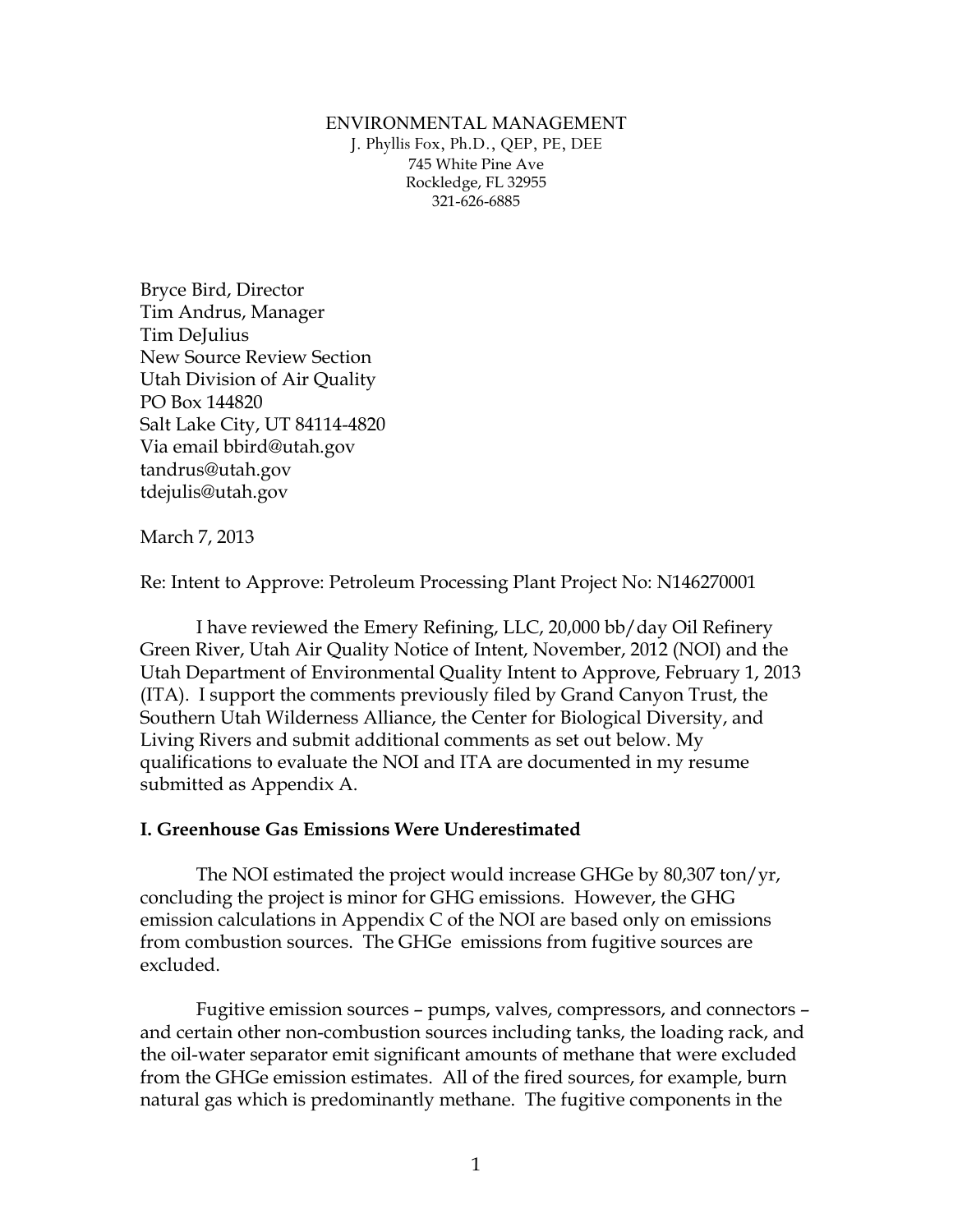ENVIRONMENTAL MANAGEMENT
J. Phyllis Fox, Ph.D., QEP, PE, DEE
745 White Pine Ave
Rockledge, FL 32955
321-626-6885

Bryce Bird, Director
Tim Andrus, Manager
Tim DeJulius
New Source Review Section
Utah Division of Air Quality
PO Box 144820
Salt Lake City, UT 84114-4820
Via email bbird@utah.gov
tandrus@utah.gov
tdejulis@utah.gov

March 7, 2013

Re: Intent to Approve: Petroleum Processing Plant Project No: N146270001

I have reviewed the Emery Refining, LLC, 20,000 bb/day Oil Refinery Green River, Utah Air Quality Notice of Intent, November, 2012 (NOI) and the Utah Department of Environmental Quality Intent to Approve, February 1, 2013 (ITA). I support the comments previously filed by Grand Canyon Trust, the Southern Utah Wilderness Alliance, the Center for Biological Diversity, and Living Rivers and submit additional comments as set out below. My qualifications to evaluate the NOI and ITA are documented in my resume submitted as Appendix A.

**I. Greenhouse Gas Emissions Were Underestimated**

The NOI estimated the project would increase GHGe by 80,307 ton/yr, concluding the project is minor for GHG emissions. However, the GHG emission calculations in Appendix C of the NOI are based only on emissions from combustion sources. The GHGe emissions from fugitive sources are excluded.

Fugitive emission sources – pumps, valves, compressors, and connectors – and certain other non-combustion sources including tanks, the loading rack, and the oil-water separator emit significant amounts of methane that were excluded from the GHGe emission estimates. All of the fired sources, for example, burn natural gas which is predominantly methane. The fugitive components in the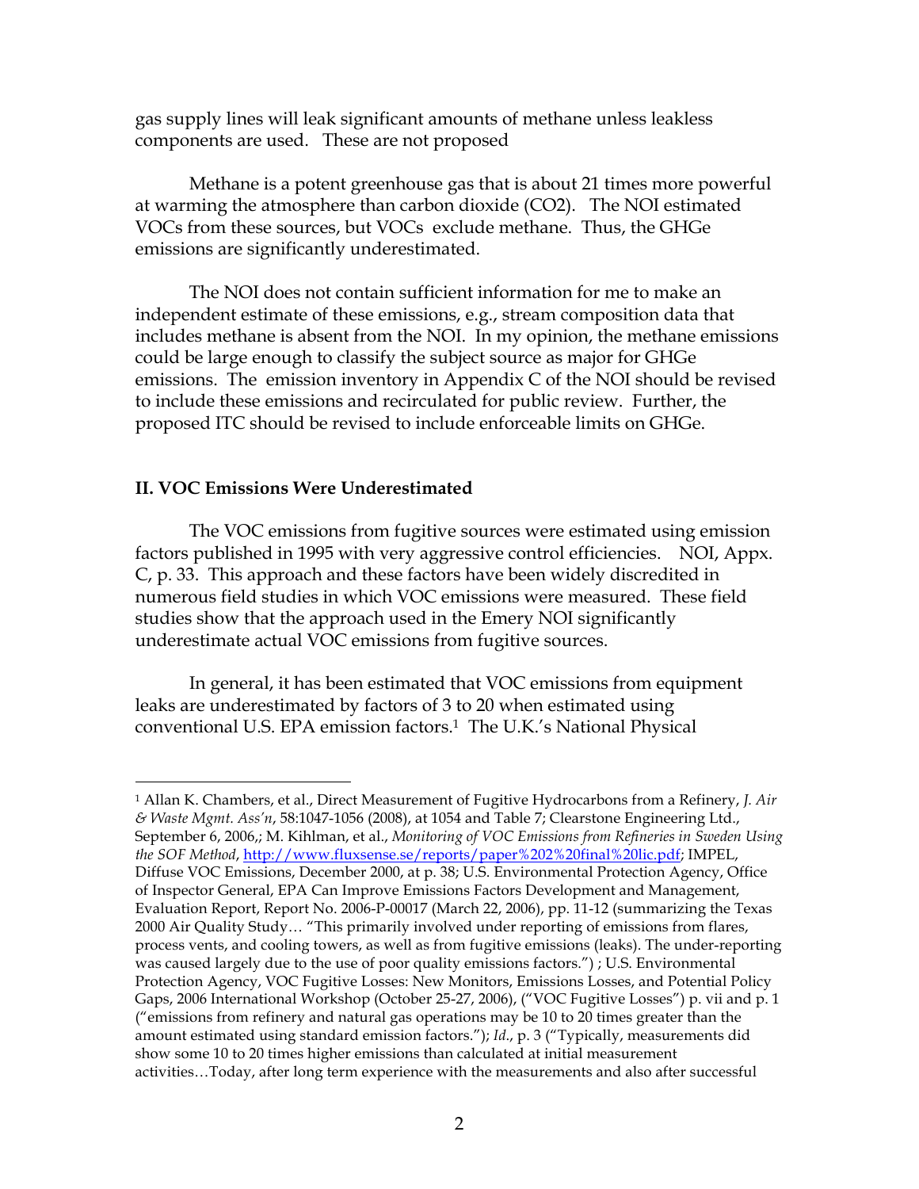gas supply lines will leak significant amounts of methane unless leakless components are used. These are not proposed

Methane is a potent greenhouse gas that is about 21 times more powerful at warming the atmosphere than carbon dioxide ($CO_2$). The NOI estimated VOCs from these sources, but VOCs exclude methane. Thus, the GHGe emissions are significantly underestimated.

The NOI does not contain sufficient information for me to make an independent estimate of these emissions, e.g., stream composition data that includes methane is absent from the NOI. In my opinion, the methane emissions could be large enough to classify the subject source as major for GHGe emissions. The emission inventory in Appendix C of the NOI should be revised to include these emissions and recirculated for public review. Further, the proposed ITC should be revised to include enforceable limits on GHGe.

## II. VOC Emissions Were Underestimated

The VOC emissions from fugitive sources were estimated using emission factors published in 1995 with very aggressive control efficiencies. NOI, Appx. C, p. 33. This approach and these factors have been widely discredited in numerous field studies in which VOC emissions were measured. These field studies show that the approach used in the Emery NOI significantly underestimate actual VOC emissions from fugitive sources.

In general, it has been estimated that VOC emissions from equipment leaks are underestimated by factors of 3 to 20 when estimated using conventional U.S. EPA emission factors.[1] The U.K.'s National Physical

---

[1] Allan K. Chambers, et al., Direct Measurement of Fugitive Hydrocarbons from a Refinery, *J. Air & Waste Mgmt. Ass'n*, 58:1047-1056 (2008), at 1054 and Table 7; Clearstone Engineering Ltd., September 6, 2006,; M. Kihlman, et al., *Monitoring of VOC Emissions from Refineries in Sweden Using the SOF Method*, http://www.fluxsense.se/reports/paper%202%20final%20lic.pdf; IMPEL, Diffuse VOC Emissions, December 2000, at p. 38; U.S. Environmental Protection Agency, Office of Inspector General, EPA Can Improve Emissions Factors Development and Management, Evaluation Report, Report No. 2006-P-00017 (March 22, 2006), pp. 11-12 (summarizing the Texas 2000 Air Quality Study… "This primarily involved under reporting of emissions from flares, process vents, and cooling towers, as well as from fugitive emissions (leaks). The under-reporting was caused largely due to the use of poor quality emissions factors.") ; U.S. Environmental Protection Agency, VOC Fugitive Losses: New Monitors, Emissions Losses, and Potential Policy Gaps, 2006 International Workshop (October 25-27, 2006), ("VOC Fugitive Losses") p. vii and p. 1 ("emissions from refinery and natural gas operations may be 10 to 20 times greater than the amount estimated using standard emission factors."); *Id.*, p. 3 ("Typically, measurements did show some 10 to 20 times higher emissions than calculated at initial measurement activities…Today, after long term experience with the measurements and also after successful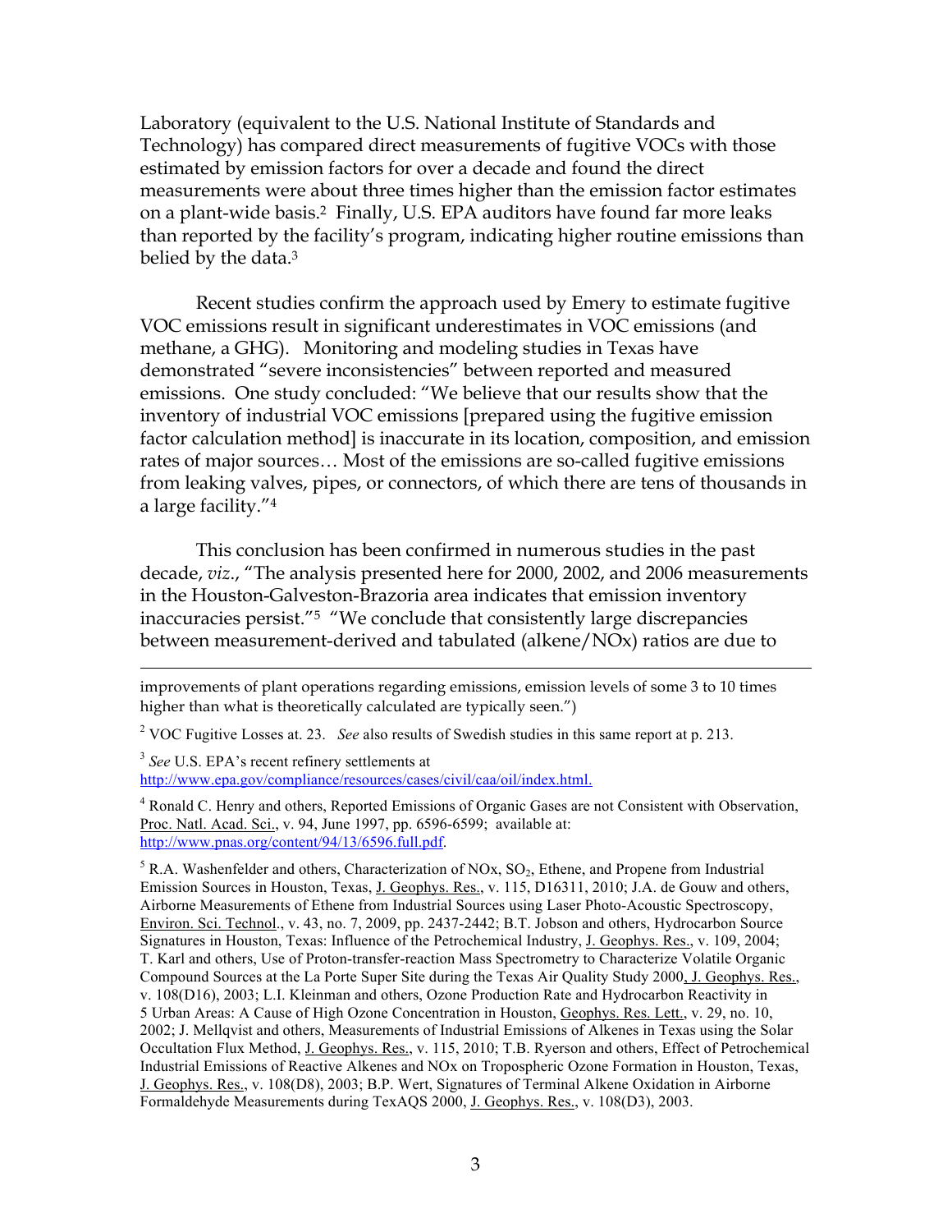Laboratory (equivalent to the U.S. National Institute of Standards and Technology) has compared direct measurements of fugitive VOCs with those estimated by emission factors for over a decade and found the direct measurements were about three times higher than the emission factor estimates on a plant-wide basis.[2] Finally, U.S. EPA auditors have found far more leaks than reported by the facility's program, indicating higher routine emissions than belied by the data.[3]

Recent studies confirm the approach used by Emery to estimate fugitive VOC emissions result in significant underestimates in VOC emissions (and methane, a GHG). Monitoring and modeling studies in Texas have demonstrated "severe inconsistencies" between reported and measured emissions. One study concluded: "We believe that our results show that the inventory of industrial VOC emissions [prepared using the fugitive emission factor calculation method] is inaccurate in its location, composition, and emission rates of major sources… Most of the emissions are so-called fugitive emissions from leaking valves, pipes, or connectors, of which there are tens of thousands in a large facility."[4]

This conclusion has been confirmed in numerous studies in the past decade, *viz*., "The analysis presented here for 2000, 2002, and 2006 measurements in the Houston-Galveston-Brazoria area indicates that emission inventory inaccuracies persist."[5] "We conclude that consistently large discrepancies between measurement-derived and tabulated (alkene/NOx) ratios are due to

---

improvements of plant operations regarding emissions, emission levels of some 3 to 10 times higher than what is theoretically calculated are typically seen.")

[2] VOC Fugitive Losses at. 23. *See* also results of Swedish studies in this same report at p. 213.

[3] *See* U.S. EPA's recent refinery settlements at http://www.epa.gov/compliance/resources/cases/civil/caa/oil/index.html.

[4] Ronald C. Henry and others, Reported Emissions of Organic Gases are not Consistent with Observation, Proc. Natl. Acad. Sci., v. 94, June 1997, pp. 6596-6599; available at: http://www.pnas.org/content/94/13/6596.full.pdf.

[5] R.A. Washenfelder and others, Characterization of NOx, $SO_2$, Ethene, and Propene from Industrial Emission Sources in Houston, Texas, J. Geophys. Res., v. 115, D16311, 2010; J.A. de Gouw and others, Airborne Measurements of Ethene from Industrial Sources using Laser Photo-Acoustic Spectroscopy, Environ. Sci. Technol., v. 43, no. 7, 2009, pp. 2437-2442; B.T. Jobson and others, Hydrocarbon Source Signatures in Houston, Texas: Influence of the Petrochemical Industry, J. Geophys. Res., v. 109, 2004; T. Karl and others, Use of Proton-transfer-reaction Mass Spectrometry to Characterize Volatile Organic Compound Sources at the La Porte Super Site during the Texas Air Quality Study 2000, J. Geophys. Res., v. 108(D16), 2003; L.I. Kleinman and others, Ozone Production Rate and Hydrocarbon Reactivity in 5 Urban Areas: A Cause of High Ozone Concentration in Houston, Geophys. Res. Lett., v. 29, no. 10, 2002; J. Mellqvist and others, Measurements of Industrial Emissions of Alkenes in Texas using the Solar Occultation Flux Method, J. Geophys. Res., v. 115, 2010; T.B. Ryerson and others, Effect of Petrochemical Industrial Emissions of Reactive Alkenes and NOx on Tropospheric Ozone Formation in Houston, Texas, J. Geophys. Res., v. 108(D8), 2003; B.P. Wert, Signatures of Terminal Alkene Oxidation in Airborne Formaldehyde Measurements during TexAQS 2000, J. Geophys. Res., v. 108(D3), 2003.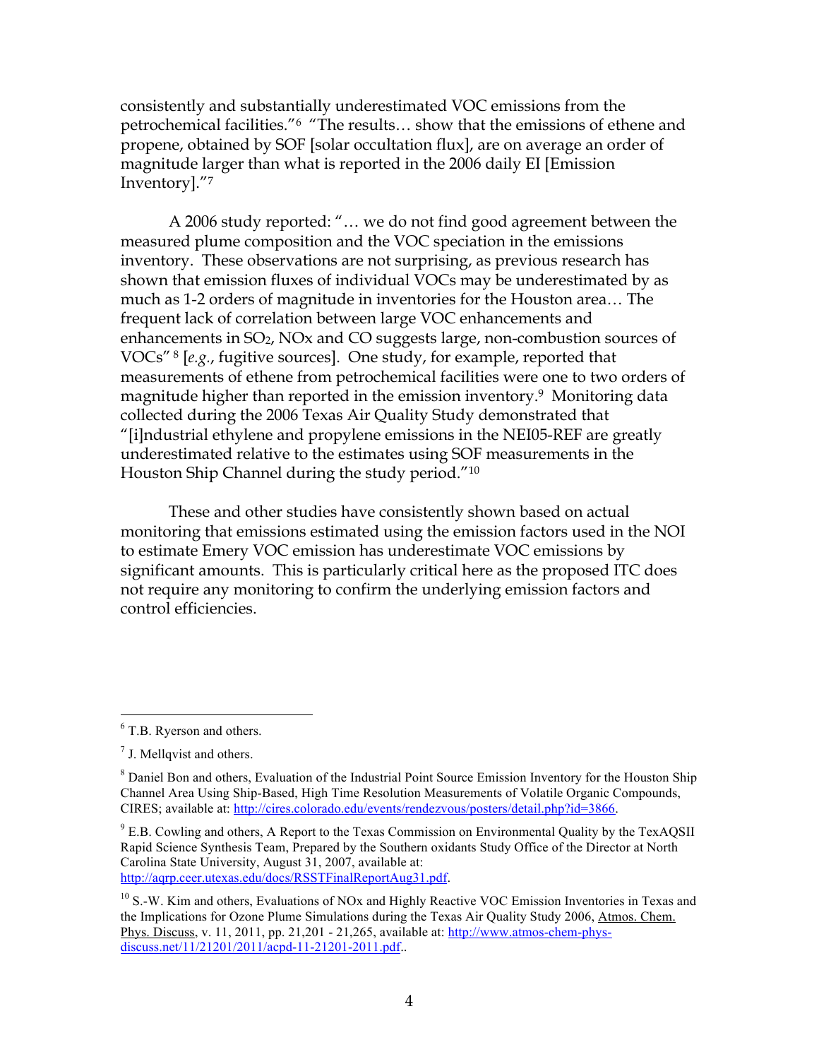consistently and substantially underestimated VOC emissions from the petrochemical facilities."[6] "The results… show that the emissions of ethene and propene, obtained by SOF [solar occultation flux], are on average an order of magnitude larger than what is reported in the 2006 daily EI [Emission Inventory]."[7]

A 2006 study reported: "… we do not find good agreement between the measured plume composition and the VOC speciation in the emissions inventory. These observations are not surprising, as previous research has shown that emission fluxes of individual VOCs may be underestimated by as much as 1-2 orders of magnitude in inventories for the Houston area… The frequent lack of correlation between large VOC enhancements and enhancements in $SO_2$, NOx and CO suggests large, non-combustion sources of VOCs"[8] [*e.g.*, fugitive sources]. One study, for example, reported that measurements of ethene from petrochemical facilities were one to two orders of magnitude higher than reported in the emission inventory.[9] Monitoring data collected during the 2006 Texas Air Quality Study demonstrated that "[i]ndustrial ethylene and propylene emissions in the NEI05-REF are greatly underestimated relative to the estimates using SOF measurements in the Houston Ship Channel during the study period."[10]

These and other studies have consistently shown based on actual monitoring that emissions estimated using the emission factors used in the NOI to estimate Emery VOC emission has underestimate VOC emissions by significant amounts. This is particularly critical here as the proposed ITC does not require any monitoring to confirm the underlying emission factors and control efficiencies.

---

[6] T.B. Ryerson and others.

[7] J. Mellqvist and others.

[8] Daniel Bon and others, Evaluation of the Industrial Point Source Emission Inventory for the Houston Ship Channel Area Using Ship-Based, High Time Resolution Measurements of Volatile Organic Compounds, CIRES; available at: http://cires.colorado.edu/events/rendezvous/posters/detail.php?id=3866.

[9] E.B. Cowling and others, A Report to the Texas Commission on Environmental Quality by the TexAQSII Rapid Science Synthesis Team, Prepared by the Southern oxidants Study Office of the Director at North Carolina State University, August 31, 2007, available at: http://aqrp.ceer.utexas.edu/docs/RSSTFinalReportAug31.pdf.

[10] S.-W. Kim and others, Evaluations of NOx and Highly Reactive VOC Emission Inventories in Texas and the Implications for Ozone Plume Simulations during the Texas Air Quality Study 2006, Atmos. Chem. Phys. Discuss, v. 11, 2011, pp. 21,201 - 21,265, available at: http://www.atmos-chem-phys-discuss.net/11/21201/2011/acpd-11-21201-2011.pdf..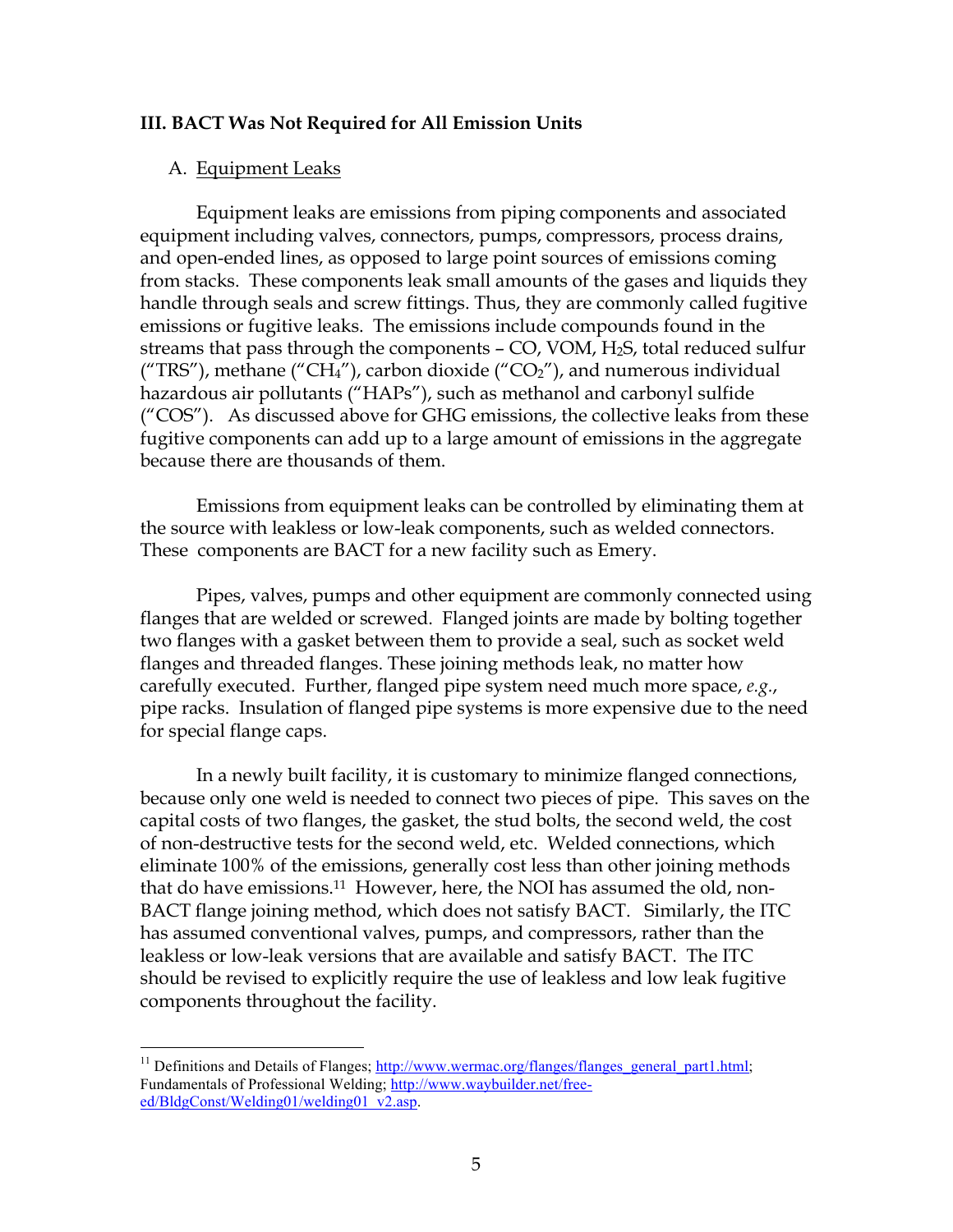### III. BACT Was Not Required for All Emission Units

#### A. Equipment Leaks

Equipment leaks are emissions from piping components and associated equipment including valves, connectors, pumps, compressors, process drains, and open-ended lines, as opposed to large point sources of emissions coming from stacks. These components leak small amounts of the gases and liquids they handle through seals and screw fittings. Thus, they are commonly called fugitive emissions or fugitive leaks. The emissions include compounds found in the streams that pass through the components – CO, VOM, $H_2S$, total reduced sulfur ("TRS"), methane ("$CH_4$"), carbon dioxide ("$CO_2$"), and numerous individual hazardous air pollutants ("HAPs"), such as methanol and carbonyl sulfide ("COS"). As discussed above for GHG emissions, the collective leaks from these fugitive components can add up to a large amount of emissions in the aggregate because there are thousands of them.

Emissions from equipment leaks can be controlled by eliminating them at the source with leakless or low-leak components, such as welded connectors. These components are BACT for a new facility such as Emery.

Pipes, valves, pumps and other equipment are commonly connected using flanges that are welded or screwed. Flanged joints are made by bolting together two flanges with a gasket between them to provide a seal, such as socket weld flanges and threaded flanges. These joining methods leak, no matter how carefully executed. Further, flanged pipe system need much more space, *e.g.*, pipe racks. Insulation of flanged pipe systems is more expensive due to the need for special flange caps.

In a newly built facility, it is customary to minimize flanged connections, because only one weld is needed to connect two pieces of pipe. This saves on the capital costs of two flanges, the gasket, the stud bolts, the second weld, the cost of non-destructive tests for the second weld, etc. Welded connections, which eliminate 100% of the emissions, generally cost less than other joining methods that do have emissions.[11] However, here, the NOI has assumed the old, non-BACT flange joining method, which does not satisfy BACT. Similarly, the ITC has assumed conventional valves, pumps, and compressors, rather than the leakless or low-leak versions that are available and satisfy BACT. The ITC should be revised to explicitly require the use of leakless and low leak fugitive components throughout the facility.

---

[11] Definitions and Details of Flanges; http://www.wermac.org/flanges/flanges_general_part1.html; Fundamentals of Professional Welding; http://www.waybuilder.net/free-ed/BldgConst/Welding01/welding01_v2.asp.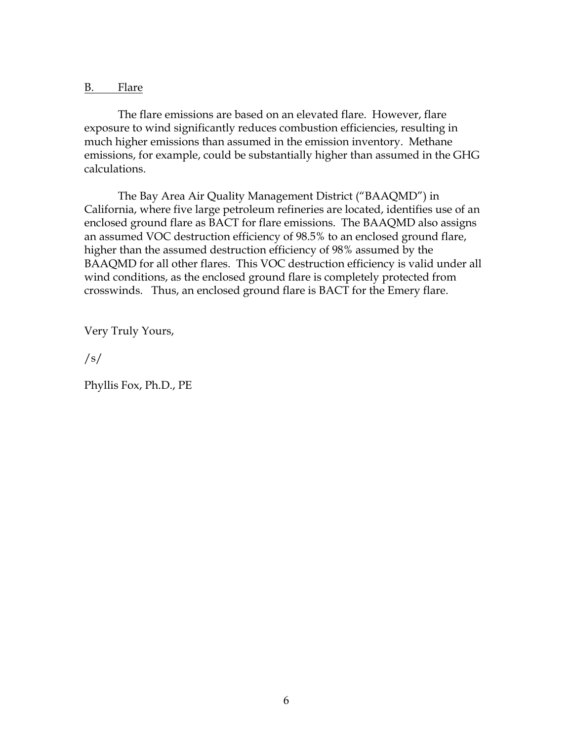### B. Flare

The flare emissions are based on an elevated flare. However, flare exposure to wind significantly reduces combustion efficiencies, resulting in much higher emissions than assumed in the emission inventory. Methane emissions, for example, could be substantially higher than assumed in the GHG calculations.

The Bay Area Air Quality Management District ("BAAQMD") in California, where five large petroleum refineries are located, identifies use of an enclosed ground flare as BACT for flare emissions. The BAAQMD also assigns an assumed VOC destruction efficiency of 98.5% to an enclosed ground flare, higher than the assumed destruction efficiency of 98% assumed by the BAAQMD for all other flares. This VOC destruction efficiency is valid under all wind conditions, as the enclosed ground flare is completely protected from crosswinds. Thus, an enclosed ground flare is BACT for the Emery flare.

Very Truly Yours,

/s/

Phyllis Fox, Ph.D., PE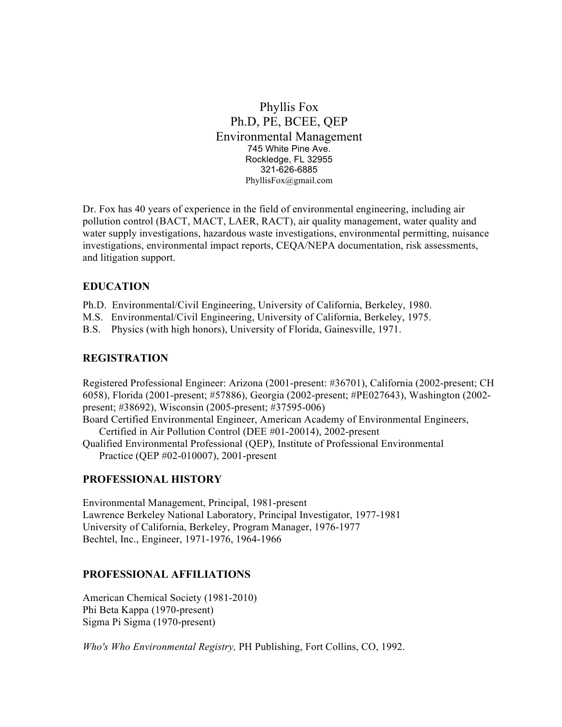# Phyllis Fox
## Ph.D, PE, BCEE, QEP
## Environmental Management

745 White Pine Ave.
Rockledge, FL 32955
321-626-6885
PhyllisFox@gmail.com

Dr. Fox has 40 years of experience in the field of environmental engineering, including air pollution control (BACT, MACT, LAER, RACT), air quality management, water quality and water supply investigations, hazardous waste investigations, environmental permitting, nuisance investigations, environmental impact reports, CEQA/NEPA documentation, risk assessments, and litigation support.

## EDUCATION

Ph.D. Environmental/Civil Engineering, University of California, Berkeley, 1980.
M.S. Environmental/Civil Engineering, University of California, Berkeley, 1975.
B.S. Physics (with high honors), University of Florida, Gainesville, 1971.

## REGISTRATION

Registered Professional Engineer: Arizona (2001-present: #36701), California (2002-present; CH 6058), Florida (2001-present; #57886), Georgia (2002-present; #PE027643), Washington (2002-present; #38692), Wisconsin (2005-present; #37595-006)
Board Certified Environmental Engineer, American Academy of Environmental Engineers, Certified in Air Pollution Control (DEE #01-20014), 2002-present
Qualified Environmental Professional (QEP), Institute of Professional Environmental Practice (QEP #02-010007), 2001-present

## PROFESSIONAL HISTORY

Environmental Management, Principal, 1981-present
Lawrence Berkeley National Laboratory, Principal Investigator, 1977-1981
University of California, Berkeley, Program Manager, 1976-1977
Bechtel, Inc., Engineer, 1971-1976, 1964-1966

## PROFESSIONAL AFFILIATIONS

American Chemical Society (1981-2010)
Phi Beta Kappa (1970-present)
Sigma Pi Sigma (1970-present)

*Who's Who Environmental Registry,* PH Publishing, Fort Collins, CO, 1992.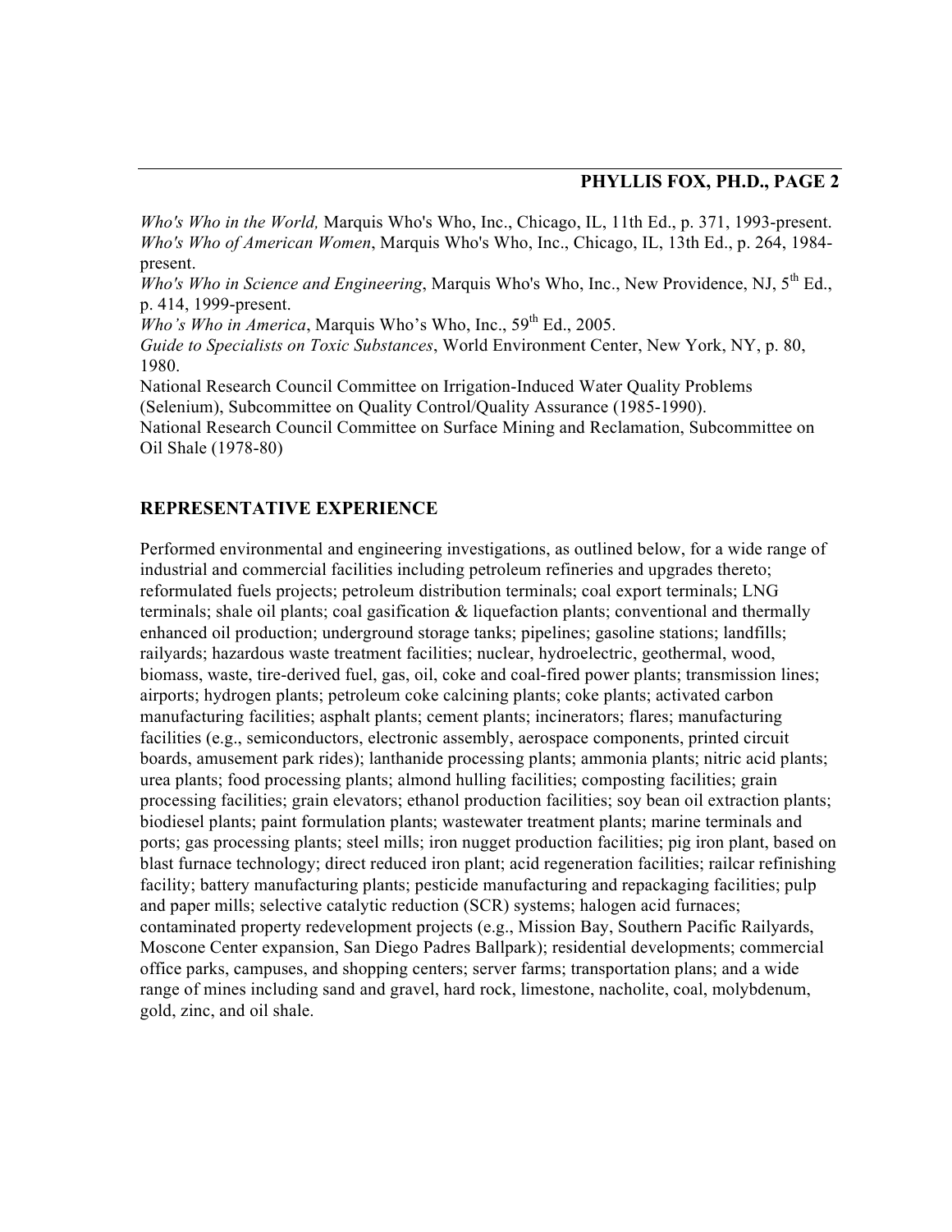*Who's Who in the World,* Marquis Who's Who, Inc., Chicago, IL, 11th Ed., p. 371, 1993-present.
*Who's Who of American Women*, Marquis Who's Who, Inc., Chicago, IL, 13th Ed., p. 264, 1984-present.
*Who's Who in Science and Engineering*, Marquis Who's Who, Inc., New Providence, NJ, 5th Ed., p. 414, 1999-present.
*Who's Who in America*, Marquis Who's Who, Inc., 59th Ed., 2005.
*Guide to Specialists on Toxic Substances*, World Environment Center, New York, NY, p. 80, 1980.
National Research Council Committee on Irrigation-Induced Water Quality Problems (Selenium), Subcommittee on Quality Control/Quality Assurance (1985-1990).
National Research Council Committee on Surface Mining and Reclamation, Subcommittee on Oil Shale (1978-80)

## REPRESENTATIVE EXPERIENCE

Performed environmental and engineering investigations, as outlined below, for a wide range of industrial and commercial facilities including petroleum refineries and upgrades thereto; reformulated fuels projects; petroleum distribution terminals; coal export terminals; LNG terminals; shale oil plants; coal gasification & liquefaction plants; conventional and thermally enhanced oil production; underground storage tanks; pipelines; gasoline stations; landfills; railyards; hazardous waste treatment facilities; nuclear, hydroelectric, geothermal, wood, biomass, waste, tire-derived fuel, gas, oil, coke and coal-fired power plants; transmission lines; airports; hydrogen plants; petroleum coke calcining plants; coke plants; activated carbon manufacturing facilities; asphalt plants; cement plants; incinerators; flares; manufacturing facilities (e.g., semiconductors, electronic assembly, aerospace components, printed circuit boards, amusement park rides); lanthanide processing plants; ammonia plants; nitric acid plants; urea plants; food processing plants; almond hulling facilities; composting facilities; grain processing facilities; grain elevators; ethanol production facilities; soy bean oil extraction plants; biodiesel plants; paint formulation plants; wastewater treatment plants; marine terminals and ports; gas processing plants; steel mills; iron nugget production facilities; pig iron plant, based on blast furnace technology; direct reduced iron plant; acid regeneration facilities; railcar refinishing facility; battery manufacturing plants; pesticide manufacturing and repackaging facilities; pulp and paper mills; selective catalytic reduction (SCR) systems; halogen acid furnaces; contaminated property redevelopment projects (e.g., Mission Bay, Southern Pacific Railyards, Moscone Center expansion, San Diego Padres Ballpark); residential developments; commercial office parks, campuses, and shopping centers; server farms; transportation plans; and a wide range of mines including sand and gravel, hard rock, limestone, nacholite, coal, molybdenum, gold, zinc, and oil shale.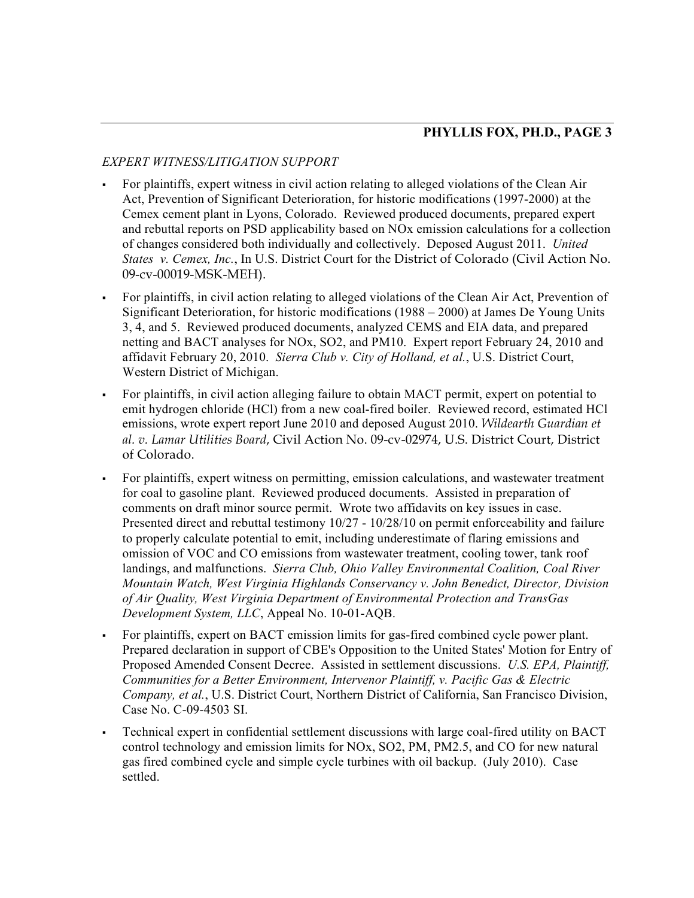*EXPERT WITNESS/LITIGATION SUPPORT*

- For plaintiffs, expert witness in civil action relating to alleged violations of the Clean Air Act, Prevention of Significant Deterioration, for historic modifications (1997-2000) at the Cemex cement plant in Lyons, Colorado. Reviewed produced documents, prepared expert and rebuttal reports on PSD applicability based on NOx emission calculations for a collection of changes considered both individually and collectively. Deposed August 2011. *United States v. Cemex, Inc.*, In U.S. District Court for the District of Colorado (Civil Action No. 09-cv-00019-MSK-MEH).
- For plaintiffs, in civil action relating to alleged violations of the Clean Air Act, Prevention of Significant Deterioration, for historic modifications (1988 – 2000) at James De Young Units 3, 4, and 5. Reviewed produced documents, analyzed CEMS and EIA data, and prepared netting and BACT analyses for NOx, SO2, and PM10. Expert report February 24, 2010 and affidavit February 20, 2010. *Sierra Club v. City of Holland, et al.*, U.S. District Court, Western District of Michigan.
- For plaintiffs, in civil action alleging failure to obtain MACT permit, expert on potential to emit hydrogen chloride (HCl) from a new coal-fired boiler. Reviewed record, estimated HCl emissions, wrote expert report June 2010 and deposed August 2010. *Wildearth Guardian et al. v. Lamar Utilities Board*, Civil Action No. 09-cv-02974, U.S. District Court, District of Colorado.
- For plaintiffs, expert witness on permitting, emission calculations, and wastewater treatment for coal to gasoline plant. Reviewed produced documents. Assisted in preparation of comments on draft minor source permit. Wrote two affidavits on key issues in case. Presented direct and rebuttal testimony 10/27 - 10/28/10 on permit enforceability and failure to properly calculate potential to emit, including underestimate of flaring emissions and omission of VOC and CO emissions from wastewater treatment, cooling tower, tank roof landings, and malfunctions. *Sierra Club, Ohio Valley Environmental Coalition, Coal River Mountain Watch, West Virginia Highlands Conservancy v. John Benedict, Director, Division of Air Quality, West Virginia Department of Environmental Protection and TransGas Development System, LLC*, Appeal No. 10-01-AQB.
- For plaintiffs, expert on BACT emission limits for gas-fired combined cycle power plant. Prepared declaration in support of CBE's Opposition to the United States' Motion for Entry of Proposed Amended Consent Decree. Assisted in settlement discussions. *U.S. EPA, Plaintiff, Communities for a Better Environment, Intervenor Plaintiff, v. Pacific Gas & Electric Company, et al.*, U.S. District Court, Northern District of California, San Francisco Division, Case No. C-09-4503 SI.
- Technical expert in confidential settlement discussions with large coal-fired utility on BACT control technology and emission limits for NOx, SO2, PM, PM2.5, and CO for new natural gas fired combined cycle and simple cycle turbines with oil backup. (July 2010). Case settled.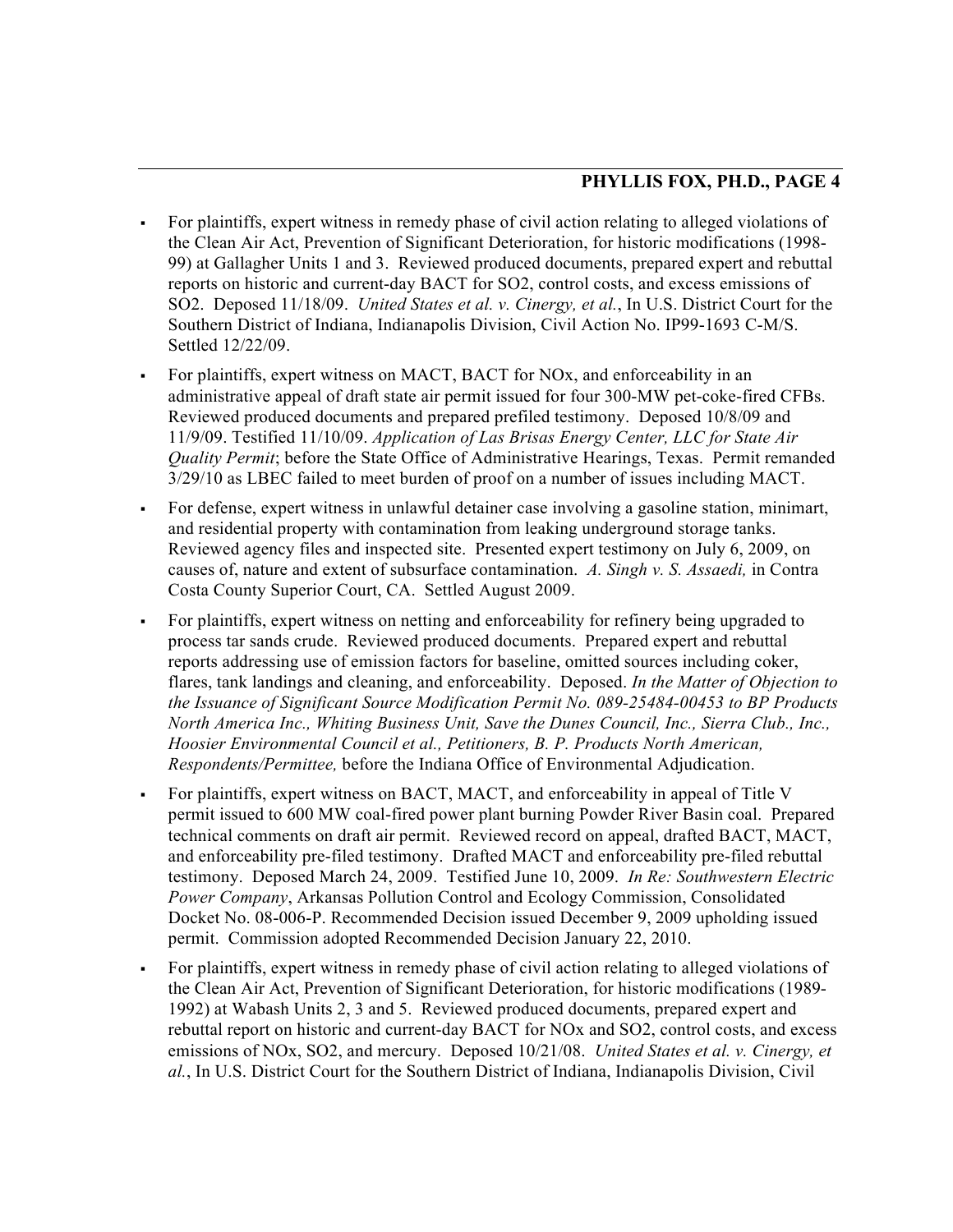- For plaintiffs, expert witness in remedy phase of civil action relating to alleged violations of the Clean Air Act, Prevention of Significant Deterioration, for historic modifications (1998-99) at Gallagher Units 1 and 3. Reviewed produced documents, prepared expert and rebuttal reports on historic and current-day BACT for $SO_2$, control costs, and excess emissions of $SO_2$. Deposed 11/18/09. *United States et al. v. Cinergy, et al.*, In U.S. District Court for the Southern District of Indiana, Indianapolis Division, Civil Action No. IP99-1693 C-M/S. Settled 12/22/09.

- For plaintiffs, expert witness on MACT, BACT for $NO_x$, and enforceability in an administrative appeal of draft state air permit issued for four 300-MW pet-coke-fired CFBs. Reviewed produced documents and prepared prefiled testimony. Deposed 10/8/09 and 11/9/09. Testified 11/10/09. *Application of Las Brisas Energy Center, LLC for State Air Quality Permit*; before the State Office of Administrative Hearings, Texas. Permit remanded 3/29/10 as LBEC failed to meet burden of proof on a number of issues including MACT.

- For defense, expert witness in unlawful detainer case involving a gasoline station, minimart, and residential property with contamination from leaking underground storage tanks. Reviewed agency files and inspected site. Presented expert testimony on July 6, 2009, on causes of, nature and extent of subsurface contamination. *A. Singh v. S. Assaedi,* in Contra Costa County Superior Court, CA. Settled August 2009.

- For plaintiffs, expert witness on netting and enforceability for refinery being upgraded to process tar sands crude. Reviewed produced documents. Prepared expert and rebuttal reports addressing use of emission factors for baseline, omitted sources including coker, flares, tank landings and cleaning, and enforceability. Deposed. *In the Matter of Objection to the Issuance of Significant Source Modification Permit No. 089-25484-00453 to BP Products North America Inc., Whiting Business Unit, Save the Dunes Council, Inc., Sierra Club., Inc., Hoosier Environmental Council et al., Petitioners, B. P. Products North American, Respondents/Permittee,* before the Indiana Office of Environmental Adjudication.

- For plaintiffs, expert witness on BACT, MACT, and enforceability in appeal of Title V permit issued to 600 MW coal-fired power plant burning Powder River Basin coal. Prepared technical comments on draft air permit. Reviewed record on appeal, drafted BACT, MACT, and enforceability pre-filed testimony. Drafted MACT and enforceability pre-filed rebuttal testimony. Deposed March 24, 2009. Testified June 10, 2009. *In Re: Southwestern Electric Power Company*, Arkansas Pollution Control and Ecology Commission, Consolidated Docket No. 08-006-P. Recommended Decision issued December 9, 2009 upholding issued permit. Commission adopted Recommended Decision January 22, 2010.

- For plaintiffs, expert witness in remedy phase of civil action relating to alleged violations of the Clean Air Act, Prevention of Significant Deterioration, for historic modifications (1989-1992) at Wabash Units 2, 3 and 5. Reviewed produced documents, prepared expert and rebuttal report on historic and current-day BACT for $NO_x$ and $SO_2$, control costs, and excess emissions of $NO_x$, $SO_2$, and mercury. Deposed 10/21/08. *United States et al. v. Cinergy, et al.*, In U.S. District Court for the Southern District of Indiana, Indianapolis Division, Civil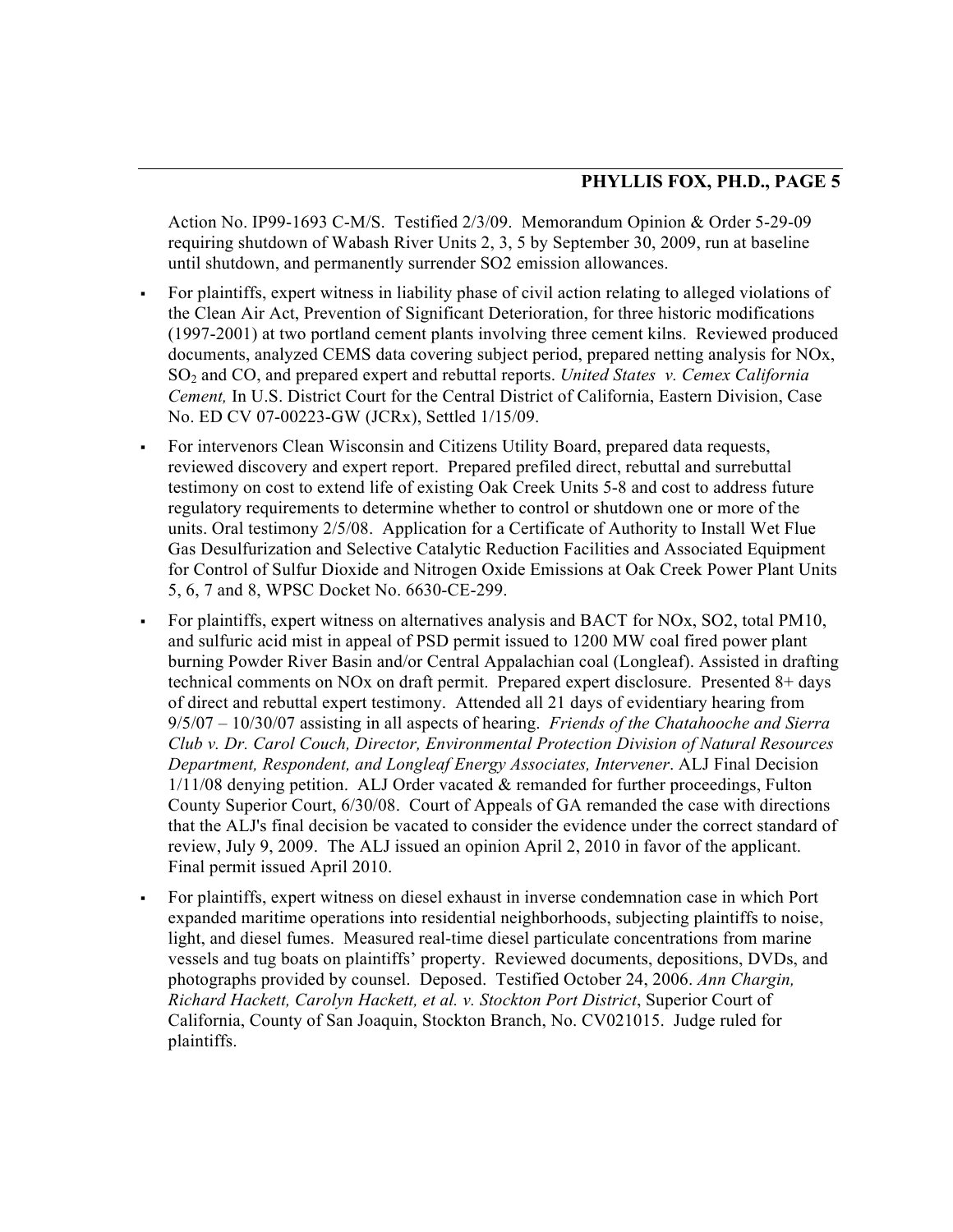Action No. IP99-1693 C-M/S. Testified 2/3/09. Memorandum Opinion & Order 5-29-09 requiring shutdown of Wabash River Units 2, 3, 5 by September 30, 2009, run at baseline until shutdown, and permanently surrender SO2 emission allowances.

- For plaintiffs, expert witness in liability phase of civil action relating to alleged violations of the Clean Air Act, Prevention of Significant Deterioration, for three historic modifications (1997-2001) at two portland cement plants involving three cement kilns. Reviewed produced documents, analyzed CEMS data covering subject period, prepared netting analysis for NOx, $SO_2$ and CO, and prepared expert and rebuttal reports. *United States v. Cemex California Cement,* In U.S. District Court for the Central District of California, Eastern Division, Case No. ED CV 07-00223-GW (JCRx), Settled 1/15/09.
- For intervenors Clean Wisconsin and Citizens Utility Board, prepared data requests, reviewed discovery and expert report. Prepared prefiled direct, rebuttal and surrebuttal testimony on cost to extend life of existing Oak Creek Units 5-8 and cost to address future regulatory requirements to determine whether to control or shutdown one or more of the units. Oral testimony 2/5/08. Application for a Certificate of Authority to Install Wet Flue Gas Desulfurization and Selective Catalytic Reduction Facilities and Associated Equipment for Control of Sulfur Dioxide and Nitrogen Oxide Emissions at Oak Creek Power Plant Units 5, 6, 7 and 8, WPSC Docket No. 6630-CE-299.
- For plaintiffs, expert witness on alternatives analysis and BACT for NOx, SO2, total PM10, and sulfuric acid mist in appeal of PSD permit issued to 1200 MW coal fired power plant burning Powder River Basin and/or Central Appalachian coal (Longleaf). Assisted in drafting technical comments on NOx on draft permit. Prepared expert disclosure. Presented 8+ days of direct and rebuttal expert testimony. Attended all 21 days of evidentiary hearing from 9/5/07 – 10/30/07 assisting in all aspects of hearing. *Friends of the Chatahooche and Sierra Club v. Dr. Carol Couch, Director, Environmental Protection Division of Natural Resources Department, Respondent, and Longleaf Energy Associates, Intervener*. ALJ Final Decision 1/11/08 denying petition. ALJ Order vacated & remanded for further proceedings, Fulton County Superior Court, 6/30/08. Court of Appeals of GA remanded the case with directions that the ALJ's final decision be vacated to consider the evidence under the correct standard of review, July 9, 2009. The ALJ issued an opinion April 2, 2010 in favor of the applicant. Final permit issued April 2010.
- For plaintiffs, expert witness on diesel exhaust in inverse condemnation case in which Port expanded maritime operations into residential neighborhoods, subjecting plaintiffs to noise, light, and diesel fumes. Measured real-time diesel particulate concentrations from marine vessels and tug boats on plaintiffs' property. Reviewed documents, depositions, DVDs, and photographs provided by counsel. Deposed. Testified October 24, 2006. *Ann Chargin, Richard Hackett, Carolyn Hackett, et al. v. Stockton Port District*, Superior Court of California, County of San Joaquin, Stockton Branch, No. CV021015. Judge ruled for plaintiffs.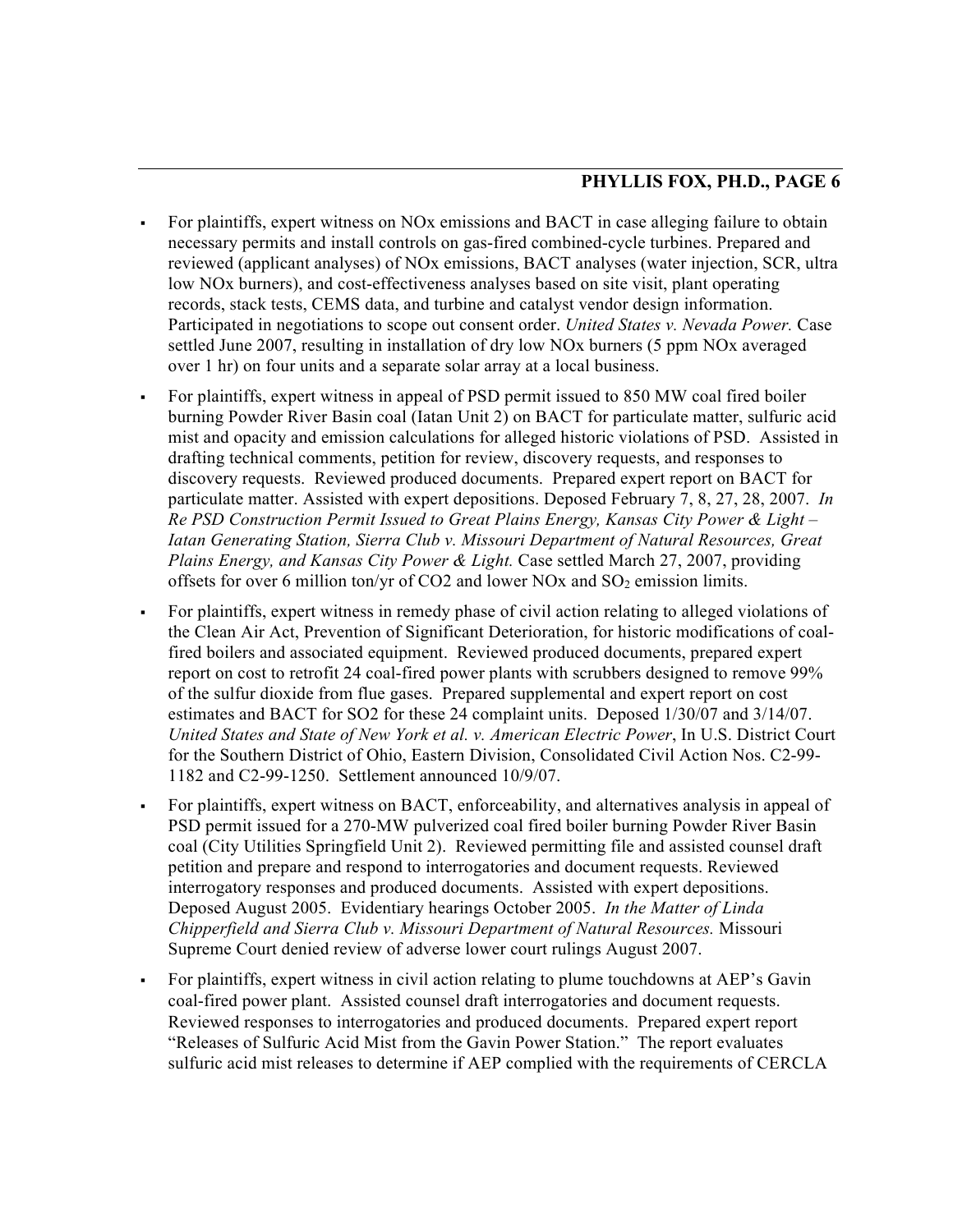- For plaintiffs, expert witness on NOx emissions and BACT in case alleging failure to obtain necessary permits and install controls on gas-fired combined-cycle turbines. Prepared and reviewed (applicant analyses) of NOx emissions, BACT analyses (water injection, SCR, ultra low NOx burners), and cost-effectiveness analyses based on site visit, plant operating records, stack tests, CEMS data, and turbine and catalyst vendor design information. Participated in negotiations to scope out consent order. *United States v. Nevada Power.* Case settled June 2007, resulting in installation of dry low NOx burners (5 ppm NOx averaged over 1 hr) on four units and a separate solar array at a local business.

- For plaintiffs, expert witness in appeal of PSD permit issued to 850 MW coal fired boiler burning Powder River Basin coal (Iatan Unit 2) on BACT for particulate matter, sulfuric acid mist and opacity and emission calculations for alleged historic violations of PSD. Assisted in drafting technical comments, petition for review, discovery requests, and responses to discovery requests. Reviewed produced documents. Prepared expert report on BACT for particulate matter. Assisted with expert depositions. Deposed February 7, 8, 27, 28, 2007. *In Re PSD Construction Permit Issued to Great Plains Energy, Kansas City Power & Light – Iatan Generating Station, Sierra Club v. Missouri Department of Natural Resources, Great Plains Energy, and Kansas City Power & Light.* Case settled March 27, 2007, providing offsets for over 6 million ton/yr of CO2 and lower NOx and $SO_2$ emission limits.

- For plaintiffs, expert witness in remedy phase of civil action relating to alleged violations of the Clean Air Act, Prevention of Significant Deterioration, for historic modifications of coal-fired boilers and associated equipment. Reviewed produced documents, prepared expert report on cost to retrofit 24 coal-fired power plants with scrubbers designed to remove 99% of the sulfur dioxide from flue gases. Prepared supplemental and expert report on cost estimates and BACT for SO2 for these 24 complaint units. Deposed 1/30/07 and 3/14/07. *United States and State of New York et al. v. American Electric Power*, In U.S. District Court for the Southern District of Ohio, Eastern Division, Consolidated Civil Action Nos. C2-99-1182 and C2-99-1250. Settlement announced 10/9/07.

- For plaintiffs, expert witness on BACT, enforceability, and alternatives analysis in appeal of PSD permit issued for a 270-MW pulverized coal fired boiler burning Powder River Basin coal (City Utilities Springfield Unit 2). Reviewed permitting file and assisted counsel draft petition and prepare and respond to interrogatories and document requests. Reviewed interrogatory responses and produced documents. Assisted with expert depositions. Deposed August 2005. Evidentiary hearings October 2005. *In the Matter of Linda Chipperfield and Sierra Club v. Missouri Department of Natural Resources.* Missouri Supreme Court denied review of adverse lower court rulings August 2007.

- For plaintiffs, expert witness in civil action relating to plume touchdowns at AEP's Gavin coal-fired power plant. Assisted counsel draft interrogatories and document requests. Reviewed responses to interrogatories and produced documents. Prepared expert report "Releases of Sulfuric Acid Mist from the Gavin Power Station." The report evaluates sulfuric acid mist releases to determine if AEP complied with the requirements of CERCLA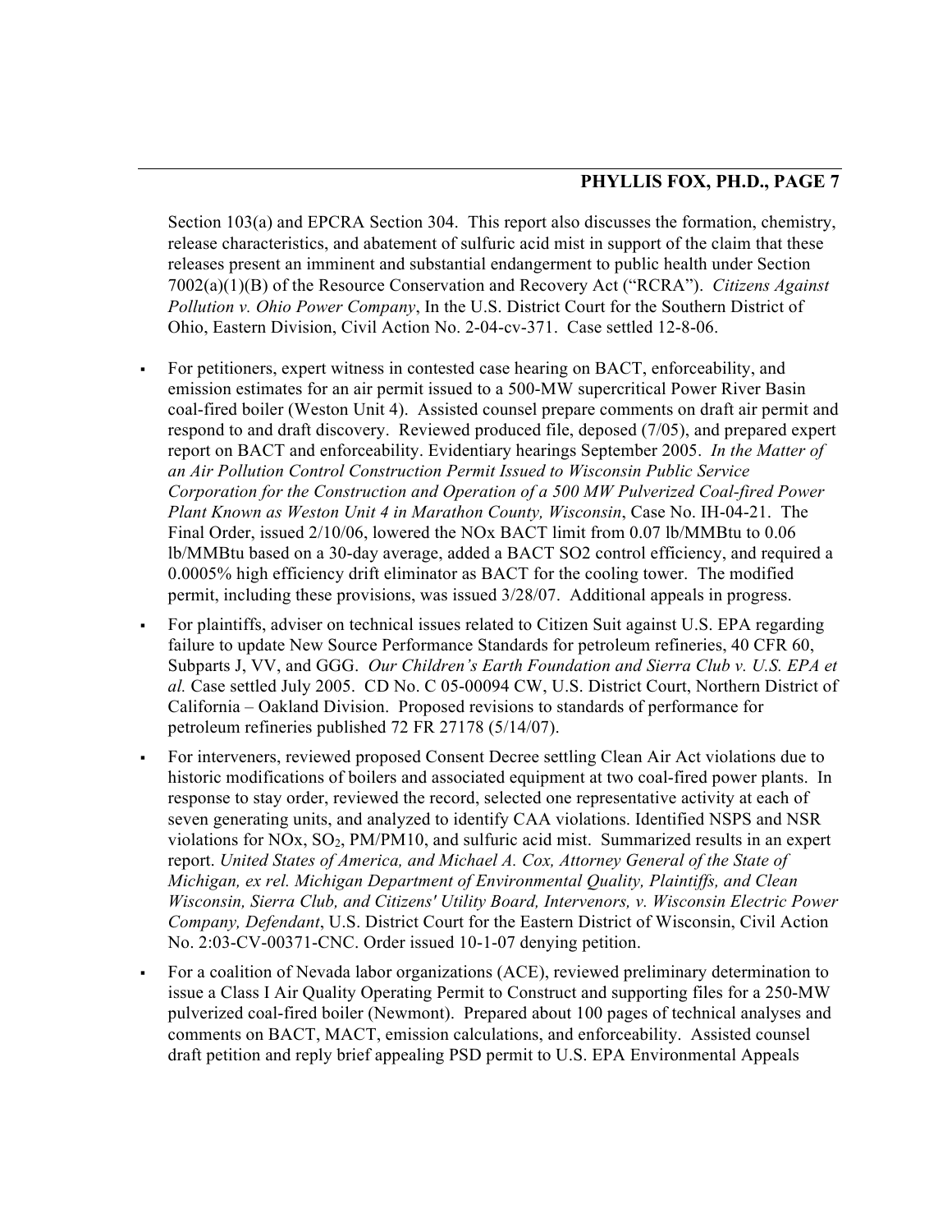Section 103(a) and EPCRA Section 304. This report also discusses the formation, chemistry, release characteristics, and abatement of sulfuric acid mist in support of the claim that these releases present an imminent and substantial endangerment to public health under Section 7002(a)(1)(B) of the Resource Conservation and Recovery Act ("RCRA"). *Citizens Against Pollution v. Ohio Power Company*, In the U.S. District Court for the Southern District of Ohio, Eastern Division, Civil Action No. 2-04-cv-371. Case settled 12-8-06.

- For petitioners, expert witness in contested case hearing on BACT, enforceability, and emission estimates for an air permit issued to a 500-MW supercritical Power River Basin coal-fired boiler (Weston Unit 4). Assisted counsel prepare comments on draft air permit and respond to and draft discovery. Reviewed produced file, deposed (7/05), and prepared expert report on BACT and enforceability. Evidentiary hearings September 2005. *In the Matter of an Air Pollution Control Construction Permit Issued to Wisconsin Public Service Corporation for the Construction and Operation of a 500 MW Pulverized Coal-fired Power Plant Known as Weston Unit 4 in Marathon County, Wisconsin*, Case No. IH-04-21. The Final Order, issued 2/10/06, lowered the NOx BACT limit from 0.07 lb/MMBtu to 0.06 lb/MMBtu based on a 30-day average, added a BACT SO2 control efficiency, and required a 0.0005% high efficiency drift eliminator as BACT for the cooling tower. The modified permit, including these provisions, was issued 3/28/07. Additional appeals in progress.
- For plaintiffs, adviser on technical issues related to Citizen Suit against U.S. EPA regarding failure to update New Source Performance Standards for petroleum refineries, 40 CFR 60, Subparts J, VV, and GGG. *Our Children's Earth Foundation and Sierra Club v. U.S. EPA et al.* Case settled July 2005. CD No. C 05-00094 CW, U.S. District Court, Northern District of California – Oakland Division. Proposed revisions to standards of performance for petroleum refineries published 72 FR 27178 (5/14/07).
- For interveners, reviewed proposed Consent Decree settling Clean Air Act violations due to historic modifications of boilers and associated equipment at two coal-fired power plants. In response to stay order, reviewed the record, selected one representative activity at each of seven generating units, and analyzed to identify CAA violations. Identified NSPS and NSR violations for NOx, $SO_2$, PM/PM10, and sulfuric acid mist. Summarized results in an expert report. *United States of America, and Michael A. Cox, Attorney General of the State of Michigan, ex rel. Michigan Department of Environmental Quality, Plaintiffs, and Clean Wisconsin, Sierra Club, and Citizens' Utility Board, Intervenors, v. Wisconsin Electric Power Company, Defendant*, U.S. District Court for the Eastern District of Wisconsin, Civil Action No. 2:03-CV-00371-CNC. Order issued 10-1-07 denying petition.
- For a coalition of Nevada labor organizations (ACE), reviewed preliminary determination to issue a Class I Air Quality Operating Permit to Construct and supporting files for a 250-MW pulverized coal-fired boiler (Newmont). Prepared about 100 pages of technical analyses and comments on BACT, MACT, emission calculations, and enforceability. Assisted counsel draft petition and reply brief appealing PSD permit to U.S. EPA Environmental Appeals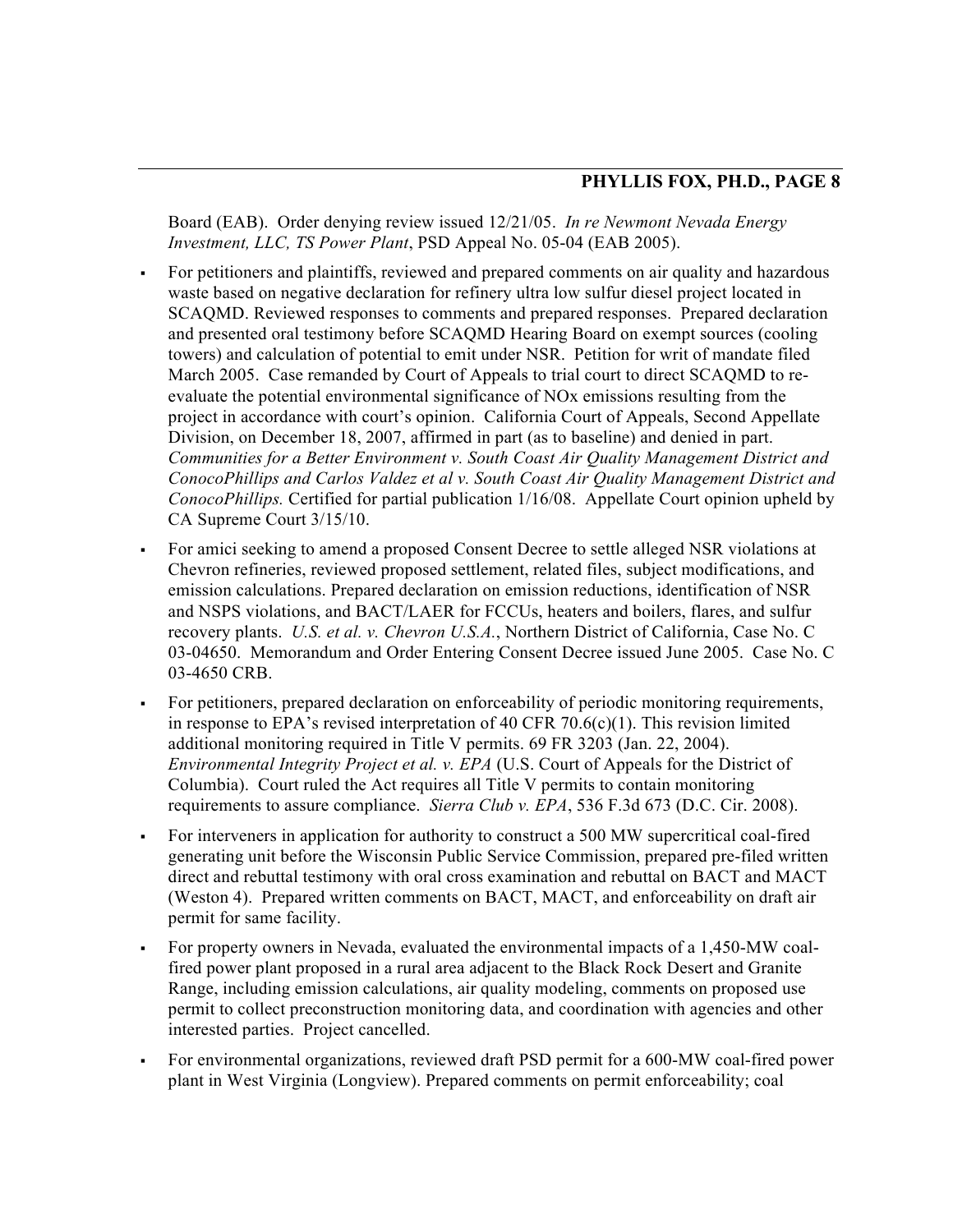Board (EAB). Order denying review issued 12/21/05. *In re Newmont Nevada Energy Investment, LLC, TS Power Plant*, PSD Appeal No. 05-04 (EAB 2005).

- For petitioners and plaintiffs, reviewed and prepared comments on air quality and hazardous waste based on negative declaration for refinery ultra low sulfur diesel project located in SCAQMD. Reviewed responses to comments and prepared responses. Prepared declaration and presented oral testimony before SCAQMD Hearing Board on exempt sources (cooling towers) and calculation of potential to emit under NSR. Petition for writ of mandate filed March 2005. Case remanded by Court of Appeals to trial court to direct SCAQMD to re-evaluate the potential environmental significance of NOx emissions resulting from the project in accordance with court's opinion. California Court of Appeals, Second Appellate Division, on December 18, 2007, affirmed in part (as to baseline) and denied in part. *Communities for a Better Environment v. South Coast Air Quality Management District and ConocoPhillips and Carlos Valdez et al v. South Coast Air Quality Management District and ConocoPhillips.* Certified for partial publication 1/16/08. Appellate Court opinion upheld by CA Supreme Court 3/15/10.
- For amici seeking to amend a proposed Consent Decree to settle alleged NSR violations at Chevron refineries, reviewed proposed settlement, related files, subject modifications, and emission calculations. Prepared declaration on emission reductions, identification of NSR and NSPS violations, and BACT/LAER for FCCUs, heaters and boilers, flares, and sulfur recovery plants. *U.S. et al. v. Chevron U.S.A.*, Northern District of California, Case No. C 03-04650. Memorandum and Order Entering Consent Decree issued June 2005. Case No. C 03-4650 CRB.
- For petitioners, prepared declaration on enforceability of periodic monitoring requirements, in response to EPA's revised interpretation of 40 CFR 70.6(c)(1). This revision limited additional monitoring required in Title V permits. 69 FR 3203 (Jan. 22, 2004). *Environmental Integrity Project et al. v. EPA* (U.S. Court of Appeals for the District of Columbia). Court ruled the Act requires all Title V permits to contain monitoring requirements to assure compliance. *Sierra Club v. EPA*, 536 F.3d 673 (D.C. Cir. 2008).
- For interveners in application for authority to construct a 500 MW supercritical coal-fired generating unit before the Wisconsin Public Service Commission, prepared pre-filed written direct and rebuttal testimony with oral cross examination and rebuttal on BACT and MACT (Weston 4). Prepared written comments on BACT, MACT, and enforceability on draft air permit for same facility.
- For property owners in Nevada, evaluated the environmental impacts of a 1,450-MW coal-fired power plant proposed in a rural area adjacent to the Black Rock Desert and Granite Range, including emission calculations, air quality modeling, comments on proposed use permit to collect preconstruction monitoring data, and coordination with agencies and other interested parties. Project cancelled.
- For environmental organizations, reviewed draft PSD permit for a 600-MW coal-fired power plant in West Virginia (Longview). Prepared comments on permit enforceability; coal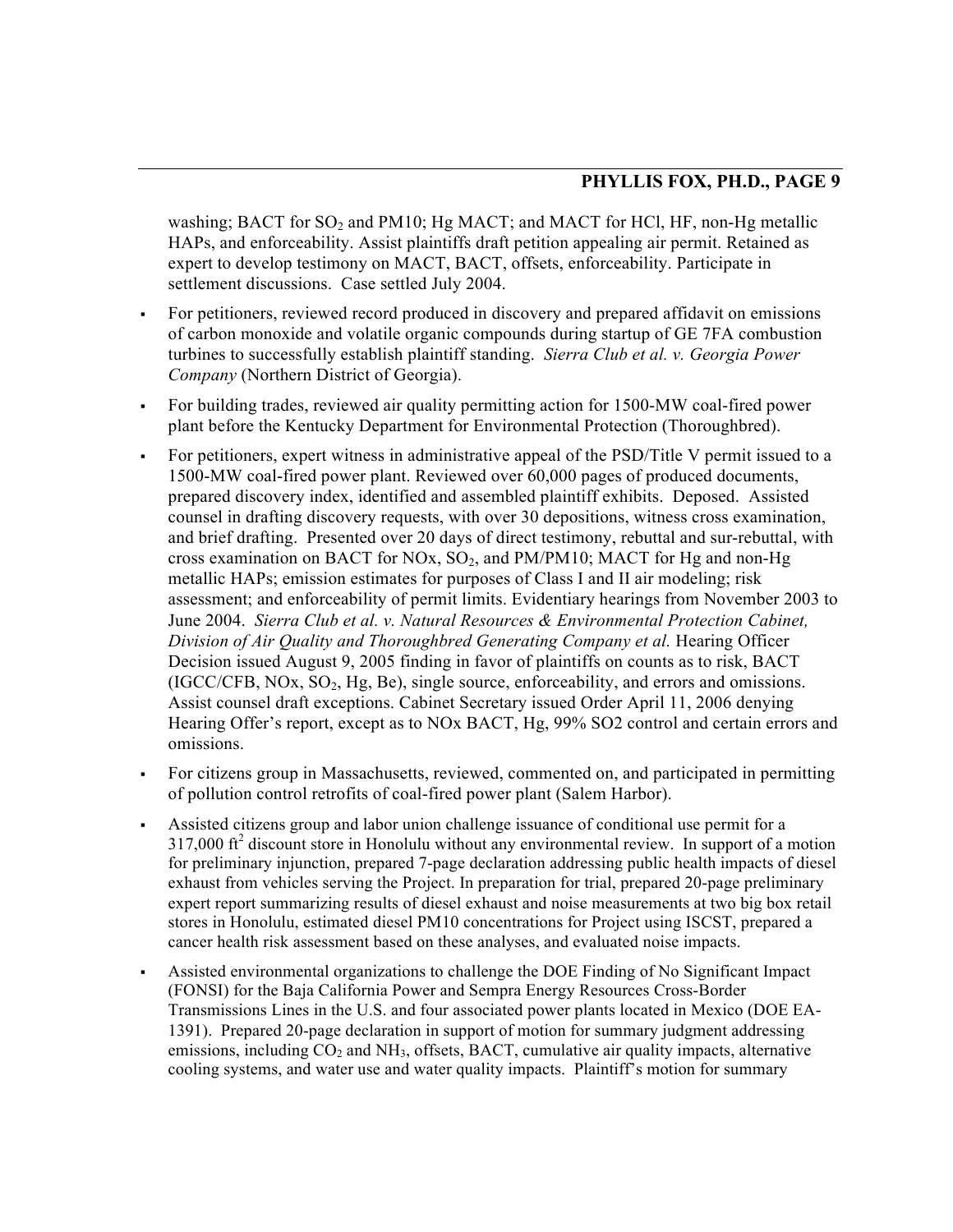washing; BACT for $SO_2$ and PM10; Hg MACT; and MACT for HCl, HF, non-Hg metallic HAPs, and enforceability. Assist plaintiffs draft petition appealing air permit. Retained as expert to develop testimony on MACT, BACT, offsets, enforceability. Participate in settlement discussions. Case settled July 2004.

- For petitioners, reviewed record produced in discovery and prepared affidavit on emissions of carbon monoxide and volatile organic compounds during startup of GE 7FA combustion turbines to successfully establish plaintiff standing. *Sierra Club et al. v. Georgia Power Company* (Northern District of Georgia).
- For building trades, reviewed air quality permitting action for 1500-MW coal-fired power plant before the Kentucky Department for Environmental Protection (Thoroughbred).
- For petitioners, expert witness in administrative appeal of the PSD/Title V permit issued to a 1500-MW coal-fired power plant. Reviewed over 60,000 pages of produced documents, prepared discovery index, identified and assembled plaintiff exhibits. Deposed. Assisted counsel in drafting discovery requests, with over 30 depositions, witness cross examination, and brief drafting. Presented over 20 days of direct testimony, rebuttal and sur-rebuttal, with cross examination on BACT for NOx, $SO_2$, and PM/PM10; MACT for Hg and non-Hg metallic HAPs; emission estimates for purposes of Class I and II air modeling; risk assessment; and enforceability of permit limits. Evidentiary hearings from November 2003 to June 2004. *Sierra Club et al. v. Natural Resources & Environmental Protection Cabinet, Division of Air Quality and Thoroughbred Generating Company et al.* Hearing Officer Decision issued August 9, 2005 finding in favor of plaintiffs on counts as to risk, BACT (IGCC/CFB, NOx, $SO_2$, Hg, Be), single source, enforceability, and errors and omissions. Assist counsel draft exceptions. Cabinet Secretary issued Order April 11, 2006 denying Hearing Offer's report, except as to NOx BACT, Hg, 99% SO2 control and certain errors and omissions.
- For citizens group in Massachusetts, reviewed, commented on, and participated in permitting of pollution control retrofits of coal-fired power plant (Salem Harbor).
- Assisted citizens group and labor union challenge issuance of conditional use permit for a 317,000 $ft^2$ discount store in Honolulu without any environmental review. In support of a motion for preliminary injunction, prepared 7-page declaration addressing public health impacts of diesel exhaust from vehicles serving the Project. In preparation for trial, prepared 20-page preliminary expert report summarizing results of diesel exhaust and noise measurements at two big box retail stores in Honolulu, estimated diesel PM10 concentrations for Project using ISCST, prepared a cancer health risk assessment based on these analyses, and evaluated noise impacts.
- Assisted environmental organizations to challenge the DOE Finding of No Significant Impact (FONSI) for the Baja California Power and Sempra Energy Resources Cross-Border Transmissions Lines in the U.S. and four associated power plants located in Mexico (DOE EA-1391). Prepared 20-page declaration in support of motion for summary judgment addressing emissions, including $CO_2$ and $NH_3$, offsets, BACT, cumulative air quality impacts, alternative cooling systems, and water use and water quality impacts. Plaintiff's motion for summary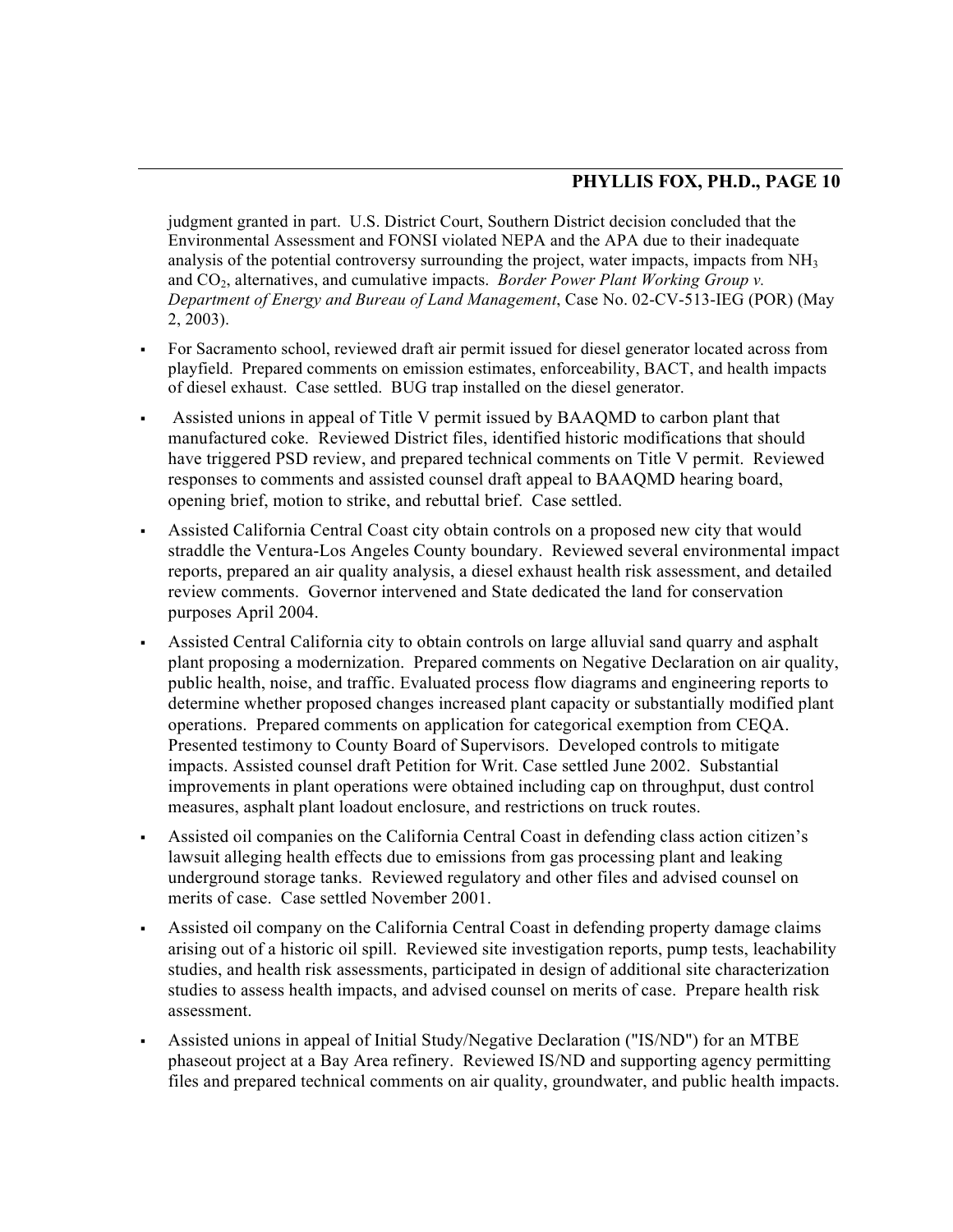judgment granted in part. U.S. District Court, Southern District decision concluded that the Environmental Assessment and FONSI violated NEPA and the APA due to their inadequate analysis of the potential controversy surrounding the project, water impacts, impacts from $NH_3$ and $CO_2$, alternatives, and cumulative impacts. *Border Power Plant Working Group v. Department of Energy and Bureau of Land Management*, Case No. 02-CV-513-IEG (POR) (May 2, 2003).

- For Sacramento school, reviewed draft air permit issued for diesel generator located across from playfield. Prepared comments on emission estimates, enforceability, BACT, and health impacts of diesel exhaust. Case settled. BUG trap installed on the diesel generator.
- Assisted unions in appeal of Title V permit issued by BAAQMD to carbon plant that manufactured coke. Reviewed District files, identified historic modifications that should have triggered PSD review, and prepared technical comments on Title V permit. Reviewed responses to comments and assisted counsel draft appeal to BAAQMD hearing board, opening brief, motion to strike, and rebuttal brief. Case settled.
- Assisted California Central Coast city obtain controls on a proposed new city that would straddle the Ventura-Los Angeles County boundary. Reviewed several environmental impact reports, prepared an air quality analysis, a diesel exhaust health risk assessment, and detailed review comments. Governor intervened and State dedicated the land for conservation purposes April 2004.
- Assisted Central California city to obtain controls on large alluvial sand quarry and asphalt plant proposing a modernization. Prepared comments on Negative Declaration on air quality, public health, noise, and traffic. Evaluated process flow diagrams and engineering reports to determine whether proposed changes increased plant capacity or substantially modified plant operations. Prepared comments on application for categorical exemption from CEQA. Presented testimony to County Board of Supervisors. Developed controls to mitigate impacts. Assisted counsel draft Petition for Writ. Case settled June 2002. Substantial improvements in plant operations were obtained including cap on throughput, dust control measures, asphalt plant loadout enclosure, and restrictions on truck routes.
- Assisted oil companies on the California Central Coast in defending class action citizen's lawsuit alleging health effects due to emissions from gas processing plant and leaking underground storage tanks. Reviewed regulatory and other files and advised counsel on merits of case. Case settled November 2001.
- Assisted oil company on the California Central Coast in defending property damage claims arising out of a historic oil spill. Reviewed site investigation reports, pump tests, leachability studies, and health risk assessments, participated in design of additional site characterization studies to assess health impacts, and advised counsel on merits of case. Prepare health risk assessment.
- Assisted unions in appeal of Initial Study/Negative Declaration ("IS/ND") for an MTBE phaseout project at a Bay Area refinery. Reviewed IS/ND and supporting agency permitting files and prepared technical comments on air quality, groundwater, and public health impacts.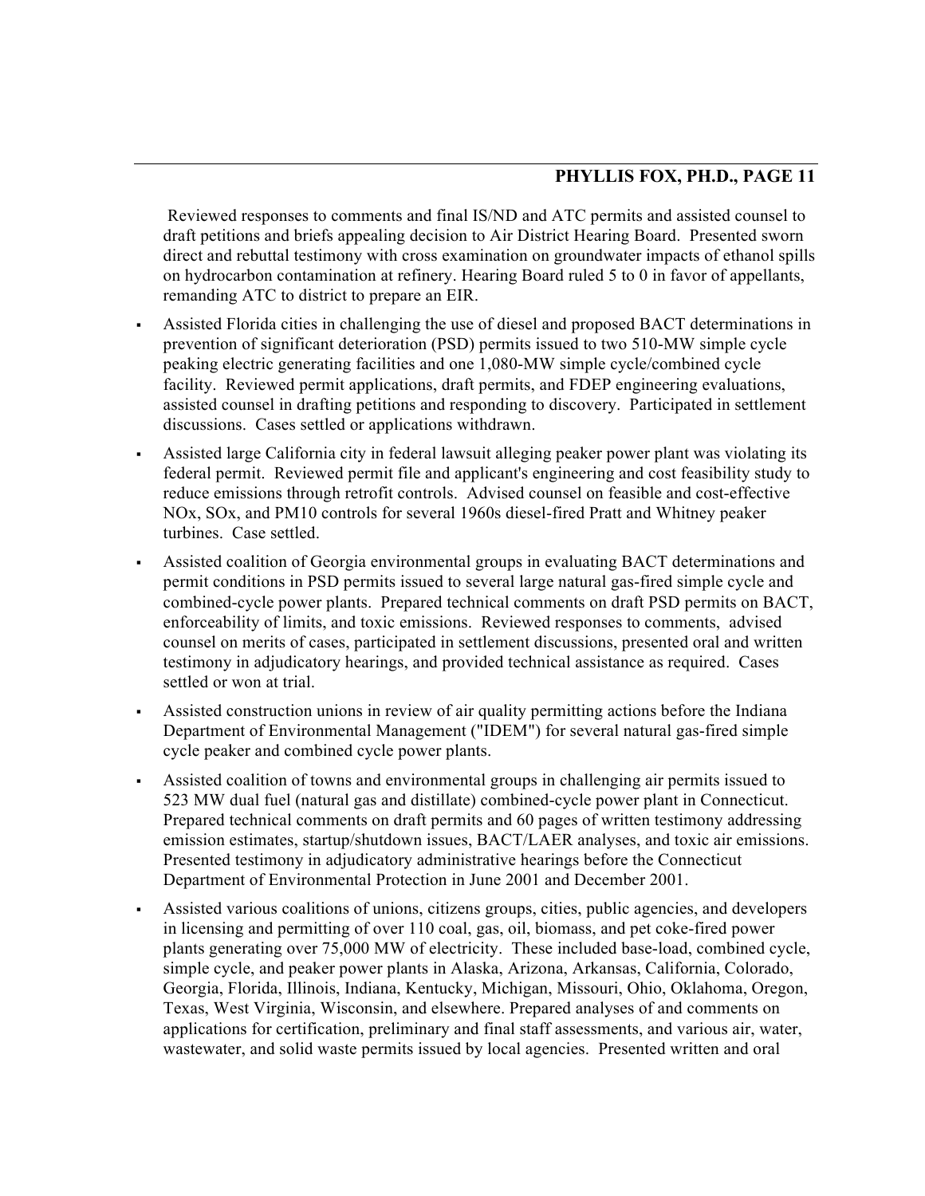Reviewed responses to comments and final IS/ND and ATC permits and assisted counsel to draft petitions and briefs appealing decision to Air District Hearing Board. Presented sworn direct and rebuttal testimony with cross examination on groundwater impacts of ethanol spills on hydrocarbon contamination at refinery. Hearing Board ruled 5 to 0 in favor of appellants, remanding ATC to district to prepare an EIR.

- Assisted Florida cities in challenging the use of diesel and proposed BACT determinations in prevention of significant deterioration (PSD) permits issued to two 510-MW simple cycle peaking electric generating facilities and one 1,080-MW simple cycle/combined cycle facility. Reviewed permit applications, draft permits, and FDEP engineering evaluations, assisted counsel in drafting petitions and responding to discovery. Participated in settlement discussions. Cases settled or applications withdrawn.
- Assisted large California city in federal lawsuit alleging peaker power plant was violating its federal permit. Reviewed permit file and applicant's engineering and cost feasibility study to reduce emissions through retrofit controls. Advised counsel on feasible and cost-effective NOx, SOx, and PM10 controls for several 1960s diesel-fired Pratt and Whitney peaker turbines. Case settled.
- Assisted coalition of Georgia environmental groups in evaluating BACT determinations and permit conditions in PSD permits issued to several large natural gas-fired simple cycle and combined-cycle power plants. Prepared technical comments on draft PSD permits on BACT, enforceability of limits, and toxic emissions. Reviewed responses to comments, advised counsel on merits of cases, participated in settlement discussions, presented oral and written testimony in adjudicatory hearings, and provided technical assistance as required. Cases settled or won at trial.
- Assisted construction unions in review of air quality permitting actions before the Indiana Department of Environmental Management ("IDEM") for several natural gas-fired simple cycle peaker and combined cycle power plants.
- Assisted coalition of towns and environmental groups in challenging air permits issued to 523 MW dual fuel (natural gas and distillate) combined-cycle power plant in Connecticut. Prepared technical comments on draft permits and 60 pages of written testimony addressing emission estimates, startup/shutdown issues, BACT/LAER analyses, and toxic air emissions. Presented testimony in adjudicatory administrative hearings before the Connecticut Department of Environmental Protection in June 2001 and December 2001.
- Assisted various coalitions of unions, citizens groups, cities, public agencies, and developers in licensing and permitting of over 110 coal, gas, oil, biomass, and pet coke-fired power plants generating over 75,000 MW of electricity. These included base-load, combined cycle, simple cycle, and peaker power plants in Alaska, Arizona, Arkansas, California, Colorado, Georgia, Florida, Illinois, Indiana, Kentucky, Michigan, Missouri, Ohio, Oklahoma, Oregon, Texas, West Virginia, Wisconsin, and elsewhere. Prepared analyses of and comments on applications for certification, preliminary and final staff assessments, and various air, water, wastewater, and solid waste permits issued by local agencies. Presented written and oral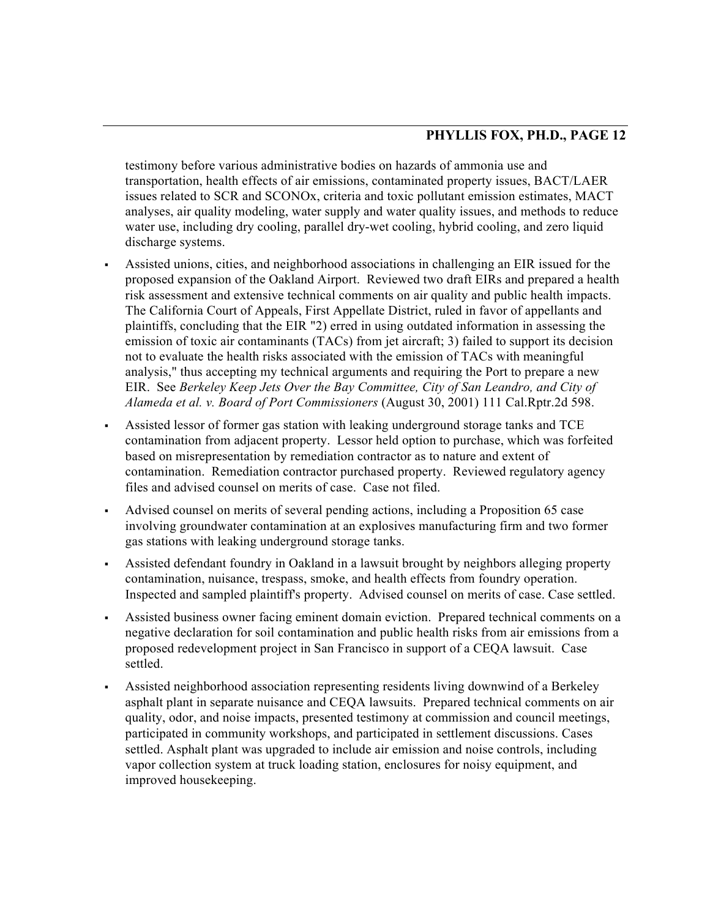testimony before various administrative bodies on hazards of ammonia use and transportation, health effects of air emissions, contaminated property issues, BACT/LAER issues related to SCR and SCONOx, criteria and toxic pollutant emission estimates, MACT analyses, air quality modeling, water supply and water quality issues, and methods to reduce water use, including dry cooling, parallel dry-wet cooling, hybrid cooling, and zero liquid discharge systems.

- Assisted unions, cities, and neighborhood associations in challenging an EIR issued for the proposed expansion of the Oakland Airport. Reviewed two draft EIRs and prepared a health risk assessment and extensive technical comments on air quality and public health impacts. The California Court of Appeals, First Appellate District, ruled in favor of appellants and plaintiffs, concluding that the EIR "2) erred in using outdated information in assessing the emission of toxic air contaminants (TACs) from jet aircraft; 3) failed to support its decision not to evaluate the health risks associated with the emission of TACs with meaningful analysis," thus accepting my technical arguments and requiring the Port to prepare a new EIR. See *Berkeley Keep Jets Over the Bay Committee, City of San Leandro, and City of Alameda et al. v. Board of Port Commissioners* (August 30, 2001) 111 Cal.Rptr.2d 598.
- Assisted lessor of former gas station with leaking underground storage tanks and TCE contamination from adjacent property. Lessor held option to purchase, which was forfeited based on misrepresentation by remediation contractor as to nature and extent of contamination. Remediation contractor purchased property. Reviewed regulatory agency files and advised counsel on merits of case. Case not filed.
- Advised counsel on merits of several pending actions, including a Proposition 65 case involving groundwater contamination at an explosives manufacturing firm and two former gas stations with leaking underground storage tanks.
- Assisted defendant foundry in Oakland in a lawsuit brought by neighbors alleging property contamination, nuisance, trespass, smoke, and health effects from foundry operation. Inspected and sampled plaintiff's property. Advised counsel on merits of case. Case settled.
- Assisted business owner facing eminent domain eviction. Prepared technical comments on a negative declaration for soil contamination and public health risks from air emissions from a proposed redevelopment project in San Francisco in support of a CEQA lawsuit. Case settled.
- Assisted neighborhood association representing residents living downwind of a Berkeley asphalt plant in separate nuisance and CEQA lawsuits. Prepared technical comments on air quality, odor, and noise impacts, presented testimony at commission and council meetings, participated in community workshops, and participated in settlement discussions. Cases settled. Asphalt plant was upgraded to include air emission and noise controls, including vapor collection system at truck loading station, enclosures for noisy equipment, and improved housekeeping.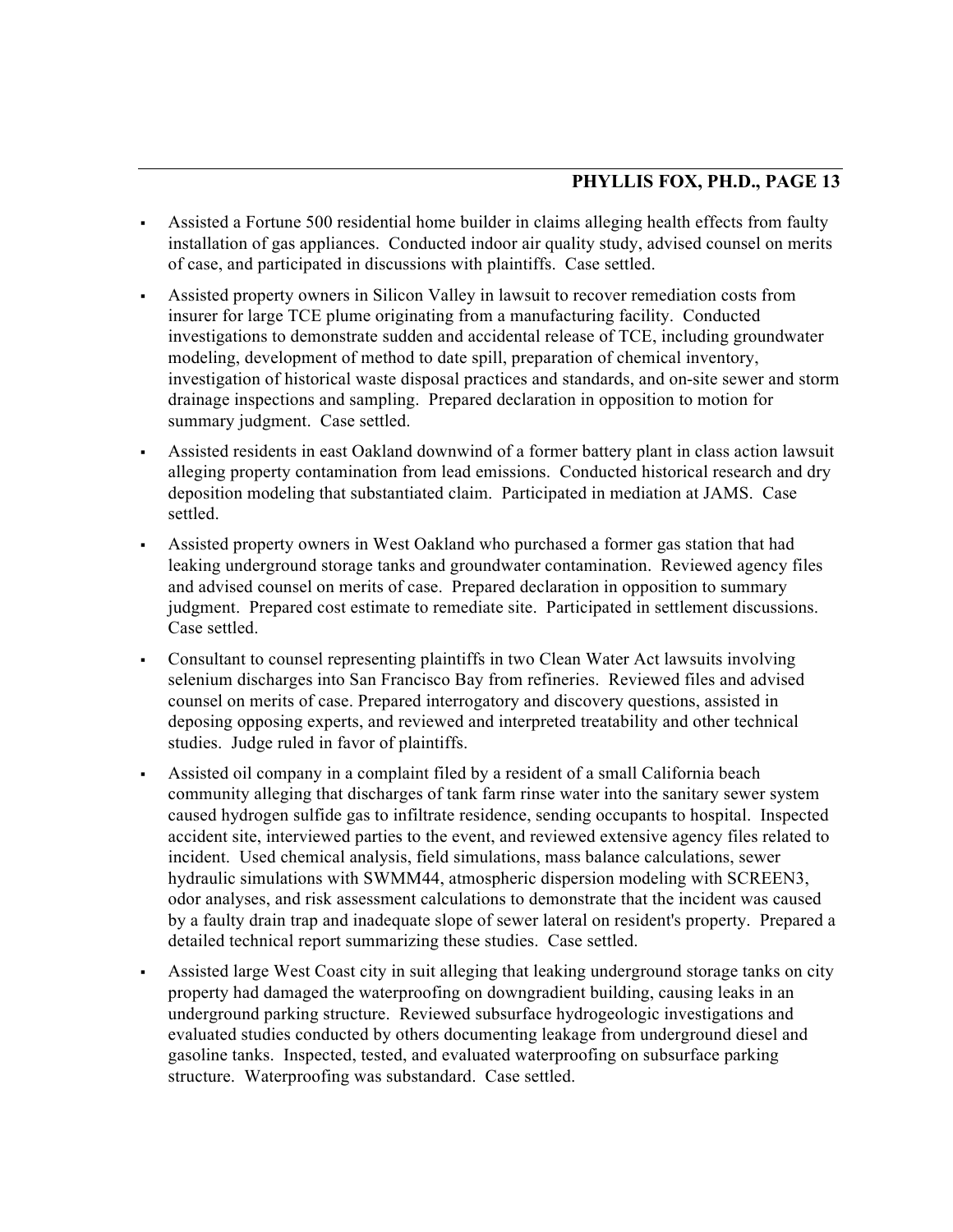- Assisted a Fortune 500 residential home builder in claims alleging health effects from faulty installation of gas appliances. Conducted indoor air quality study, advised counsel on merits of case, and participated in discussions with plaintiffs. Case settled.
- Assisted property owners in Silicon Valley in lawsuit to recover remediation costs from insurer for large TCE plume originating from a manufacturing facility. Conducted investigations to demonstrate sudden and accidental release of TCE, including groundwater modeling, development of method to date spill, preparation of chemical inventory, investigation of historical waste disposal practices and standards, and on-site sewer and storm drainage inspections and sampling. Prepared declaration in opposition to motion for summary judgment. Case settled.
- Assisted residents in east Oakland downwind of a former battery plant in class action lawsuit alleging property contamination from lead emissions. Conducted historical research and dry deposition modeling that substantiated claim. Participated in mediation at JAMS. Case settled.
- Assisted property owners in West Oakland who purchased a former gas station that had leaking underground storage tanks and groundwater contamination. Reviewed agency files and advised counsel on merits of case. Prepared declaration in opposition to summary judgment. Prepared cost estimate to remediate site. Participated in settlement discussions. Case settled.
- Consultant to counsel representing plaintiffs in two Clean Water Act lawsuits involving selenium discharges into San Francisco Bay from refineries. Reviewed files and advised counsel on merits of case. Prepared interrogatory and discovery questions, assisted in deposing opposing experts, and reviewed and interpreted treatability and other technical studies. Judge ruled in favor of plaintiffs.
- Assisted oil company in a complaint filed by a resident of a small California beach community alleging that discharges of tank farm rinse water into the sanitary sewer system caused hydrogen sulfide gas to infiltrate residence, sending occupants to hospital. Inspected accident site, interviewed parties to the event, and reviewed extensive agency files related to incident. Used chemical analysis, field simulations, mass balance calculations, sewer hydraulic simulations with SWMM44, atmospheric dispersion modeling with SCREEN3, odor analyses, and risk assessment calculations to demonstrate that the incident was caused by a faulty drain trap and inadequate slope of sewer lateral on resident's property. Prepared a detailed technical report summarizing these studies. Case settled.
- Assisted large West Coast city in suit alleging that leaking underground storage tanks on city property had damaged the waterproofing on downgradient building, causing leaks in an underground parking structure. Reviewed subsurface hydrogeologic investigations and evaluated studies conducted by others documenting leakage from underground diesel and gasoline tanks. Inspected, tested, and evaluated waterproofing on subsurface parking structure. Waterproofing was substandard. Case settled.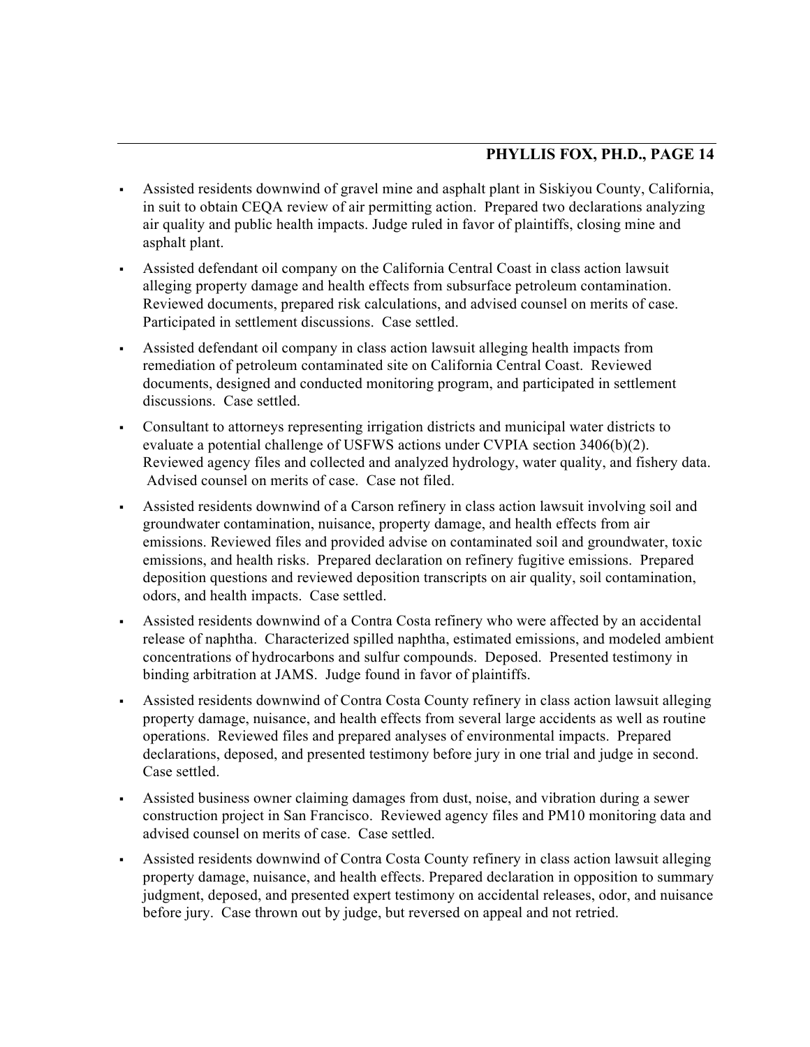- Assisted residents downwind of gravel mine and asphalt plant in Siskiyou County, California, in suit to obtain CEQA review of air permitting action. Prepared two declarations analyzing air quality and public health impacts. Judge ruled in favor of plaintiffs, closing mine and asphalt plant.
- Assisted defendant oil company on the California Central Coast in class action lawsuit alleging property damage and health effects from subsurface petroleum contamination. Reviewed documents, prepared risk calculations, and advised counsel on merits of case. Participated in settlement discussions. Case settled.
- Assisted defendant oil company in class action lawsuit alleging health impacts from remediation of petroleum contaminated site on California Central Coast. Reviewed documents, designed and conducted monitoring program, and participated in settlement discussions. Case settled.
- Consultant to attorneys representing irrigation districts and municipal water districts to evaluate a potential challenge of USFWS actions under CVPIA section 3406(b)(2). Reviewed agency files and collected and analyzed hydrology, water quality, and fishery data. Advised counsel on merits of case. Case not filed.
- Assisted residents downwind of a Carson refinery in class action lawsuit involving soil and groundwater contamination, nuisance, property damage, and health effects from air emissions. Reviewed files and provided advise on contaminated soil and groundwater, toxic emissions, and health risks. Prepared declaration on refinery fugitive emissions. Prepared deposition questions and reviewed deposition transcripts on air quality, soil contamination, odors, and health impacts. Case settled.
- Assisted residents downwind of a Contra Costa refinery who were affected by an accidental release of naphtha. Characterized spilled naphtha, estimated emissions, and modeled ambient concentrations of hydrocarbons and sulfur compounds. Deposed. Presented testimony in binding arbitration at JAMS. Judge found in favor of plaintiffs.
- Assisted residents downwind of Contra Costa County refinery in class action lawsuit alleging property damage, nuisance, and health effects from several large accidents as well as routine operations. Reviewed files and prepared analyses of environmental impacts. Prepared declarations, deposed, and presented testimony before jury in one trial and judge in second. Case settled.
- Assisted business owner claiming damages from dust, noise, and vibration during a sewer construction project in San Francisco. Reviewed agency files and PM10 monitoring data and advised counsel on merits of case. Case settled.
- Assisted residents downwind of Contra Costa County refinery in class action lawsuit alleging property damage, nuisance, and health effects. Prepared declaration in opposition to summary judgment, deposed, and presented expert testimony on accidental releases, odor, and nuisance before jury. Case thrown out by judge, but reversed on appeal and not retried.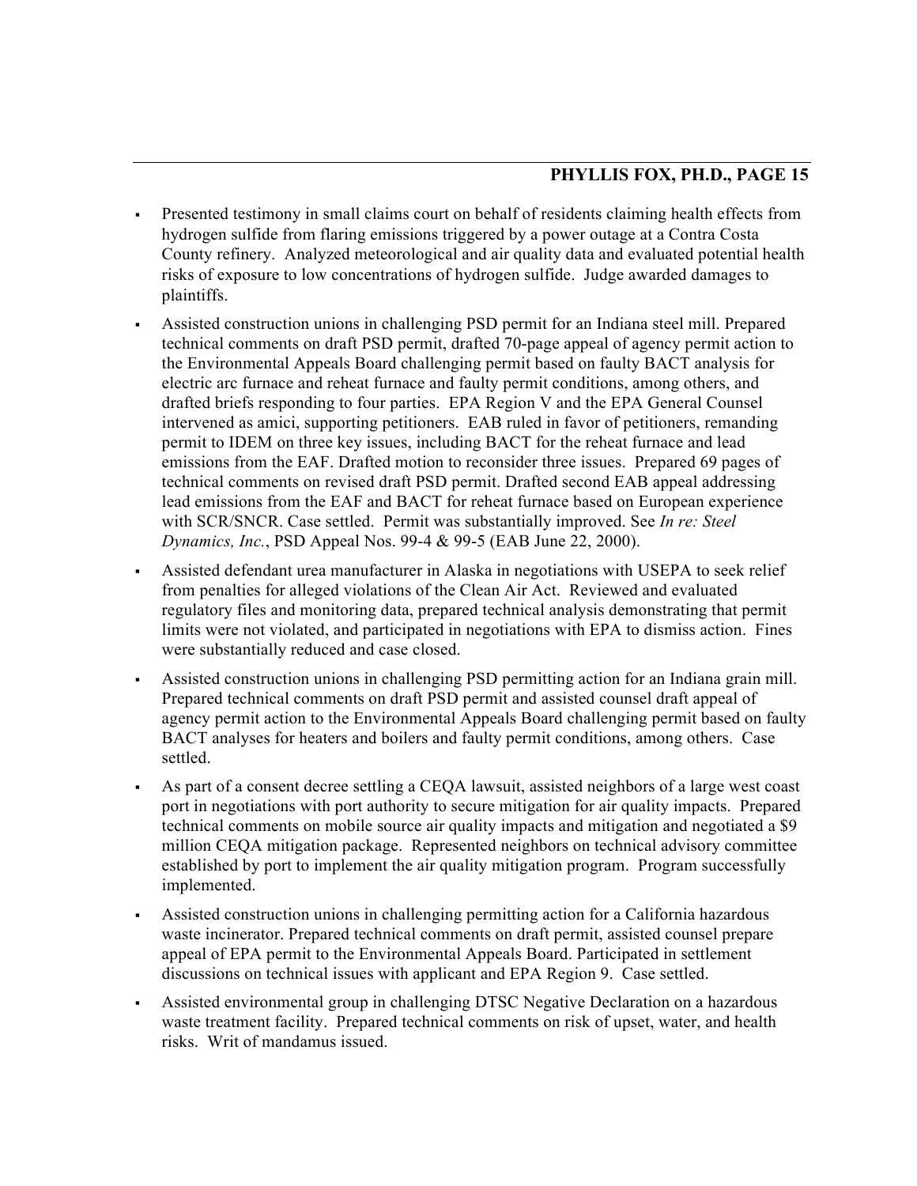- Presented testimony in small claims court on behalf of residents claiming health effects from hydrogen sulfide from flaring emissions triggered by a power outage at a Contra Costa County refinery. Analyzed meteorological and air quality data and evaluated potential health risks of exposure to low concentrations of hydrogen sulfide. Judge awarded damages to plaintiffs.
- Assisted construction unions in challenging PSD permit for an Indiana steel mill. Prepared technical comments on draft PSD permit, drafted 70-page appeal of agency permit action to the Environmental Appeals Board challenging permit based on faulty BACT analysis for electric arc furnace and reheat furnace and faulty permit conditions, among others, and drafted briefs responding to four parties. EPA Region V and the EPA General Counsel intervened as amici, supporting petitioners. EAB ruled in favor of petitioners, remanding permit to IDEM on three key issues, including BACT for the reheat furnace and lead emissions from the EAF. Drafted motion to reconsider three issues. Prepared 69 pages of technical comments on revised draft PSD permit. Drafted second EAB appeal addressing lead emissions from the EAF and BACT for reheat furnace based on European experience with SCR/SNCR. Case settled. Permit was substantially improved. See *In re: Steel Dynamics, Inc.*, PSD Appeal Nos. 99-4 & 99-5 (EAB June 22, 2000).
- Assisted defendant urea manufacturer in Alaska in negotiations with USEPA to seek relief from penalties for alleged violations of the Clean Air Act. Reviewed and evaluated regulatory files and monitoring data, prepared technical analysis demonstrating that permit limits were not violated, and participated in negotiations with EPA to dismiss action. Fines were substantially reduced and case closed.
- Assisted construction unions in challenging PSD permitting action for an Indiana grain mill. Prepared technical comments on draft PSD permit and assisted counsel draft appeal of agency permit action to the Environmental Appeals Board challenging permit based on faulty BACT analyses for heaters and boilers and faulty permit conditions, among others. Case settled.
- As part of a consent decree settling a CEQA lawsuit, assisted neighbors of a large west coast port in negotiations with port authority to secure mitigation for air quality impacts. Prepared technical comments on mobile source air quality impacts and mitigation and negotiated a $9 million CEQA mitigation package. Represented neighbors on technical advisory committee established by port to implement the air quality mitigation program. Program successfully implemented.
- Assisted construction unions in challenging permitting action for a California hazardous waste incinerator. Prepared technical comments on draft permit, assisted counsel prepare appeal of EPA permit to the Environmental Appeals Board. Participated in settlement discussions on technical issues with applicant and EPA Region 9. Case settled.
- Assisted environmental group in challenging DTSC Negative Declaration on a hazardous waste treatment facility. Prepared technical comments on risk of upset, water, and health risks. Writ of mandamus issued.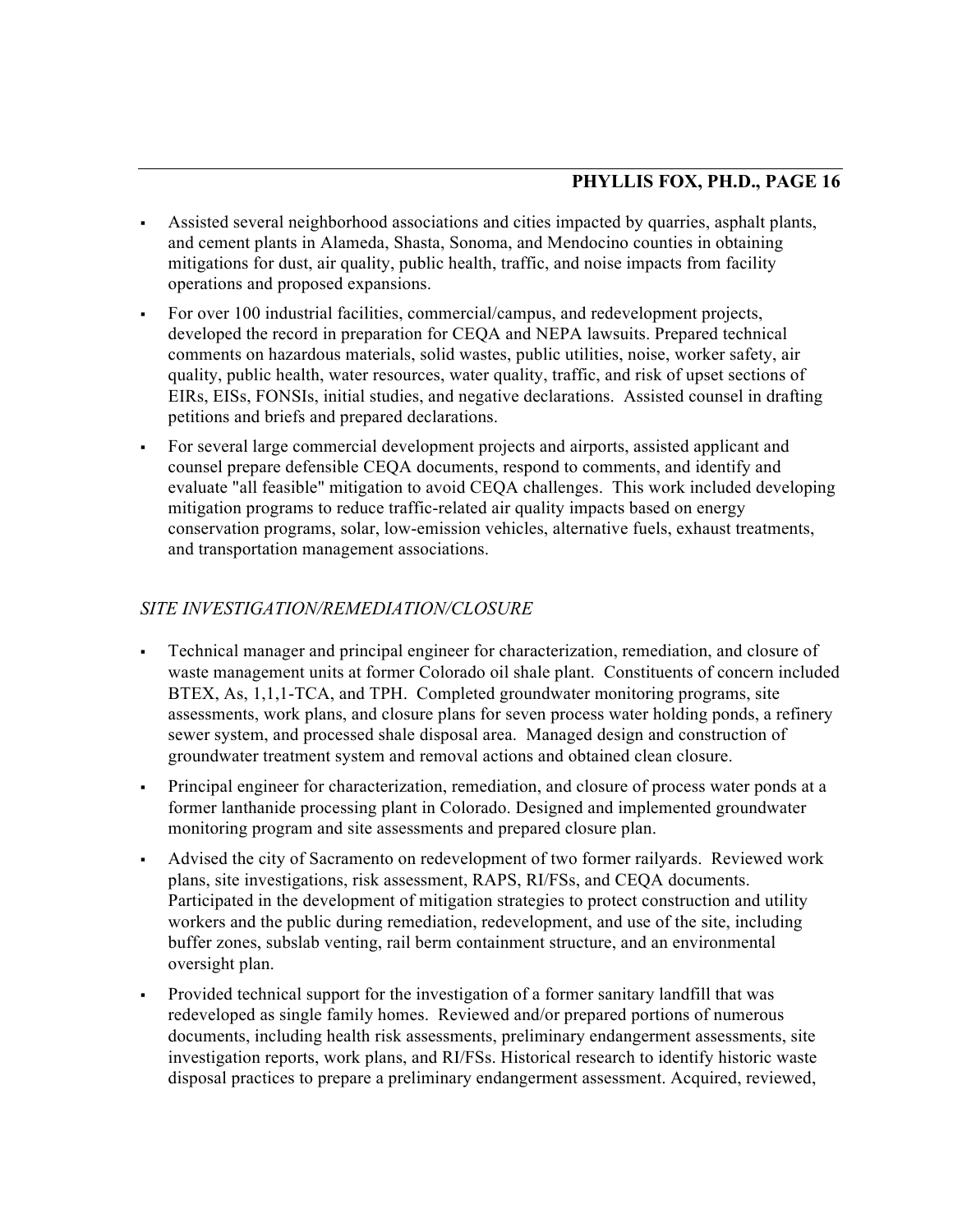- Assisted several neighborhood associations and cities impacted by quarries, asphalt plants, and cement plants in Alameda, Shasta, Sonoma, and Mendocino counties in obtaining mitigations for dust, air quality, public health, traffic, and noise impacts from facility operations and proposed expansions.
- For over 100 industrial facilities, commercial/campus, and redevelopment projects, developed the record in preparation for CEQA and NEPA lawsuits. Prepared technical comments on hazardous materials, solid wastes, public utilities, noise, worker safety, air quality, public health, water resources, water quality, traffic, and risk of upset sections of EIRs, EISs, FONSIs, initial studies, and negative declarations. Assisted counsel in drafting petitions and briefs and prepared declarations.
- For several large commercial development projects and airports, assisted applicant and counsel prepare defensible CEQA documents, respond to comments, and identify and evaluate "all feasible" mitigation to avoid CEQA challenges. This work included developing mitigation programs to reduce traffic-related air quality impacts based on energy conservation programs, solar, low-emission vehicles, alternative fuels, exhaust treatments, and transportation management associations.

*SITE INVESTIGATION/REMEDIATION/CLOSURE*

- Technical manager and principal engineer for characterization, remediation, and closure of waste management units at former Colorado oil shale plant. Constituents of concern included BTEX, As, 1,1,1-TCA, and TPH. Completed groundwater monitoring programs, site assessments, work plans, and closure plans for seven process water holding ponds, a refinery sewer system, and processed shale disposal area. Managed design and construction of groundwater treatment system and removal actions and obtained clean closure.
- Principal engineer for characterization, remediation, and closure of process water ponds at a former lanthanide processing plant in Colorado. Designed and implemented groundwater monitoring program and site assessments and prepared closure plan.
- Advised the city of Sacramento on redevelopment of two former railyards. Reviewed work plans, site investigations, risk assessment, RAPS, RI/FSs, and CEQA documents. Participated in the development of mitigation strategies to protect construction and utility workers and the public during remediation, redevelopment, and use of the site, including buffer zones, subslab venting, rail berm containment structure, and an environmental oversight plan.
- Provided technical support for the investigation of a former sanitary landfill that was redeveloped as single family homes. Reviewed and/or prepared portions of numerous documents, including health risk assessments, preliminary endangerment assessments, site investigation reports, work plans, and RI/FSs. Historical research to identify historic waste disposal practices to prepare a preliminary endangerment assessment. Acquired, reviewed,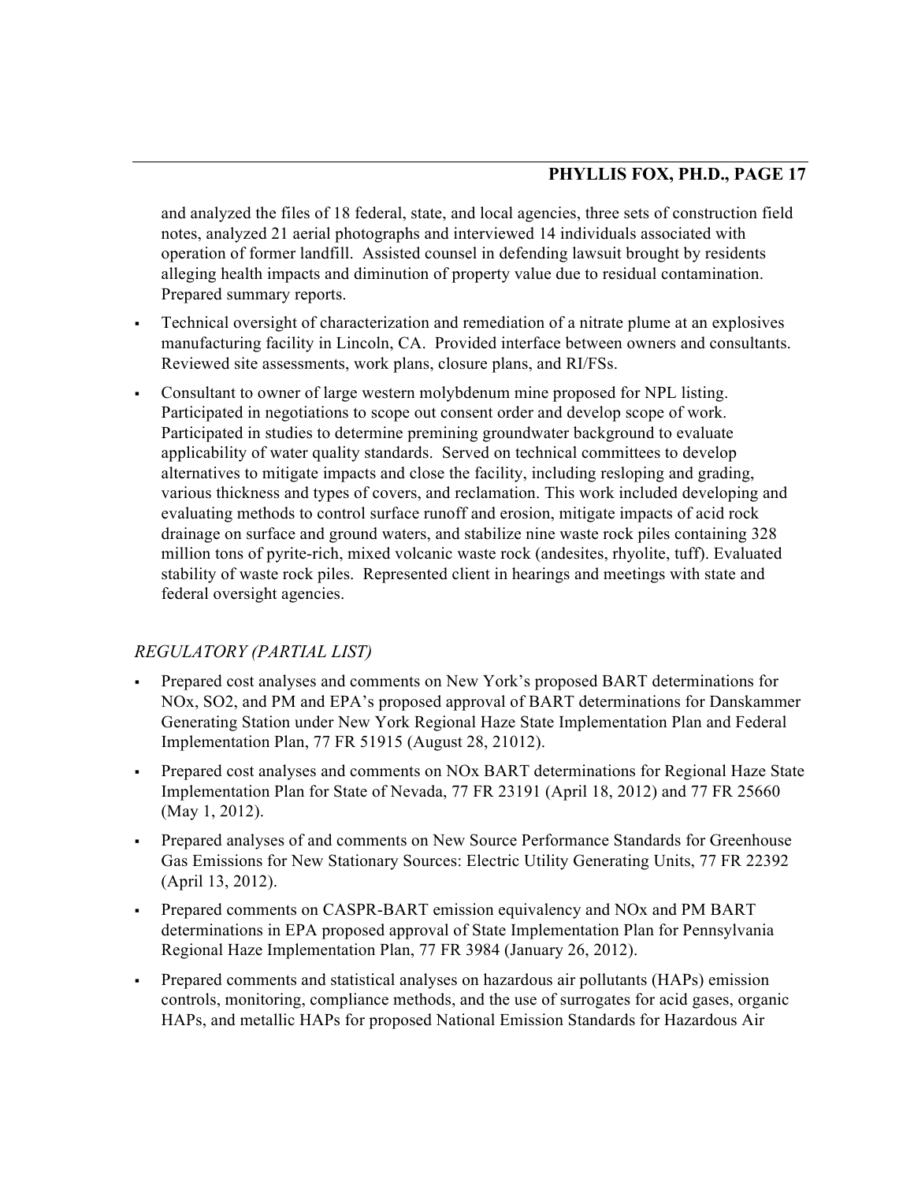and analyzed the files of 18 federal, state, and local agencies, three sets of construction field notes, analyzed 21 aerial photographs and interviewed 14 individuals associated with operation of former landfill. Assisted counsel in defending lawsuit brought by residents alleging health impacts and diminution of property value due to residual contamination. Prepared summary reports.

- Technical oversight of characterization and remediation of a nitrate plume at an explosives manufacturing facility in Lincoln, CA. Provided interface between owners and consultants. Reviewed site assessments, work plans, closure plans, and RI/FSs.
- Consultant to owner of large western molybdenum mine proposed for NPL listing. Participated in negotiations to scope out consent order and develop scope of work. Participated in studies to determine premining groundwater background to evaluate applicability of water quality standards. Served on technical committees to develop alternatives to mitigate impacts and close the facility, including resloping and grading, various thickness and types of covers, and reclamation. This work included developing and evaluating methods to control surface runoff and erosion, mitigate impacts of acid rock drainage on surface and ground waters, and stabilize nine waste rock piles containing 328 million tons of pyrite-rich, mixed volcanic waste rock (andesites, rhyolite, tuff). Evaluated stability of waste rock piles. Represented client in hearings and meetings with state and federal oversight agencies.

*REGULATORY (PARTIAL LIST)*

- Prepared cost analyses and comments on New York's proposed BART determinations for NOx, SO2, and PM and EPA's proposed approval of BART determinations for Danskammer Generating Station under New York Regional Haze State Implementation Plan and Federal Implementation Plan, 77 FR 51915 (August 28, 21012).
- Prepared cost analyses and comments on NOx BART determinations for Regional Haze State Implementation Plan for State of Nevada, 77 FR 23191 (April 18, 2012) and 77 FR 25660 (May 1, 2012).
- Prepared analyses of and comments on New Source Performance Standards for Greenhouse Gas Emissions for New Stationary Sources: Electric Utility Generating Units, 77 FR 22392 (April 13, 2012).
- Prepared comments on CASPR-BART emission equivalency and NOx and PM BART determinations in EPA proposed approval of State Implementation Plan for Pennsylvania Regional Haze Implementation Plan, 77 FR 3984 (January 26, 2012).
- Prepared comments and statistical analyses on hazardous air pollutants (HAPs) emission controls, monitoring, compliance methods, and the use of surrogates for acid gases, organic HAPs, and metallic HAPs for proposed National Emission Standards for Hazardous Air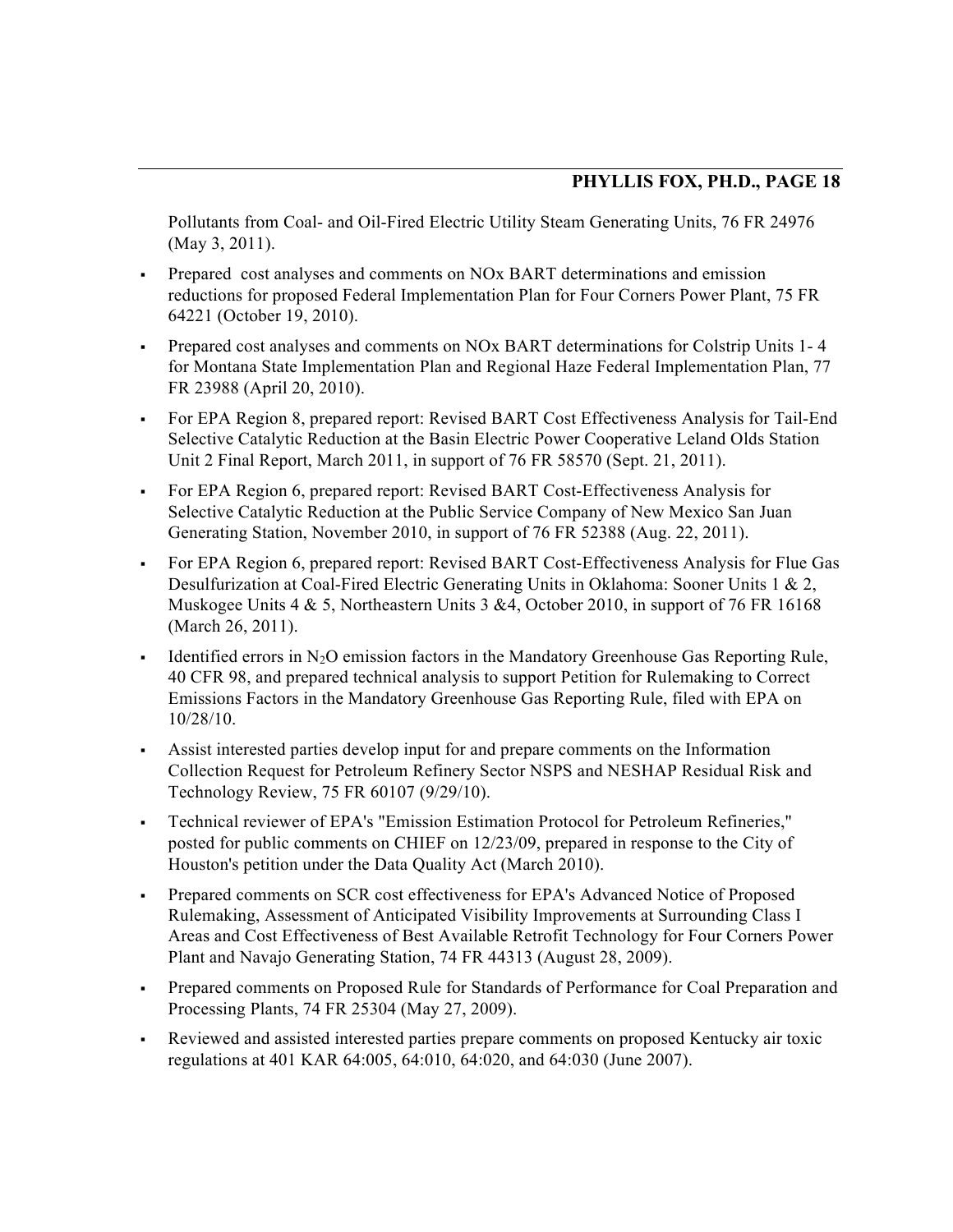Pollutants from Coal- and Oil-Fired Electric Utility Steam Generating Units, 76 FR 24976 (May 3, 2011).

- Prepared cost analyses and comments on NOx BART determinations and emission reductions for proposed Federal Implementation Plan for Four Corners Power Plant, 75 FR 64221 (October 19, 2010).
- Prepared cost analyses and comments on NOx BART determinations for Colstrip Units 1- 4 for Montana State Implementation Plan and Regional Haze Federal Implementation Plan, 77 FR 23988 (April 20, 2010).
- For EPA Region 8, prepared report: Revised BART Cost Effectiveness Analysis for Tail-End Selective Catalytic Reduction at the Basin Electric Power Cooperative Leland Olds Station Unit 2 Final Report, March 2011, in support of 76 FR 58570 (Sept. 21, 2011).
- For EPA Region 6, prepared report: Revised BART Cost-Effectiveness Analysis for Selective Catalytic Reduction at the Public Service Company of New Mexico San Juan Generating Station, November 2010, in support of 76 FR 52388 (Aug. 22, 2011).
- For EPA Region 6, prepared report: Revised BART Cost-Effectiveness Analysis for Flue Gas Desulfurization at Coal-Fired Electric Generating Units in Oklahoma: Sooner Units 1 & 2, Muskogee Units 4 & 5, Northeastern Units 3 &4, October 2010, in support of 76 FR 16168 (March 26, 2011).
- Identified errors in $N_2O$ emission factors in the Mandatory Greenhouse Gas Reporting Rule, 40 CFR 98, and prepared technical analysis to support Petition for Rulemaking to Correct Emissions Factors in the Mandatory Greenhouse Gas Reporting Rule, filed with EPA on 10/28/10.
- Assist interested parties develop input for and prepare comments on the Information Collection Request for Petroleum Refinery Sector NSPS and NESHAP Residual Risk and Technology Review, 75 FR 60107 (9/29/10).
- Technical reviewer of EPA's "Emission Estimation Protocol for Petroleum Refineries," posted for public comments on CHIEF on 12/23/09, prepared in response to the City of Houston's petition under the Data Quality Act (March 2010).
- Prepared comments on SCR cost effectiveness for EPA's Advanced Notice of Proposed Rulemaking, Assessment of Anticipated Visibility Improvements at Surrounding Class I Areas and Cost Effectiveness of Best Available Retrofit Technology for Four Corners Power Plant and Navajo Generating Station, 74 FR 44313 (August 28, 2009).
- Prepared comments on Proposed Rule for Standards of Performance for Coal Preparation and Processing Plants, 74 FR 25304 (May 27, 2009).
- Reviewed and assisted interested parties prepare comments on proposed Kentucky air toxic regulations at 401 KAR 64:005, 64:010, 64:020, and 64:030 (June 2007).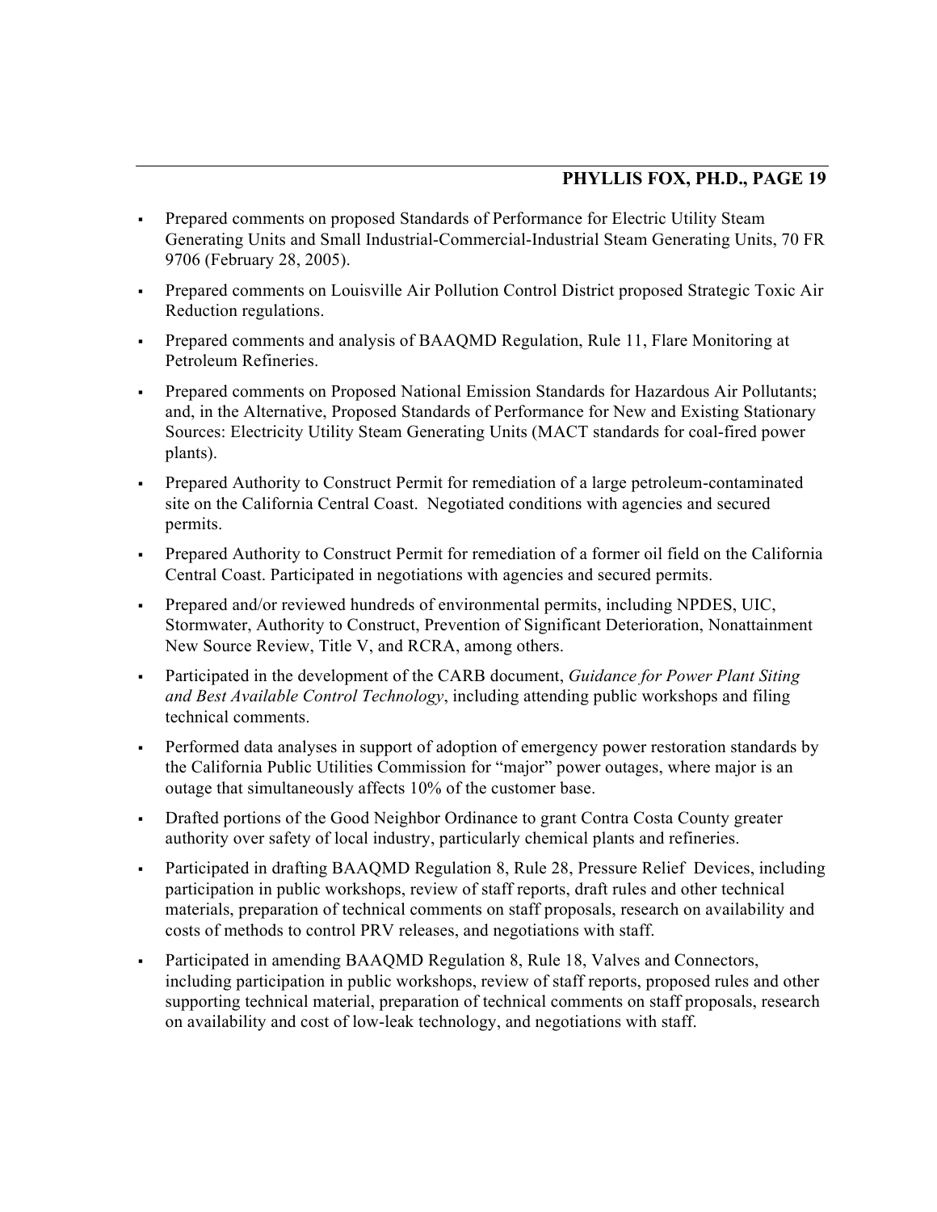- Prepared comments on proposed Standards of Performance for Electric Utility Steam Generating Units and Small Industrial-Commercial-Industrial Steam Generating Units, 70 FR 9706 (February 28, 2005).
- Prepared comments on Louisville Air Pollution Control District proposed Strategic Toxic Air Reduction regulations.
- Prepared comments and analysis of BAAQMD Regulation, Rule 11, Flare Monitoring at Petroleum Refineries.
- Prepared comments on Proposed National Emission Standards for Hazardous Air Pollutants; and, in the Alternative, Proposed Standards of Performance for New and Existing Stationary Sources: Electricity Utility Steam Generating Units (MACT standards for coal-fired power plants).
- Prepared Authority to Construct Permit for remediation of a large petroleum-contaminated site on the California Central Coast. Negotiated conditions with agencies and secured permits.
- Prepared Authority to Construct Permit for remediation of a former oil field on the California Central Coast. Participated in negotiations with agencies and secured permits.
- Prepared and/or reviewed hundreds of environmental permits, including NPDES, UIC, Stormwater, Authority to Construct, Prevention of Significant Deterioration, Nonattainment New Source Review, Title V, and RCRA, among others.
- Participated in the development of the CARB document, *Guidance for Power Plant Siting and Best Available Control Technology*, including attending public workshops and filing technical comments.
- Performed data analyses in support of adoption of emergency power restoration standards by the California Public Utilities Commission for "major" power outages, where major is an outage that simultaneously affects 10% of the customer base.
- Drafted portions of the Good Neighbor Ordinance to grant Contra Costa County greater authority over safety of local industry, particularly chemical plants and refineries.
- Participated in drafting BAAQMD Regulation 8, Rule 28, Pressure Relief Devices, including participation in public workshops, review of staff reports, draft rules and other technical materials, preparation of technical comments on staff proposals, research on availability and costs of methods to control PRV releases, and negotiations with staff.
- Participated in amending BAAQMD Regulation 8, Rule 18, Valves and Connectors, including participation in public workshops, review of staff reports, proposed rules and other supporting technical material, preparation of technical comments on staff proposals, research on availability and cost of low-leak technology, and negotiations with staff.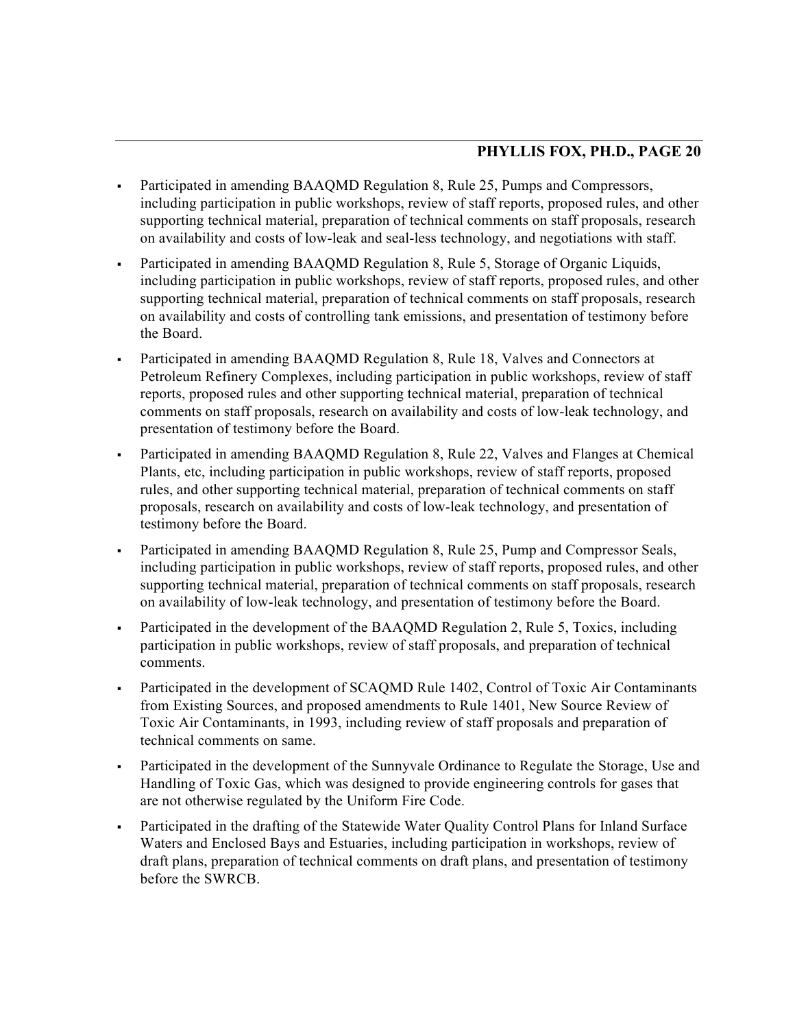- Participated in amending BAAQMD Regulation 8, Rule 25, Pumps and Compressors, including participation in public workshops, review of staff reports, proposed rules, and other supporting technical material, preparation of technical comments on staff proposals, research on availability and costs of low-leak and seal-less technology, and negotiations with staff.
- Participated in amending BAAQMD Regulation 8, Rule 5, Storage of Organic Liquids, including participation in public workshops, review of staff reports, proposed rules, and other supporting technical material, preparation of technical comments on staff proposals, research on availability and costs of controlling tank emissions, and presentation of testimony before the Board.
- Participated in amending BAAQMD Regulation 8, Rule 18, Valves and Connectors at Petroleum Refinery Complexes, including participation in public workshops, review of staff reports, proposed rules and other supporting technical material, preparation of technical comments on staff proposals, research on availability and costs of low-leak technology, and presentation of testimony before the Board.
- Participated in amending BAAQMD Regulation 8, Rule 22, Valves and Flanges at Chemical Plants, etc, including participation in public workshops, review of staff reports, proposed rules, and other supporting technical material, preparation of technical comments on staff proposals, research on availability and costs of low-leak technology, and presentation of testimony before the Board.
- Participated in amending BAAQMD Regulation 8, Rule 25, Pump and Compressor Seals, including participation in public workshops, review of staff reports, proposed rules, and other supporting technical material, preparation of technical comments on staff proposals, research on availability of low-leak technology, and presentation of testimony before the Board.
- Participated in the development of the BAAQMD Regulation 2, Rule 5, Toxics, including participation in public workshops, review of staff proposals, and preparation of technical comments.
- Participated in the development of SCAQMD Rule 1402, Control of Toxic Air Contaminants from Existing Sources, and proposed amendments to Rule 1401, New Source Review of Toxic Air Contaminants, in 1993, including review of staff proposals and preparation of technical comments on same.
- Participated in the development of the Sunnyvale Ordinance to Regulate the Storage, Use and Handling of Toxic Gas, which was designed to provide engineering controls for gases that are not otherwise regulated by the Uniform Fire Code.
- Participated in the drafting of the Statewide Water Quality Control Plans for Inland Surface Waters and Enclosed Bays and Estuaries, including participation in workshops, review of draft plans, preparation of technical comments on draft plans, and presentation of testimony before the SWRCB.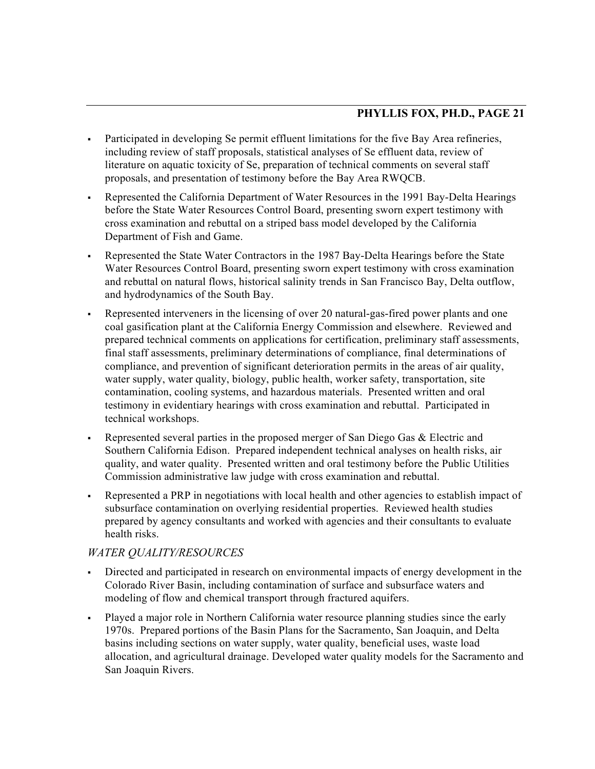- Participated in developing Se permit effluent limitations for the five Bay Area refineries, including review of staff proposals, statistical analyses of Se effluent data, review of literature on aquatic toxicity of Se, preparation of technical comments on several staff proposals, and presentation of testimony before the Bay Area RWQCB.
- Represented the California Department of Water Resources in the 1991 Bay-Delta Hearings before the State Water Resources Control Board, presenting sworn expert testimony with cross examination and rebuttal on a striped bass model developed by the California Department of Fish and Game.
- Represented the State Water Contractors in the 1987 Bay-Delta Hearings before the State Water Resources Control Board, presenting sworn expert testimony with cross examination and rebuttal on natural flows, historical salinity trends in San Francisco Bay, Delta outflow, and hydrodynamics of the South Bay.
- Represented interveners in the licensing of over 20 natural-gas-fired power plants and one coal gasification plant at the California Energy Commission and elsewhere. Reviewed and prepared technical comments on applications for certification, preliminary staff assessments, final staff assessments, preliminary determinations of compliance, final determinations of compliance, and prevention of significant deterioration permits in the areas of air quality, water supply, water quality, biology, public health, worker safety, transportation, site contamination, cooling systems, and hazardous materials. Presented written and oral testimony in evidentiary hearings with cross examination and rebuttal. Participated in technical workshops.
- Represented several parties in the proposed merger of San Diego Gas & Electric and Southern California Edison. Prepared independent technical analyses on health risks, air quality, and water quality. Presented written and oral testimony before the Public Utilities Commission administrative law judge with cross examination and rebuttal.
- Represented a PRP in negotiations with local health and other agencies to establish impact of subsurface contamination on overlying residential properties. Reviewed health studies prepared by agency consultants and worked with agencies and their consultants to evaluate health risks.

*WATER QUALITY/RESOURCES*

- Directed and participated in research on environmental impacts of energy development in the Colorado River Basin, including contamination of surface and subsurface waters and modeling of flow and chemical transport through fractured aquifers.
- Played a major role in Northern California water resource planning studies since the early 1970s. Prepared portions of the Basin Plans for the Sacramento, San Joaquin, and Delta basins including sections on water supply, water quality, beneficial uses, waste load allocation, and agricultural drainage. Developed water quality models for the Sacramento and San Joaquin Rivers.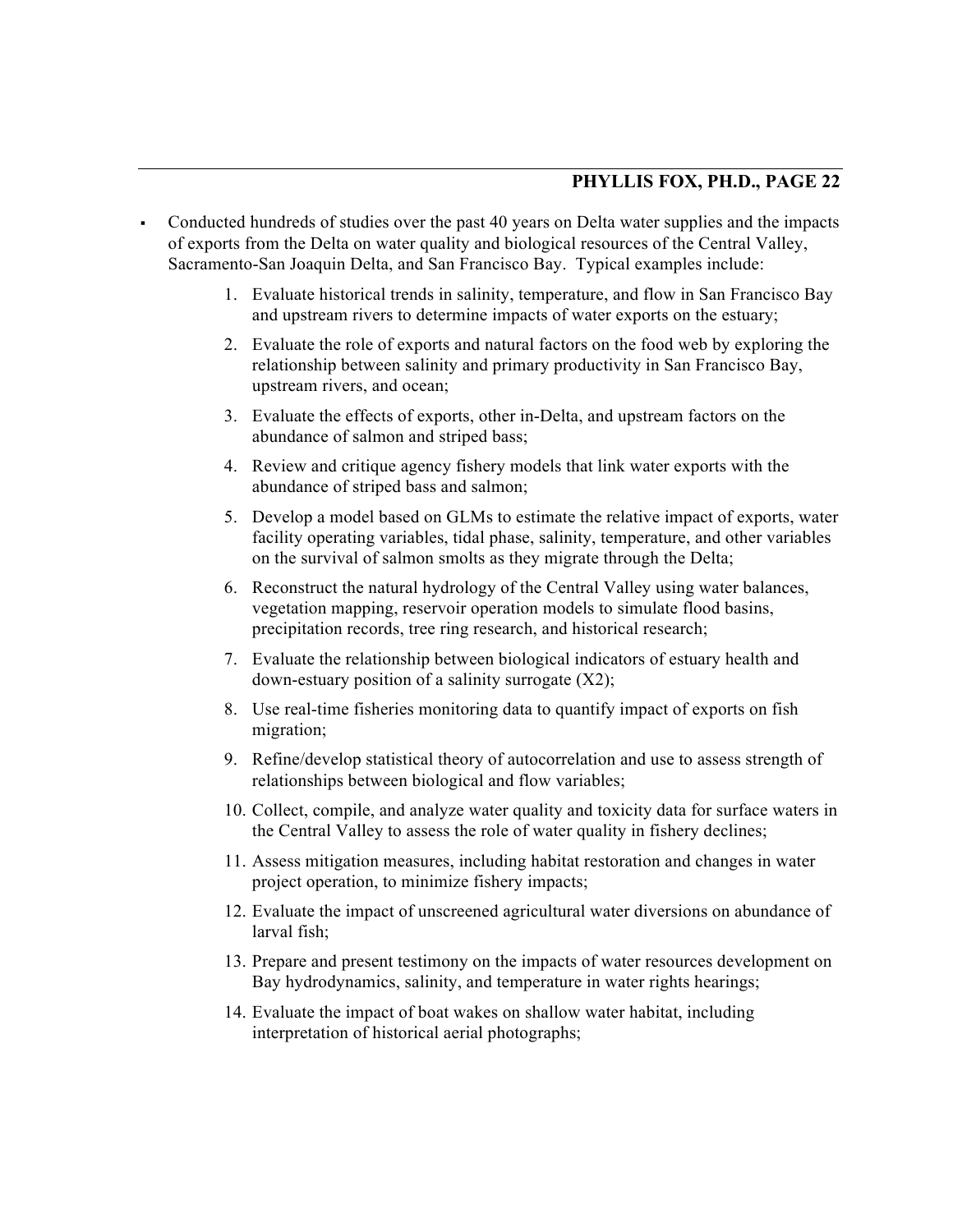- Conducted hundreds of studies over the past 40 years on Delta water supplies and the impacts of exports from the Delta on water quality and biological resources of the Central Valley, Sacramento-San Joaquin Delta, and San Francisco Bay. Typical examples include:

    1. Evaluate historical trends in salinity, temperature, and flow in San Francisco Bay and upstream rivers to determine impacts of water exports on the estuary;
    2. Evaluate the role of exports and natural factors on the food web by exploring the relationship between salinity and primary productivity in San Francisco Bay, upstream rivers, and ocean;
    3. Evaluate the effects of exports, other in-Delta, and upstream factors on the abundance of salmon and striped bass;
    4. Review and critique agency fishery models that link water exports with the abundance of striped bass and salmon;
    5. Develop a model based on GLMs to estimate the relative impact of exports, water facility operating variables, tidal phase, salinity, temperature, and other variables on the survival of salmon smolts as they migrate through the Delta;
    6. Reconstruct the natural hydrology of the Central Valley using water balances, vegetation mapping, reservoir operation models to simulate flood basins, precipitation records, tree ring research, and historical research;
    7. Evaluate the relationship between biological indicators of estuary health and down-estuary position of a salinity surrogate (X2);
    8. Use real-time fisheries monitoring data to quantify impact of exports on fish migration;
    9. Refine/develop statistical theory of autocorrelation and use to assess strength of relationships between biological and flow variables;
    10. Collect, compile, and analyze water quality and toxicity data for surface waters in the Central Valley to assess the role of water quality in fishery declines;
    11. Assess mitigation measures, including habitat restoration and changes in water project operation, to minimize fishery impacts;
    12. Evaluate the impact of unscreened agricultural water diversions on abundance of larval fish;
    13. Prepare and present testimony on the impacts of water resources development on Bay hydrodynamics, salinity, and temperature in water rights hearings;
    14. Evaluate the impact of boat wakes on shallow water habitat, including interpretation of historical aerial photographs;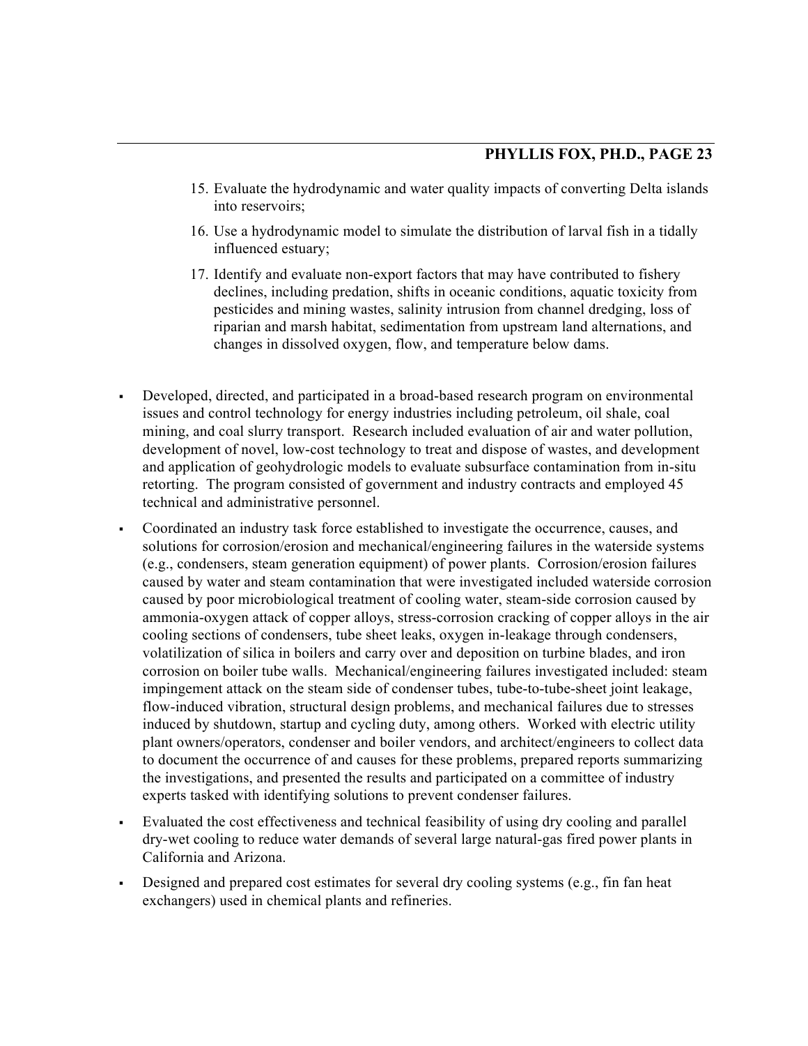15. Evaluate the hydrodynamic and water quality impacts of converting Delta islands into reservoirs;
16. Use a hydrodynamic model to simulate the distribution of larval fish in a tidally influenced estuary;
17. Identify and evaluate non-export factors that may have contributed to fishery declines, including predation, shifts in oceanic conditions, aquatic toxicity from pesticides and mining wastes, salinity intrusion from channel dredging, loss of riparian and marsh habitat, sedimentation from upstream land alternations, and changes in dissolved oxygen, flow, and temperature below dams.

- Developed, directed, and participated in a broad-based research program on environmental issues and control technology for energy industries including petroleum, oil shale, coal mining, and coal slurry transport. Research included evaluation of air and water pollution, development of novel, low-cost technology to treat and dispose of wastes, and development and application of geohydrologic models to evaluate subsurface contamination from in-situ retorting. The program consisted of government and industry contracts and employed 45 technical and administrative personnel.
- Coordinated an industry task force established to investigate the occurrence, causes, and solutions for corrosion/erosion and mechanical/engineering failures in the waterside systems (e.g., condensers, steam generation equipment) of power plants. Corrosion/erosion failures caused by water and steam contamination that were investigated included waterside corrosion caused by poor microbiological treatment of cooling water, steam-side corrosion caused by ammonia-oxygen attack of copper alloys, stress-corrosion cracking of copper alloys in the air cooling sections of condensers, tube sheet leaks, oxygen in-leakage through condensers, volatilization of silica in boilers and carry over and deposition on turbine blades, and iron corrosion on boiler tube walls. Mechanical/engineering failures investigated included: steam impingement attack on the steam side of condenser tubes, tube-to-tube-sheet joint leakage, flow-induced vibration, structural design problems, and mechanical failures due to stresses induced by shutdown, startup and cycling duty, among others. Worked with electric utility plant owners/operators, condenser and boiler vendors, and architect/engineers to collect data to document the occurrence of and causes for these problems, prepared reports summarizing the investigations, and presented the results and participated on a committee of industry experts tasked with identifying solutions to prevent condenser failures.
- Evaluated the cost effectiveness and technical feasibility of using dry cooling and parallel dry-wet cooling to reduce water demands of several large natural-gas fired power plants in California and Arizona.
- Designed and prepared cost estimates for several dry cooling systems (e.g., fin fan heat exchangers) used in chemical plants and refineries.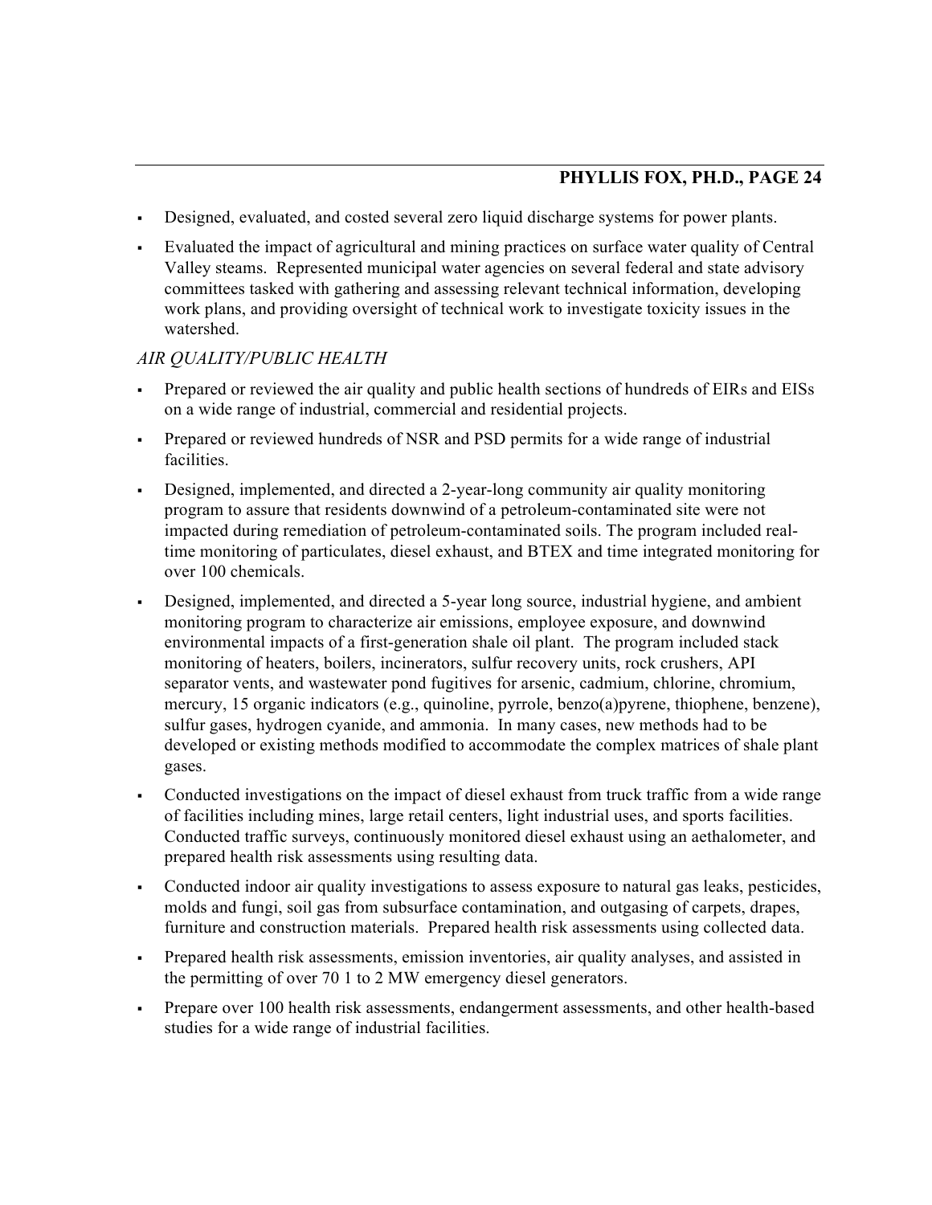- Designed, evaluated, and costed several zero liquid discharge systems for power plants.
- Evaluated the impact of agricultural and mining practices on surface water quality of Central Valley steams. Represented municipal water agencies on several federal and state advisory committees tasked with gathering and assessing relevant technical information, developing work plans, and providing oversight of technical work to investigate toxicity issues in the watershed.

*AIR QUALITY/PUBLIC HEALTH*

- Prepared or reviewed the air quality and public health sections of hundreds of EIRs and EISs on a wide range of industrial, commercial and residential projects.
- Prepared or reviewed hundreds of NSR and PSD permits for a wide range of industrial facilities.
- Designed, implemented, and directed a 2-year-long community air quality monitoring program to assure that residents downwind of a petroleum-contaminated site were not impacted during remediation of petroleum-contaminated soils. The program included real-time monitoring of particulates, diesel exhaust, and BTEX and time integrated monitoring for over 100 chemicals.
- Designed, implemented, and directed a 5-year long source, industrial hygiene, and ambient monitoring program to characterize air emissions, employee exposure, and downwind environmental impacts of a first-generation shale oil plant. The program included stack monitoring of heaters, boilers, incinerators, sulfur recovery units, rock crushers, API separator vents, and wastewater pond fugitives for arsenic, cadmium, chlorine, chromium, mercury, 15 organic indicators (e.g., quinoline, pyrrole, benzo(a)pyrene, thiophene, benzene), sulfur gases, hydrogen cyanide, and ammonia. In many cases, new methods had to be developed or existing methods modified to accommodate the complex matrices of shale plant gases.
- Conducted investigations on the impact of diesel exhaust from truck traffic from a wide range of facilities including mines, large retail centers, light industrial uses, and sports facilities. Conducted traffic surveys, continuously monitored diesel exhaust using an aethalometer, and prepared health risk assessments using resulting data.
- Conducted indoor air quality investigations to assess exposure to natural gas leaks, pesticides, molds and fungi, soil gas from subsurface contamination, and outgasing of carpets, drapes, furniture and construction materials. Prepared health risk assessments using collected data.
- Prepared health risk assessments, emission inventories, air quality analyses, and assisted in the permitting of over 70 1 to 2 MW emergency diesel generators.
- Prepare over 100 health risk assessments, endangerment assessments, and other health-based studies for a wide range of industrial facilities.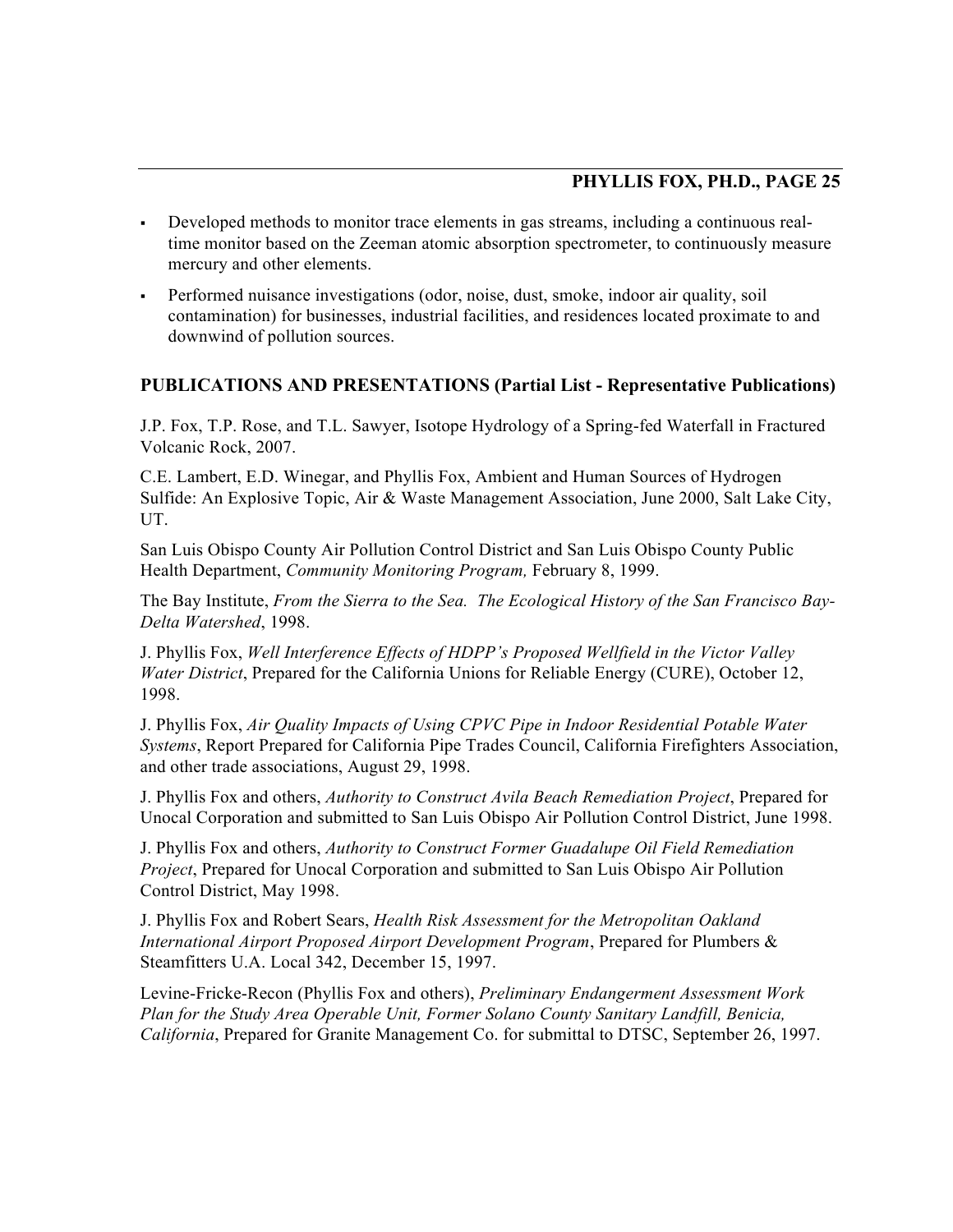- Developed methods to monitor trace elements in gas streams, including a continuous real-time monitor based on the Zeeman atomic absorption spectrometer, to continuously measure mercury and other elements.
- Performed nuisance investigations (odor, noise, dust, smoke, indoor air quality, soil contamination) for businesses, industrial facilities, and residences located proximate to and downwind of pollution sources.

## PUBLICATIONS AND PRESENTATIONS (Partial List - Representative Publications)

J.P. Fox, T.P. Rose, and T.L. Sawyer, Isotope Hydrology of a Spring-fed Waterfall in Fractured Volcanic Rock, 2007.

C.E. Lambert, E.D. Winegar, and Phyllis Fox, Ambient and Human Sources of Hydrogen Sulfide: An Explosive Topic, Air & Waste Management Association, June 2000, Salt Lake City, UT.

San Luis Obispo County Air Pollution Control District and San Luis Obispo County Public Health Department, *Community Monitoring Program,* February 8, 1999.

The Bay Institute, *From the Sierra to the Sea. The Ecological History of the San Francisco Bay-Delta Watershed*, 1998.

J. Phyllis Fox, *Well Interference Effects of HDPP's Proposed Wellfield in the Victor Valley Water District*, Prepared for the California Unions for Reliable Energy (CURE), October 12, 1998.

J. Phyllis Fox, *Air Quality Impacts of Using CPVC Pipe in Indoor Residential Potable Water Systems*, Report Prepared for California Pipe Trades Council, California Firefighters Association, and other trade associations, August 29, 1998.

J. Phyllis Fox and others, *Authority to Construct Avila Beach Remediation Project*, Prepared for Unocal Corporation and submitted to San Luis Obispo Air Pollution Control District, June 1998.

J. Phyllis Fox and others, *Authority to Construct Former Guadalupe Oil Field Remediation Project*, Prepared for Unocal Corporation and submitted to San Luis Obispo Air Pollution Control District, May 1998.

J. Phyllis Fox and Robert Sears, *Health Risk Assessment for the Metropolitan Oakland International Airport Proposed Airport Development Program*, Prepared for Plumbers & Steamfitters U.A. Local 342, December 15, 1997.

Levine-Fricke-Recon (Phyllis Fox and others), *Preliminary Endangerment Assessment Work Plan for the Study Area Operable Unit, Former Solano County Sanitary Landfill, Benicia, California*, Prepared for Granite Management Co. for submittal to DTSC, September 26, 1997.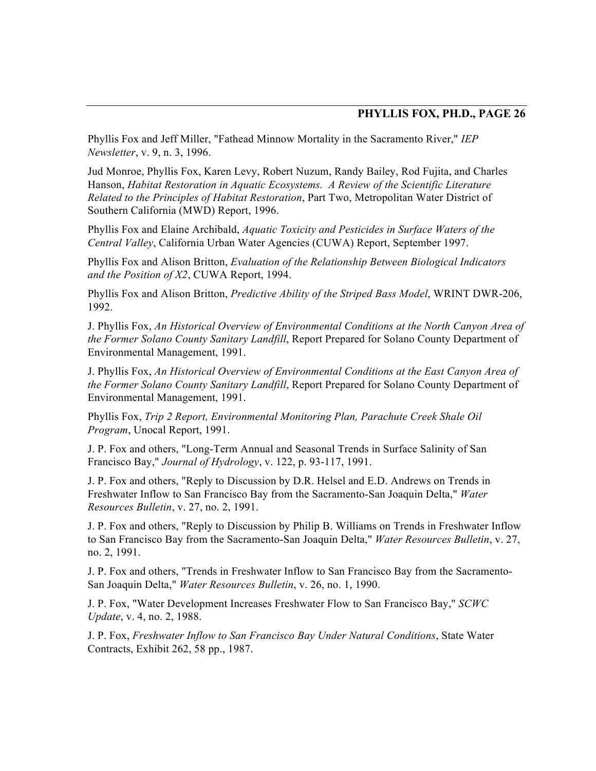Phyllis Fox and Jeff Miller, "Fathead Minnow Mortality in the Sacramento River," *IEP Newsletter*, v. 9, n. 3, 1996.

Jud Monroe, Phyllis Fox, Karen Levy, Robert Nuzum, Randy Bailey, Rod Fujita, and Charles Hanson, *Habitat Restoration in Aquatic Ecosystems. A Review of the Scientific Literature Related to the Principles of Habitat Restoration*, Part Two, Metropolitan Water District of Southern California (MWD) Report, 1996.

Phyllis Fox and Elaine Archibald, *Aquatic Toxicity and Pesticides in Surface Waters of the Central Valley*, California Urban Water Agencies (CUWA) Report, September 1997.

Phyllis Fox and Alison Britton, *Evaluation of the Relationship Between Biological Indicators and the Position of X2*, CUWA Report, 1994.

Phyllis Fox and Alison Britton, *Predictive Ability of the Striped Bass Model*, WRINT DWR-206, 1992.

J. Phyllis Fox, *An Historical Overview of Environmental Conditions at the North Canyon Area of the Former Solano County Sanitary Landfill*, Report Prepared for Solano County Department of Environmental Management, 1991.

J. Phyllis Fox, *An Historical Overview of Environmental Conditions at the East Canyon Area of the Former Solano County Sanitary Landfill*, Report Prepared for Solano County Department of Environmental Management, 1991.

Phyllis Fox, *Trip 2 Report, Environmental Monitoring Plan, Parachute Creek Shale Oil Program*, Unocal Report, 1991.

J. P. Fox and others, "Long-Term Annual and Seasonal Trends in Surface Salinity of San Francisco Bay," *Journal of Hydrology*, v. 122, p. 93-117, 1991.

J. P. Fox and others, "Reply to Discussion by D.R. Helsel and E.D. Andrews on Trends in Freshwater Inflow to San Francisco Bay from the Sacramento-San Joaquin Delta," *Water Resources Bulletin*, v. 27, no. 2, 1991.

J. P. Fox and others, "Reply to Discussion by Philip B. Williams on Trends in Freshwater Inflow to San Francisco Bay from the Sacramento-San Joaquin Delta," *Water Resources Bulletin*, v. 27, no. 2, 1991.

J. P. Fox and others, "Trends in Freshwater Inflow to San Francisco Bay from the Sacramento-San Joaquin Delta," *Water Resources Bulletin*, v. 26, no. 1, 1990.

J. P. Fox, "Water Development Increases Freshwater Flow to San Francisco Bay," *SCWC Update*, v. 4, no. 2, 1988.

J. P. Fox, *Freshwater Inflow to San Francisco Bay Under Natural Conditions*, State Water Contracts, Exhibit 262, 58 pp., 1987.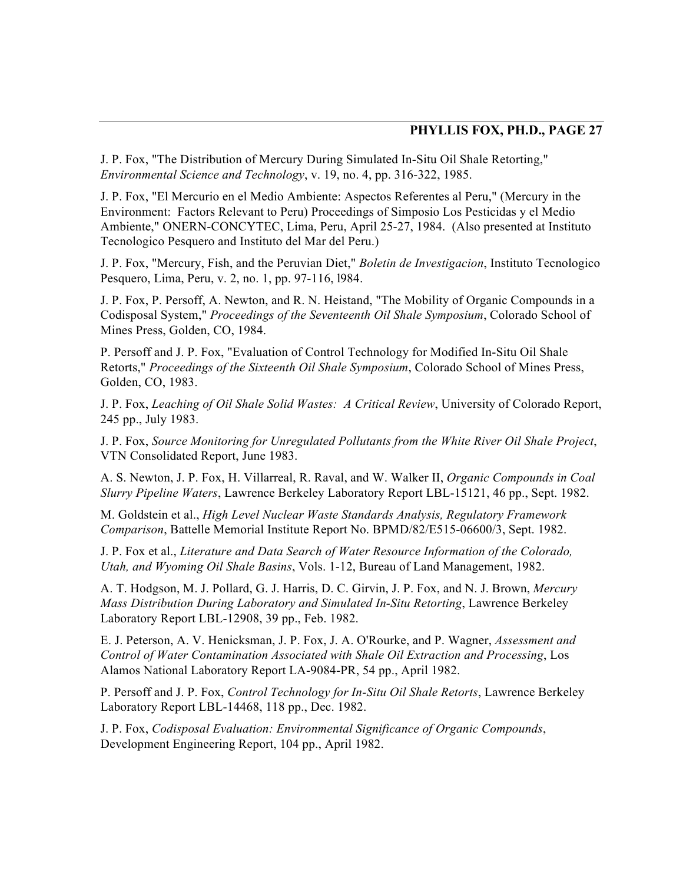J. P. Fox, "The Distribution of Mercury During Simulated In-Situ Oil Shale Retorting," *Environmental Science and Technology*, v. 19, no. 4, pp. 316-322, 1985.

J. P. Fox, "El Mercurio en el Medio Ambiente: Aspectos Referentes al Peru," (Mercury in the Environment: Factors Relevant to Peru) Proceedings of Simposio Los Pesticidas y el Medio Ambiente," ONERN-CONCYTEC, Lima, Peru, April 25-27, 1984. (Also presented at Instituto Tecnologico Pesquero and Instituto del Mar del Peru.)

J. P. Fox, "Mercury, Fish, and the Peruvian Diet," *Boletin de Investigacion*, Instituto Tecnologico Pesquero, Lima, Peru, v. 2, no. 1, pp. 97-116, l984.

J. P. Fox, P. Persoff, A. Newton, and R. N. Heistand, "The Mobility of Organic Compounds in a Codisposal System," *Proceedings of the Seventeenth Oil Shale Symposium*, Colorado School of Mines Press, Golden, CO, 1984.

P. Persoff and J. P. Fox, "Evaluation of Control Technology for Modified In-Situ Oil Shale Retorts," *Proceedings of the Sixteenth Oil Shale Symposium*, Colorado School of Mines Press, Golden, CO, 1983.

J. P. Fox, *Leaching of Oil Shale Solid Wastes: A Critical Review*, University of Colorado Report, 245 pp., July 1983.

J. P. Fox, *Source Monitoring for Unregulated Pollutants from the White River Oil Shale Project*, VTN Consolidated Report, June 1983.

A. S. Newton, J. P. Fox, H. Villarreal, R. Raval, and W. Walker II, *Organic Compounds in Coal Slurry Pipeline Waters*, Lawrence Berkeley Laboratory Report LBL-15121, 46 pp., Sept. 1982.

M. Goldstein et al., *High Level Nuclear Waste Standards Analysis, Regulatory Framework Comparison*, Battelle Memorial Institute Report No. BPMD/82/E515-06600/3, Sept. 1982.

J. P. Fox et al., *Literature and Data Search of Water Resource Information of the Colorado, Utah, and Wyoming Oil Shale Basins*, Vols. 1-12, Bureau of Land Management, 1982.

A. T. Hodgson, M. J. Pollard, G. J. Harris, D. C. Girvin, J. P. Fox, and N. J. Brown, *Mercury Mass Distribution During Laboratory and Simulated In-Situ Retorting*, Lawrence Berkeley Laboratory Report LBL-12908, 39 pp., Feb. 1982.

E. J. Peterson, A. V. Henicksman, J. P. Fox, J. A. O'Rourke, and P. Wagner, *Assessment and Control of Water Contamination Associated with Shale Oil Extraction and Processing*, Los Alamos National Laboratory Report LA-9084-PR, 54 pp., April 1982.

P. Persoff and J. P. Fox, *Control Technology for In-Situ Oil Shale Retorts*, Lawrence Berkeley Laboratory Report LBL-14468, 118 pp., Dec. 1982.

J. P. Fox, *Codisposal Evaluation: Environmental Significance of Organic Compounds*, Development Engineering Report, 104 pp., April 1982.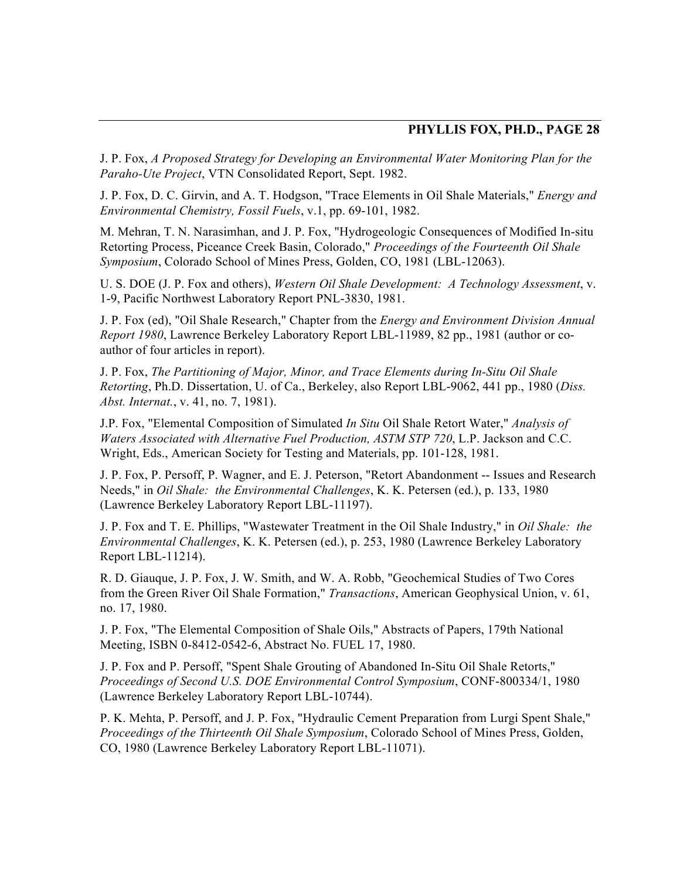J. P. Fox, *A Proposed Strategy for Developing an Environmental Water Monitoring Plan for the Paraho-Ute Project*, VTN Consolidated Report, Sept. 1982.

J. P. Fox, D. C. Girvin, and A. T. Hodgson, "Trace Elements in Oil Shale Materials," *Energy and Environmental Chemistry, Fossil Fuels*, v.1, pp. 69-101, 1982.

M. Mehran, T. N. Narasimhan, and J. P. Fox, "Hydrogeologic Consequences of Modified In-situ Retorting Process, Piceance Creek Basin, Colorado," *Proceedings of the Fourteenth Oil Shale Symposium*, Colorado School of Mines Press, Golden, CO, 1981 (LBL-12063).

U. S. DOE (J. P. Fox and others), *Western Oil Shale Development: A Technology Assessment*, v. 1-9, Pacific Northwest Laboratory Report PNL-3830, 1981.

J. P. Fox (ed), "Oil Shale Research," Chapter from the *Energy and Environment Division Annual Report 1980*, Lawrence Berkeley Laboratory Report LBL-11989, 82 pp., 1981 (author or co-author of four articles in report).

J. P. Fox, *The Partitioning of Major, Minor, and Trace Elements during In-Situ Oil Shale Retorting*, Ph.D. Dissertation, U. of Ca., Berkeley, also Report LBL-9062, 441 pp., 1980 (*Diss. Abst. Internat.*, v. 41, no. 7, 1981).

J.P. Fox, "Elemental Composition of Simulated *In Situ* Oil Shale Retort Water," *Analysis of Waters Associated with Alternative Fuel Production, ASTM STP 720*, L.P. Jackson and C.C. Wright, Eds., American Society for Testing and Materials, pp. 101-128, 1981.

J. P. Fox, P. Persoff, P. Wagner, and E. J. Peterson, "Retort Abandonment -- Issues and Research Needs," in *Oil Shale: the Environmental Challenges*, K. K. Petersen (ed.), p. 133, 1980 (Lawrence Berkeley Laboratory Report LBL-11197).

J. P. Fox and T. E. Phillips, "Wastewater Treatment in the Oil Shale Industry," in *Oil Shale: the Environmental Challenges*, K. K. Petersen (ed.), p. 253, 1980 (Lawrence Berkeley Laboratory Report LBL-11214).

R. D. Giauque, J. P. Fox, J. W. Smith, and W. A. Robb, "Geochemical Studies of Two Cores from the Green River Oil Shale Formation," *Transactions*, American Geophysical Union, v. 61, no. 17, 1980.

J. P. Fox, "The Elemental Composition of Shale Oils," Abstracts of Papers, 179th National Meeting, ISBN 0-8412-0542-6, Abstract No. FUEL 17, 1980.

J. P. Fox and P. Persoff, "Spent Shale Grouting of Abandoned In-Situ Oil Shale Retorts," *Proceedings of Second U.S. DOE Environmental Control Symposium*, CONF-800334/1, 1980 (Lawrence Berkeley Laboratory Report LBL-10744).

P. K. Mehta, P. Persoff, and J. P. Fox, "Hydraulic Cement Preparation from Lurgi Spent Shale," *Proceedings of the Thirteenth Oil Shale Symposium*, Colorado School of Mines Press, Golden, CO, 1980 (Lawrence Berkeley Laboratory Report LBL-11071).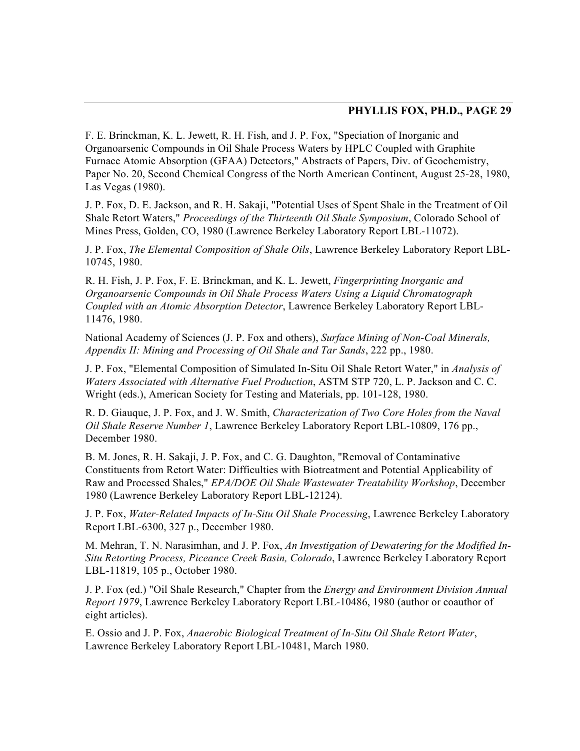F. E. Brinckman, K. L. Jewett, R. H. Fish, and J. P. Fox, "Speciation of Inorganic and Organoarsenic Compounds in Oil Shale Process Waters by HPLC Coupled with Graphite Furnace Atomic Absorption (GFAA) Detectors," Abstracts of Papers, Div. of Geochemistry, Paper No. 20, Second Chemical Congress of the North American Continent, August 25-28, 1980, Las Vegas (1980).

J. P. Fox, D. E. Jackson, and R. H. Sakaji, "Potential Uses of Spent Shale in the Treatment of Oil Shale Retort Waters," *Proceedings of the Thirteenth Oil Shale Symposium*, Colorado School of Mines Press, Golden, CO, 1980 (Lawrence Berkeley Laboratory Report LBL-11072).

J. P. Fox, *The Elemental Composition of Shale Oils*, Lawrence Berkeley Laboratory Report LBL-10745, 1980.

R. H. Fish, J. P. Fox, F. E. Brinckman, and K. L. Jewett, *Fingerprinting Inorganic and Organoarsenic Compounds in Oil Shale Process Waters Using a Liquid Chromatograph Coupled with an Atomic Absorption Detector*, Lawrence Berkeley Laboratory Report LBL-11476, 1980.

National Academy of Sciences (J. P. Fox and others), *Surface Mining of Non-Coal Minerals, Appendix II: Mining and Processing of Oil Shale and Tar Sands*, 222 pp., 1980.

J. P. Fox, "Elemental Composition of Simulated In-Situ Oil Shale Retort Water," in *Analysis of Waters Associated with Alternative Fuel Production*, ASTM STP 720, L. P. Jackson and C. C. Wright (eds.), American Society for Testing and Materials, pp. 101-128, 1980.

R. D. Giauque, J. P. Fox, and J. W. Smith, *Characterization of Two Core Holes from the Naval Oil Shale Reserve Number 1*, Lawrence Berkeley Laboratory Report LBL-10809, 176 pp., December 1980.

B. M. Jones, R. H. Sakaji, J. P. Fox, and C. G. Daughton, "Removal of Contaminative Constituents from Retort Water: Difficulties with Biotreatment and Potential Applicability of Raw and Processed Shales," *EPA/DOE Oil Shale Wastewater Treatability Workshop*, December 1980 (Lawrence Berkeley Laboratory Report LBL-12124).

J. P. Fox, *Water-Related Impacts of In-Situ Oil Shale Processing*, Lawrence Berkeley Laboratory Report LBL-6300, 327 p., December 1980.

M. Mehran, T. N. Narasimhan, and J. P. Fox, *An Investigation of Dewatering for the Modified In-Situ Retorting Process, Piceance Creek Basin, Colorado*, Lawrence Berkeley Laboratory Report LBL-11819, 105 p., October 1980.

J. P. Fox (ed.) "Oil Shale Research," Chapter from the *Energy and Environment Division Annual Report 1979*, Lawrence Berkeley Laboratory Report LBL-10486, 1980 (author or coauthor of eight articles).

E. Ossio and J. P. Fox, *Anaerobic Biological Treatment of In-Situ Oil Shale Retort Water*, Lawrence Berkeley Laboratory Report LBL-10481, March 1980.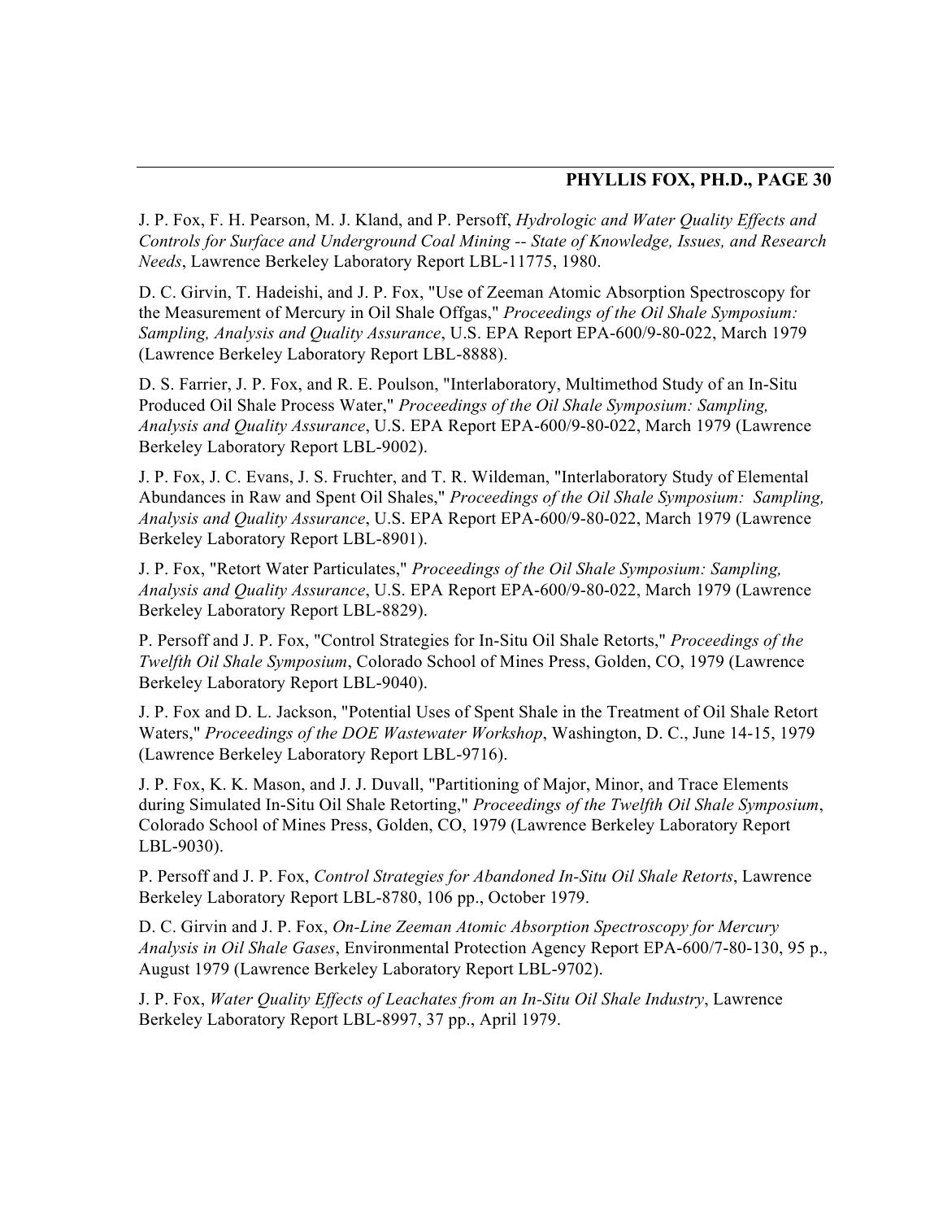J. P. Fox, F. H. Pearson, M. J. Kland, and P. Persoff, *Hydrologic and Water Quality Effects and Controls for Surface and Underground Coal Mining -- State of Knowledge, Issues, and Research Needs*, Lawrence Berkeley Laboratory Report LBL-11775, 1980.

D. C. Girvin, T. Hadeishi, and J. P. Fox, "Use of Zeeman Atomic Absorption Spectroscopy for the Measurement of Mercury in Oil Shale Offgas," *Proceedings of the Oil Shale Symposium: Sampling, Analysis and Quality Assurance*, U.S. EPA Report EPA-600/9-80-022, March 1979 (Lawrence Berkeley Laboratory Report LBL-8888).

D. S. Farrier, J. P. Fox, and R. E. Poulson, "Interlaboratory, Multimethod Study of an In-Situ Produced Oil Shale Process Water," *Proceedings of the Oil Shale Symposium: Sampling, Analysis and Quality Assurance*, U.S. EPA Report EPA-600/9-80-022, March 1979 (Lawrence Berkeley Laboratory Report LBL-9002).

J. P. Fox, J. C. Evans, J. S. Fruchter, and T. R. Wildeman, "Interlaboratory Study of Elemental Abundances in Raw and Spent Oil Shales," *Proceedings of the Oil Shale Symposium: Sampling, Analysis and Quality Assurance*, U.S. EPA Report EPA-600/9-80-022, March 1979 (Lawrence Berkeley Laboratory Report LBL-8901).

J. P. Fox, "Retort Water Particulates," *Proceedings of the Oil Shale Symposium: Sampling, Analysis and Quality Assurance*, U.S. EPA Report EPA-600/9-80-022, March 1979 (Lawrence Berkeley Laboratory Report LBL-8829).

P. Persoff and J. P. Fox, "Control Strategies for In-Situ Oil Shale Retorts," *Proceedings of the Twelfth Oil Shale Symposium*, Colorado School of Mines Press, Golden, CO, 1979 (Lawrence Berkeley Laboratory Report LBL-9040).

J. P. Fox and D. L. Jackson, "Potential Uses of Spent Shale in the Treatment of Oil Shale Retort Waters," *Proceedings of the DOE Wastewater Workshop*, Washington, D. C., June 14-15, 1979 (Lawrence Berkeley Laboratory Report LBL-9716).

J. P. Fox, K. K. Mason, and J. J. Duvall, "Partitioning of Major, Minor, and Trace Elements during Simulated In-Situ Oil Shale Retorting," *Proceedings of the Twelfth Oil Shale Symposium*, Colorado School of Mines Press, Golden, CO, 1979 (Lawrence Berkeley Laboratory Report LBL-9030).

P. Persoff and J. P. Fox, *Control Strategies for Abandoned In-Situ Oil Shale Retorts*, Lawrence Berkeley Laboratory Report LBL-8780, 106 pp., October 1979.

D. C. Girvin and J. P. Fox, *On-Line Zeeman Atomic Absorption Spectroscopy for Mercury Analysis in Oil Shale Gases*, Environmental Protection Agency Report EPA-600/7-80-130, 95 p., August 1979 (Lawrence Berkeley Laboratory Report LBL-9702).

J. P. Fox, *Water Quality Effects of Leachates from an In-Situ Oil Shale Industry*, Lawrence Berkeley Laboratory Report LBL-8997, 37 pp., April 1979.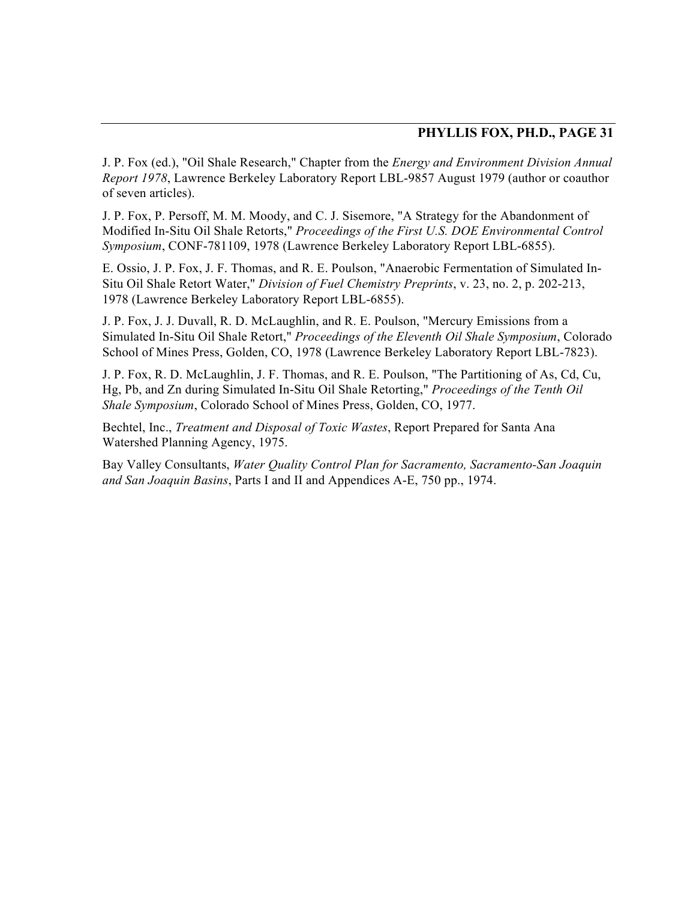J. P. Fox (ed.), "Oil Shale Research," Chapter from the *Energy and Environment Division Annual Report 1978*, Lawrence Berkeley Laboratory Report LBL-9857 August 1979 (author or coauthor of seven articles).

J. P. Fox, P. Persoff, M. M. Moody, and C. J. Sisemore, "A Strategy for the Abandonment of Modified In-Situ Oil Shale Retorts," *Proceedings of the First U.S. DOE Environmental Control Symposium*, CONF-781109, 1978 (Lawrence Berkeley Laboratory Report LBL-6855).

E. Ossio, J. P. Fox, J. F. Thomas, and R. E. Poulson, "Anaerobic Fermentation of Simulated In-Situ Oil Shale Retort Water," *Division of Fuel Chemistry Preprints*, v. 23, no. 2, p. 202-213, 1978 (Lawrence Berkeley Laboratory Report LBL-6855).

J. P. Fox, J. J. Duvall, R. D. McLaughlin, and R. E. Poulson, "Mercury Emissions from a Simulated In-Situ Oil Shale Retort," *Proceedings of the Eleventh Oil Shale Symposium*, Colorado School of Mines Press, Golden, CO, 1978 (Lawrence Berkeley Laboratory Report LBL-7823).

J. P. Fox, R. D. McLaughlin, J. F. Thomas, and R. E. Poulson, "The Partitioning of As, Cd, Cu, Hg, Pb, and Zn during Simulated In-Situ Oil Shale Retorting," *Proceedings of the Tenth Oil Shale Symposium*, Colorado School of Mines Press, Golden, CO, 1977.

Bechtel, Inc., *Treatment and Disposal of Toxic Wastes*, Report Prepared for Santa Ana Watershed Planning Agency, 1975.

Bay Valley Consultants, *Water Quality Control Plan for Sacramento, Sacramento-San Joaquin and San Joaquin Basins*, Parts I and II and Appendices A-E, 750 pp., 1974.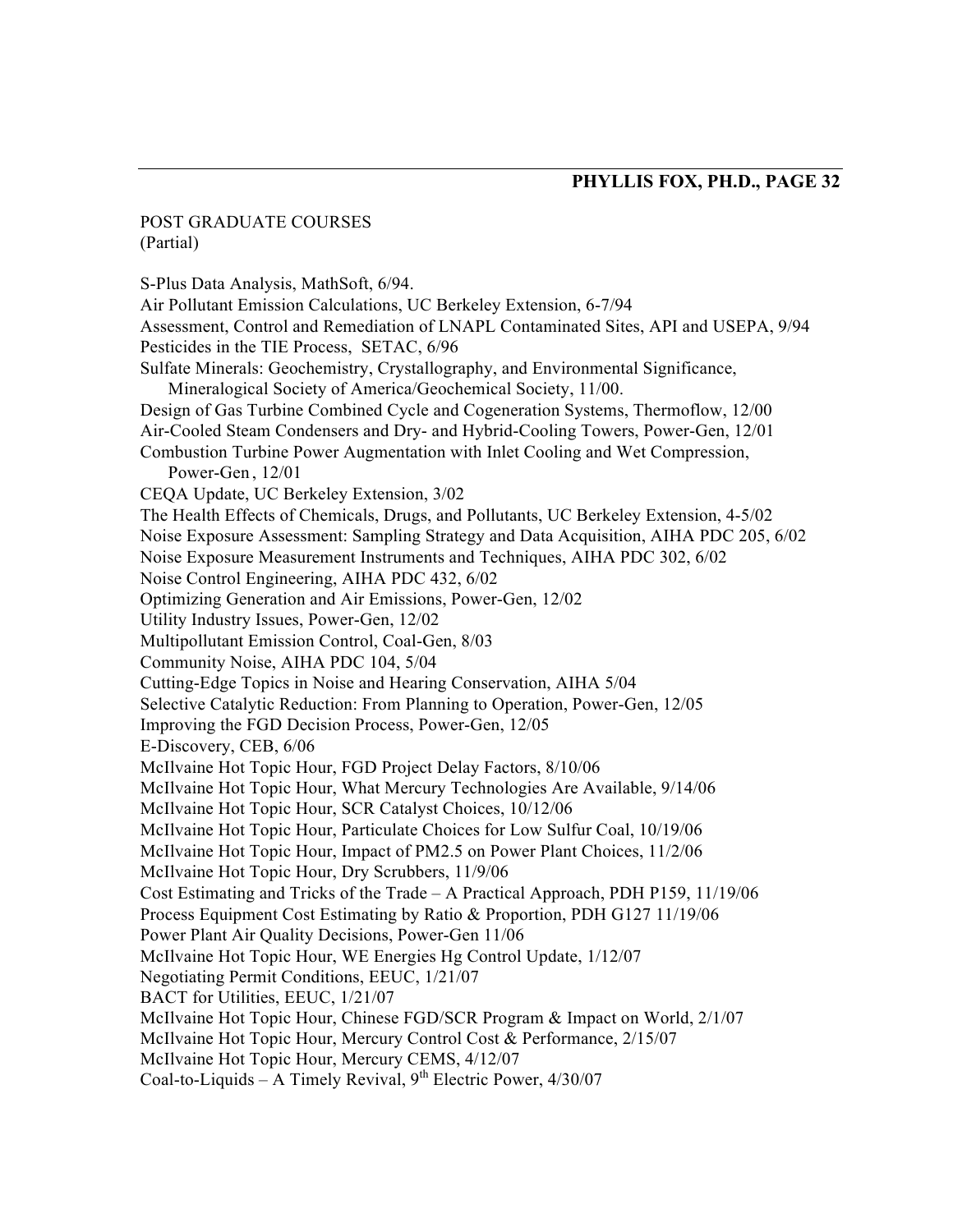POST GRADUATE COURSES
(Partial)

S-Plus Data Analysis, MathSoft, 6/94.
Air Pollutant Emission Calculations, UC Berkeley Extension, 6-7/94
Assessment, Control and Remediation of LNAPL Contaminated Sites, API and USEPA, 9/94
Pesticides in the TIE Process, SETAC, 6/96
Sulfate Minerals: Geochemistry, Crystallography, and Environmental Significance, Mineralogical Society of America/Geochemical Society, 11/00.
Design of Gas Turbine Combined Cycle and Cogeneration Systems, Thermoflow, 12/00
Air-Cooled Steam Condensers and Dry- and Hybrid-Cooling Towers, Power-Gen, 12/01
Combustion Turbine Power Augmentation with Inlet Cooling and Wet Compression, Power-Gen , 12/01
CEQA Update, UC Berkeley Extension, 3/02
The Health Effects of Chemicals, Drugs, and Pollutants, UC Berkeley Extension, 4-5/02
Noise Exposure Assessment: Sampling Strategy and Data Acquisition, AIHA PDC 205, 6/02
Noise Exposure Measurement Instruments and Techniques, AIHA PDC 302, 6/02
Noise Control Engineering, AIHA PDC 432, 6/02
Optimizing Generation and Air Emissions, Power-Gen, 12/02
Utility Industry Issues, Power-Gen, 12/02
Multipollutant Emission Control, Coal-Gen, 8/03
Community Noise, AIHA PDC 104, 5/04
Cutting-Edge Topics in Noise and Hearing Conservation, AIHA 5/04
Selective Catalytic Reduction: From Planning to Operation, Power-Gen, 12/05
Improving the FGD Decision Process, Power-Gen, 12/05
E-Discovery, CEB, 6/06
McIlvaine Hot Topic Hour, FGD Project Delay Factors, 8/10/06
McIlvaine Hot Topic Hour, What Mercury Technologies Are Available, 9/14/06
McIlvaine Hot Topic Hour, SCR Catalyst Choices, 10/12/06
McIlvaine Hot Topic Hour, Particulate Choices for Low Sulfur Coal, 10/19/06
McIlvaine Hot Topic Hour, Impact of PM2.5 on Power Plant Choices, 11/2/06
McIlvaine Hot Topic Hour, Dry Scrubbers, 11/9/06
Cost Estimating and Tricks of the Trade – A Practical Approach, PDH P159, 11/19/06
Process Equipment Cost Estimating by Ratio & Proportion, PDH G127 11/19/06
Power Plant Air Quality Decisions, Power-Gen 11/06
McIlvaine Hot Topic Hour, WE Energies Hg Control Update, 1/12/07
Negotiating Permit Conditions, EEUC, 1/21/07
BACT for Utilities, EEUC, 1/21/07
McIlvaine Hot Topic Hour, Chinese FGD/SCR Program & Impact on World, 2/1/07
McIlvaine Hot Topic Hour, Mercury Control Cost & Performance, 2/15/07
McIlvaine Hot Topic Hour, Mercury CEMS, 4/12/07
Coal-to-Liquids – A Timely Revival, 9th Electric Power, 4/30/07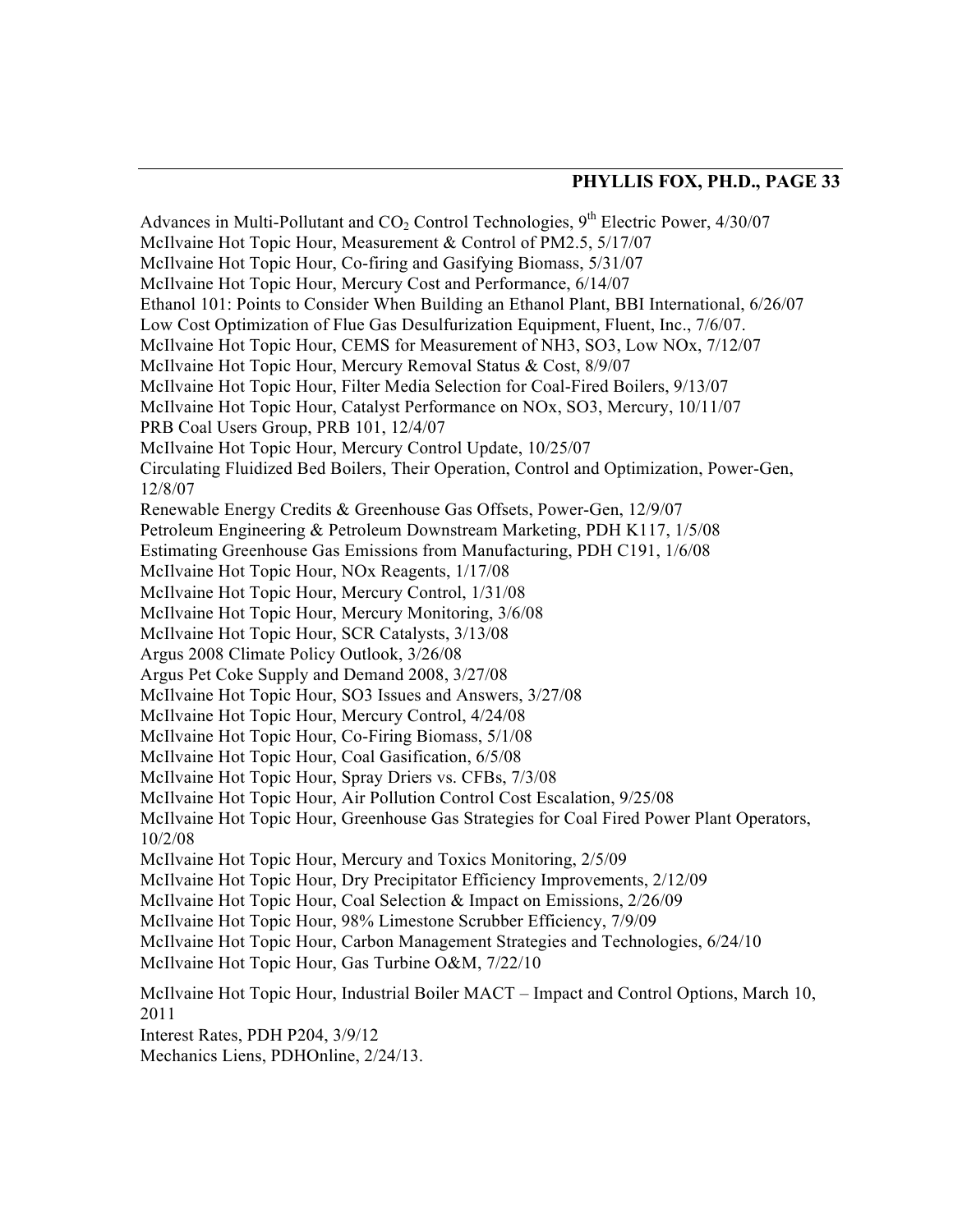Advances in Multi-Pollutant and $CO_2$ Control Technologies, 9th Electric Power, 4/30/07
McIlvaine Hot Topic Hour, Measurement & Control of PM2.5, 5/17/07
McIlvaine Hot Topic Hour, Co-firing and Gasifying Biomass, 5/31/07
McIlvaine Hot Topic Hour, Mercury Cost and Performance, 6/14/07
Ethanol 101: Points to Consider When Building an Ethanol Plant, BBI International, 6/26/07
Low Cost Optimization of Flue Gas Desulfurization Equipment, Fluent, Inc., 7/6/07.
McIlvaine Hot Topic Hour, CEMS for Measurement of NH3, SO3, Low NOx, 7/12/07
McIlvaine Hot Topic Hour, Mercury Removal Status & Cost, 8/9/07
McIlvaine Hot Topic Hour, Filter Media Selection for Coal-Fired Boilers, 9/13/07
McIlvaine Hot Topic Hour, Catalyst Performance on NOx, SO3, Mercury, 10/11/07
PRB Coal Users Group, PRB 101, 12/4/07
McIlvaine Hot Topic Hour, Mercury Control Update, 10/25/07
Circulating Fluidized Bed Boilers, Their Operation, Control and Optimization, Power-Gen, 12/8/07
Renewable Energy Credits & Greenhouse Gas Offsets, Power-Gen, 12/9/07
Petroleum Engineering & Petroleum Downstream Marketing, PDH K117, 1/5/08
Estimating Greenhouse Gas Emissions from Manufacturing, PDH C191, 1/6/08
McIlvaine Hot Topic Hour, NOx Reagents, 1/17/08
McIlvaine Hot Topic Hour, Mercury Control, 1/31/08
McIlvaine Hot Topic Hour, Mercury Monitoring, 3/6/08
McIlvaine Hot Topic Hour, SCR Catalysts, 3/13/08
Argus 2008 Climate Policy Outlook, 3/26/08
Argus Pet Coke Supply and Demand 2008, 3/27/08
McIlvaine Hot Topic Hour, SO3 Issues and Answers, 3/27/08
McIlvaine Hot Topic Hour, Mercury Control, 4/24/08
McIlvaine Hot Topic Hour, Co-Firing Biomass, 5/1/08
McIlvaine Hot Topic Hour, Coal Gasification, 6/5/08
McIlvaine Hot Topic Hour, Spray Driers vs. CFBs, 7/3/08
McIlvaine Hot Topic Hour, Air Pollution Control Cost Escalation, 9/25/08
McIlvaine Hot Topic Hour, Greenhouse Gas Strategies for Coal Fired Power Plant Operators, 10/2/08
McIlvaine Hot Topic Hour, Mercury and Toxics Monitoring, 2/5/09
McIlvaine Hot Topic Hour, Dry Precipitator Efficiency Improvements, 2/12/09
McIlvaine Hot Topic Hour, Coal Selection & Impact on Emissions, 2/26/09
McIlvaine Hot Topic Hour, 98% Limestone Scrubber Efficiency, 7/9/09
McIlvaine Hot Topic Hour, Carbon Management Strategies and Technologies, 6/24/10
McIlvaine Hot Topic Hour, Gas Turbine O&M, 7/22/10

McIlvaine Hot Topic Hour, Industrial Boiler MACT – Impact and Control Options, March 10, 2011
Interest Rates, PDH P204, 3/9/12
Mechanics Liens, PDHOnline, 2/24/13.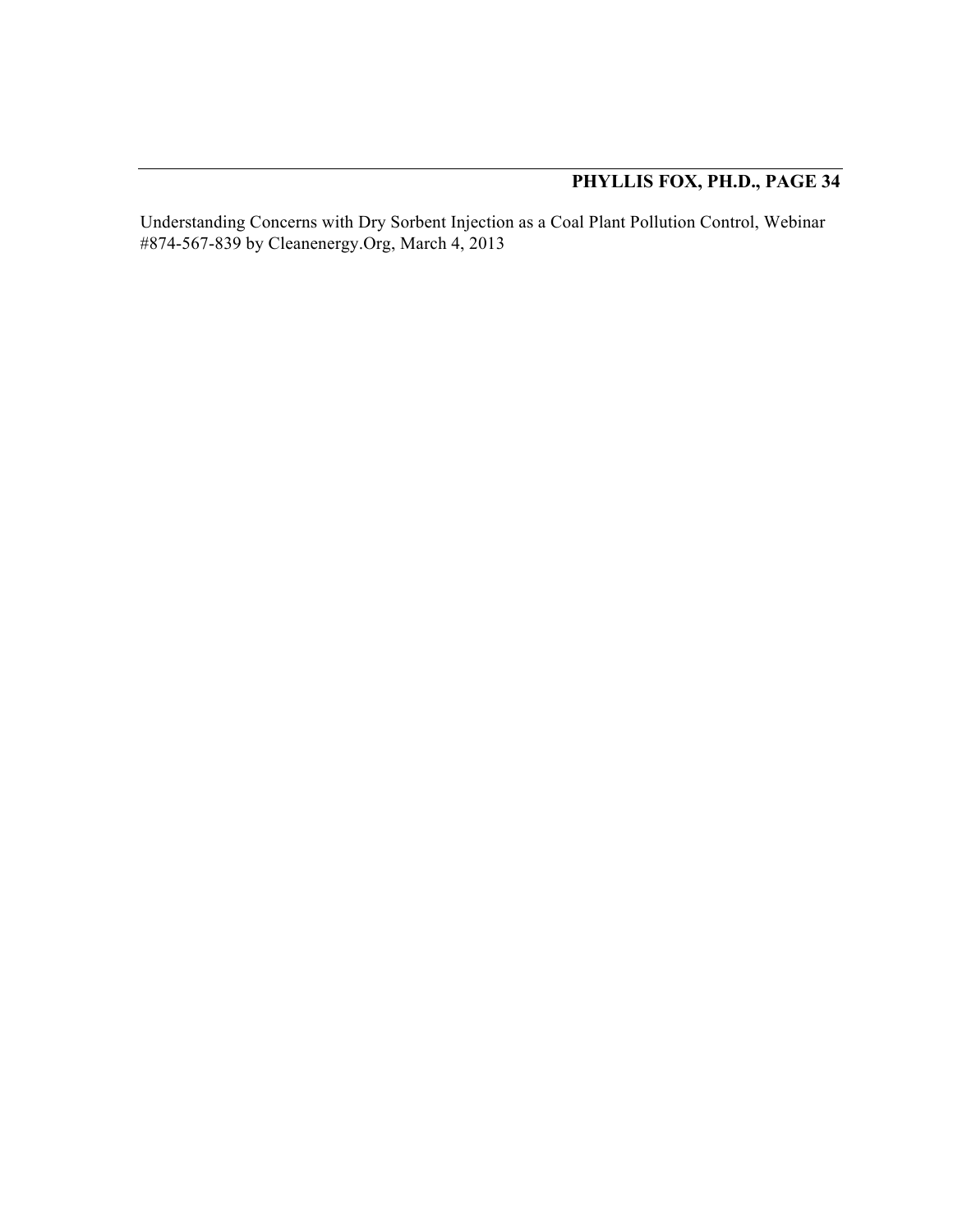Understanding Concerns with Dry Sorbent Injection as a Coal Plant Pollution Control, Webinar #874-567-839 by Cleanenergy.Org, March 4, 2013